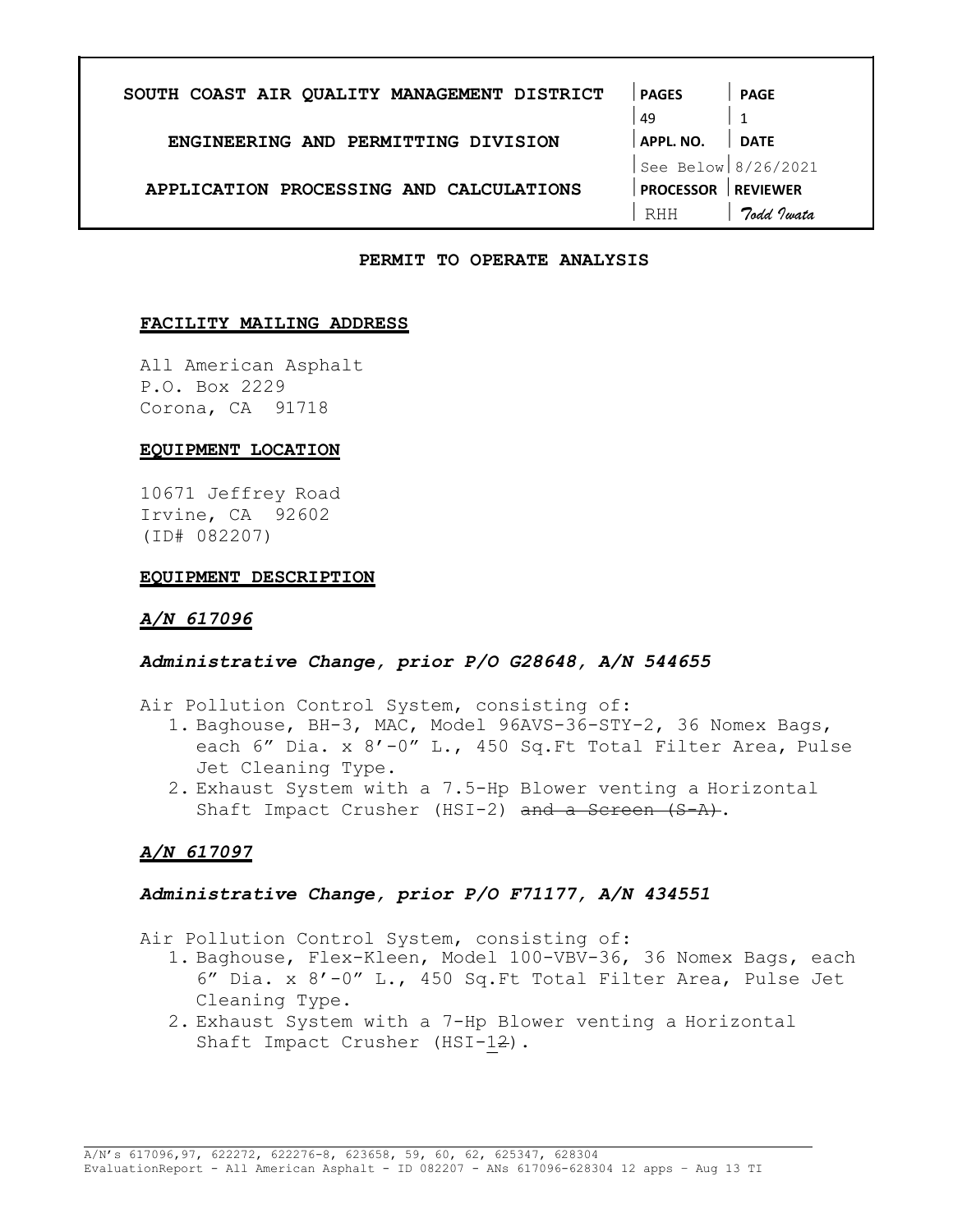| SOUTH COAST AIR QUALITY MANAGEMENT DISTRICT | PAGES | PAGE |
|---|---|---|
| | 49 | 1 |
| ENGINEERING AND PERMITTING DIVISION | APPL. NO. | DATE |
| | See Below | 8/26/2021 |
| APPLICATION PROCESSING AND CALCULATIONS | PROCESSOR | REVIEWER |
| | RHH | Todd Iwata |

**PERMIT TO OPERATE ANALYSIS**

**FACILITY MAILING ADDRESS**

All American Asphalt
P.O. Box 2229
Corona, CA 91718

**EQUIPMENT LOCATION**

10671 Jeffrey Road
Irvine, CA 92602
(ID# 082207)

**EQUIPMENT DESCRIPTION**

***A/N 617096***

***Administrative Change, prior P/O G28648, A/N 544655***

Air Pollution Control System, consisting of:

1. Baghouse, BH-3, MAC, Model 96AVS-36-STY-2, 36 Nomex Bags, each 6" Dia. x 8'-0" L., 450 Sq.Ft Total Filter Area, Pulse Jet Cleaning Type.
2. Exhaust System with a 7.5-Hp Blower venting a Horizontal Shaft Impact Crusher (HSI-2) ~~and a Screen (S-A)~~.

***A/N 617097***

***Administrative Change, prior P/O F71177, A/N 434551***

Air Pollution Control System, consisting of:

1. Baghouse, Flex-Kleen, Model 100-VBV-36, 36 Nomex Bags, each 6" Dia. x 8'-0" L., 450 Sq.Ft Total Filter Area, Pulse Jet Cleaning Type.
2. Exhaust System with a 7-Hp Blower venting a Horizontal Shaft Impact Crusher (HSI-1~~2~~).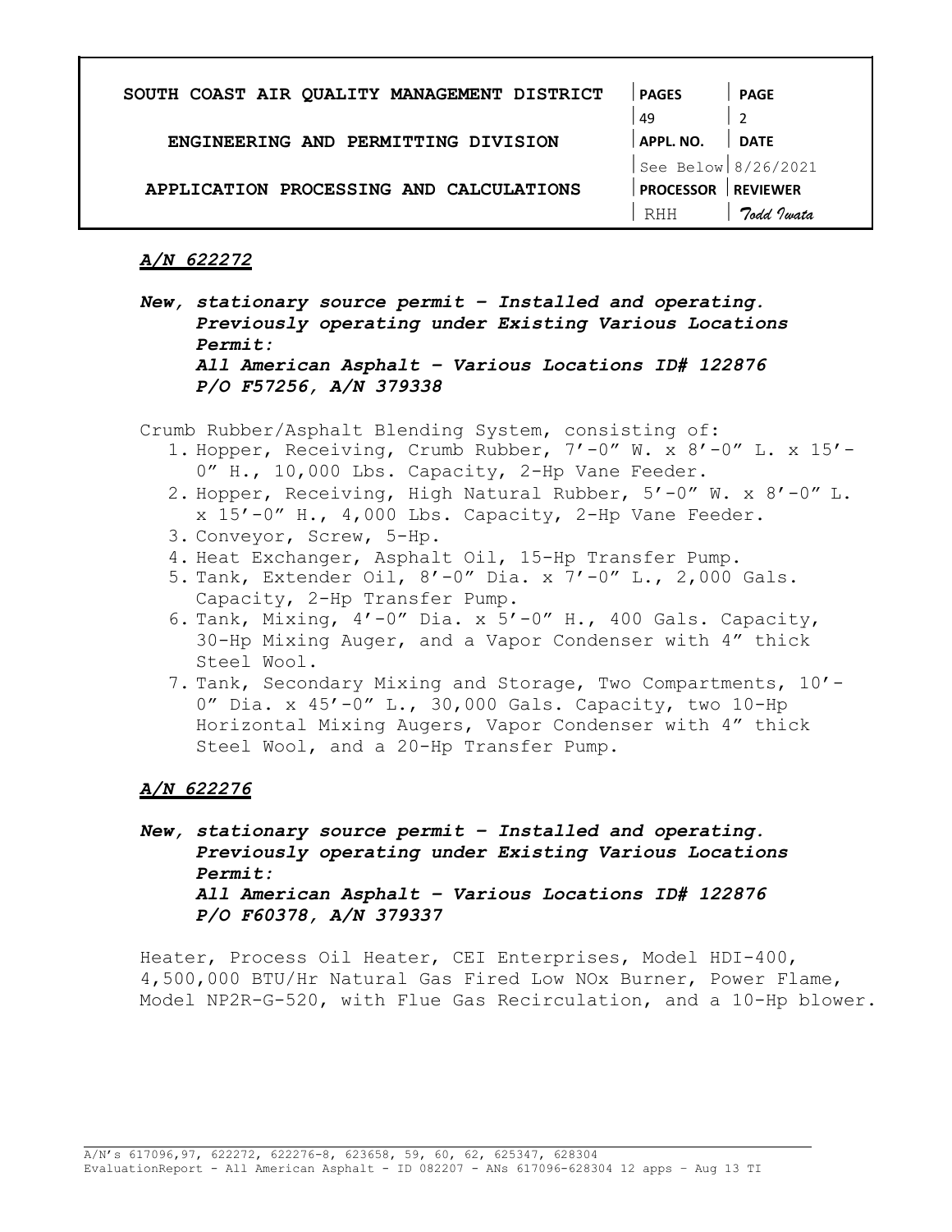***A/N 622272***

***New, stationary source permit – Installed and operating. Previously operating under Existing Various Locations Permit:***
***All American Asphalt – Various Locations ID# 122876***
***P/O F57256, A/N 379338***

Crumb Rubber/Asphalt Blending System, consisting of:

1. Hopper, Receiving, Crumb Rubber, 7'-0" W. x 8'-0" L. x 15'-0" H., 10,000 Lbs. Capacity, 2-Hp Vane Feeder.
2. Hopper, Receiving, High Natural Rubber, 5'-0" W. x 8'-0" L. x 15'-0" H., 4,000 Lbs. Capacity, 2-Hp Vane Feeder.
3. Conveyor, Screw, 5-Hp.
4. Heat Exchanger, Asphalt Oil, 15-Hp Transfer Pump.
5. Tank, Extender Oil, 8'-0" Dia. x 7'-0" L., 2,000 Gals. Capacity, 2-Hp Transfer Pump.
6. Tank, Mixing, 4'-0" Dia. x 5'-0" H., 400 Gals. Capacity, 30-Hp Mixing Auger, and a Vapor Condenser with 4" thick Steel Wool.
7. Tank, Secondary Mixing and Storage, Two Compartments, 10'-0" Dia. x 45'-0" L., 30,000 Gals. Capacity, two 10-Hp Horizontal Mixing Augers, Vapor Condenser with 4" thick Steel Wool, and a 20-Hp Transfer Pump.

***A/N 622276***

***New, stationary source permit – Installed and operating. Previously operating under Existing Various Locations Permit:***
***All American Asphalt – Various Locations ID# 122876***
***P/O F60378, A/N 379337***

Heater, Process Oil Heater, CEI Enterprises, Model HDI-400, 4,500,000 BTU/Hr Natural Gas Fired Low NOx Burner, Power Flame, Model NP2R-G-520, with Flue Gas Recirculation, and a 10-Hp blower.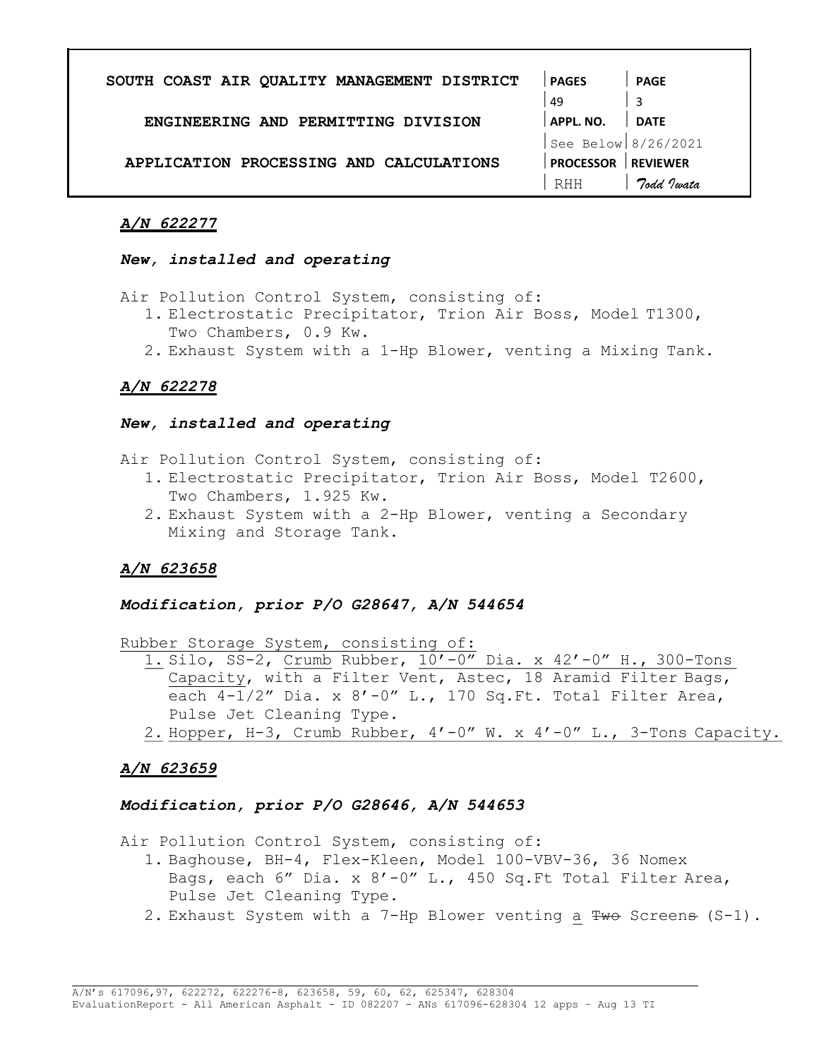***A/N 622277***

***New, installed and operating***

Air Pollution Control System, consisting of:

1. Electrostatic Precipitator, Trion Air Boss, Model T1300, Two Chambers, 0.9 Kw.
2. Exhaust System with a 1-Hp Blower, venting a Mixing Tank.

***A/N 622278***

***New, installed and operating***

Air Pollution Control System, consisting of:

1. Electrostatic Precipitator, Trion Air Boss, Model T2600, Two Chambers, 1.925 Kw.
2. Exhaust System with a 2-Hp Blower, venting a Secondary Mixing and Storage Tank.

***A/N 623658***

***Modification, prior P/O G28647, A/N 544654***

<u>Rubber Storage System, consisting of:</u>

1. Silo, SS-2, <u>Crumb</u> Rubber, <u>10'-0" Dia. x 42'-0" H., 300-Tons Capacity</u>, with a Filter Vent, Astec, 18 Aramid Filter Bags, each 4-1/2" Dia. x 8'-0" L., 170 Sq.Ft. Total Filter Area, Pulse Jet Cleaning Type.
2. <u>Hopper, H-3, Crumb Rubber, 4'-0" W. x 4'-0" L., 3-Tons Capacity.</u>

***A/N 623659***

***Modification, prior P/O G28646, A/N 544653***

Air Pollution Control System, consisting of:

1. Baghouse, BH-4, Flex-Kleen, Model 100-VBV-36, 36 Nomex Bags, each 6" Dia. x 8'-0" L., 450 Sq.Ft Total Filter Area, Pulse Jet Cleaning Type.
2. Exhaust System with a 7-Hp Blower venting <u>a</u> ~~Two~~ Screen~~s~~ (S-1).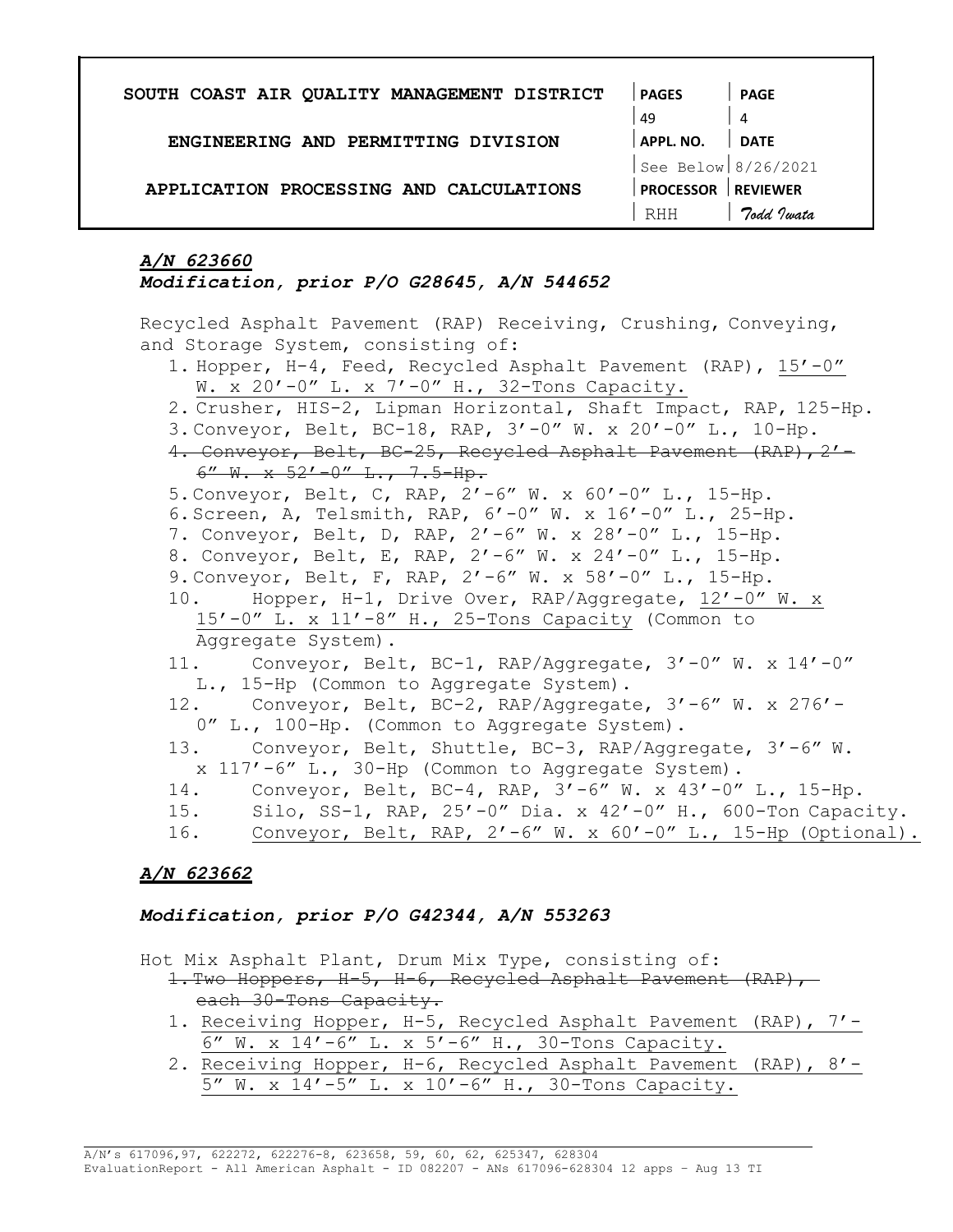***A/N 623660***

***Modification, prior P/O G28645, A/N 544652***

Recycled Asphalt Pavement (RAP) Receiving, Crushing, Conveying, and Storage System, consisting of:

1. Hopper, H-4, Feed, Recycled Asphalt Pavement (RAP), <u>15'-0" W. x 20'-0" L. x 7'-0" H., 32-Tons Capacity.</u>
2. Crusher, HIS-2, Lipman Horizontal, Shaft Impact, RAP, 125-Hp.
3. Conveyor, Belt, BC-18, RAP, 3'-0" W. x 20'-0" L., 10-Hp.
4. ~~Conveyor, Belt, BC-25, Recycled Asphalt Pavement (RAP), 2'-6" W. x 52'-0" L., 7.5-Hp.~~
5. Conveyor, Belt, C, RAP, 2'-6" W. x 60'-0" L., 15-Hp.
6. Screen, A, Telsmith, RAP, 6'-0" W. x 16'-0" L., 25-Hp.
7. Conveyor, Belt, D, RAP, 2'-6" W. x 28'-0" L., 15-Hp.
8. Conveyor, Belt, E, RAP, 2'-6" W. x 24'-0" L., 15-Hp.
9. Conveyor, Belt, F, RAP, 2'-6" W. x 58'-0" L., 15-Hp.
10. Hopper, H-1, Drive Over, RAP/Aggregate, <u>12'-0" W. x 15'-0" L. x 11'-8" H., 25-Tons Capacity</u> (Common to Aggregate System).
11. Conveyor, Belt, BC-1, RAP/Aggregate, 3'-0" W. x 14'-0" L., 15-Hp (Common to Aggregate System).
12. Conveyor, Belt, BC-2, RAP/Aggregate, 3'-6" W. x 276'-0" L., 100-Hp. (Common to Aggregate System).
13. Conveyor, Belt, Shuttle, BC-3, RAP/Aggregate, 3'-6" W. x 117'-6" L., 30-Hp (Common to Aggregate System).
14. Conveyor, Belt, BC-4, RAP, 3'-6" W. x 43'-0" L., 15-Hp.
15. Silo, SS-1, RAP, 25'-0" Dia. x 42'-0" H., 600-Ton Capacity.
16. <u>Conveyor, Belt, RAP, 2'-6" W. x 60'-0" L., 15-Hp (Optional).</u>

***A/N 623662***

***Modification, prior P/O G42344, A/N 553263***

Hot Mix Asphalt Plant, Drum Mix Type, consisting of:

1. ~~Two Hoppers, H-5, H-6, Recycled Asphalt Pavement (RAP), each 30-Tons Capacity.~~
1. <u>Receiving Hopper, H-5, Recycled Asphalt Pavement (RAP), 7'-6" W. x 14'-6" L. x 5'-6" H., 30-Tons Capacity.</u>
2. <u>Receiving Hopper, H-6, Recycled Asphalt Pavement (RAP), 8'-5" W. x 14'-5" L. x 10'-6" H., 30-Tons Capacity.</u>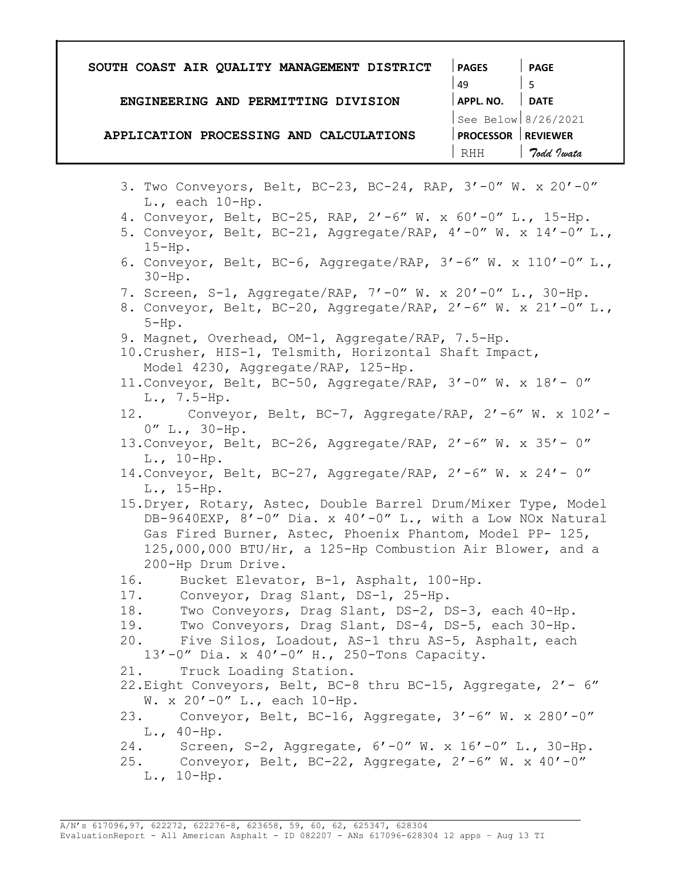3. Two Conveyors, Belt, BC-23, BC-24, RAP, 3'-0" W. x 20'-0" L., each 10-Hp.
4. Conveyor, Belt, BC-25, RAP, 2'-6" W. x 60'-0" L., 15-Hp.
5. Conveyor, Belt, BC-21, Aggregate/RAP, 4'-0" W. x 14'-0" L., 15-Hp.
6. Conveyor, Belt, BC-6, Aggregate/RAP, 3'-6" W. x 110'-0" L., 30-Hp.
7. Screen, S-1, Aggregate/RAP, 7'-0" W. x 20'-0" L., 30-Hp.
8. Conveyor, Belt, BC-20, Aggregate/RAP, 2'-6" W. x 21'-0" L., 5-Hp.
9. Magnet, Overhead, OM-1, Aggregate/RAP, 7.5-Hp.
10. Crusher, HIS-1, Telsmith, Horizontal Shaft Impact, Model 4230, Aggregate/RAP, 125-Hp.
11. Conveyor, Belt, BC-50, Aggregate/RAP, 3'-0" W. x 18'- 0" L., 7.5-Hp.
12. Conveyor, Belt, BC-7, Aggregate/RAP, 2'-6" W. x 102'- 0" L., 30-Hp.
13. Conveyor, Belt, BC-26, Aggregate/RAP, 2'-6" W. x 35'- 0" L., 10-Hp.
14. Conveyor, Belt, BC-27, Aggregate/RAP, 2'-6" W. x 24'- 0" L., 15-Hp.
15. Dryer, Rotary, Astec, Double Barrel Drum/Mixer Type, Model DB-9640EXP, 8'-0" Dia. x 40'-0" L., with a Low NOx Natural Gas Fired Burner, Astec, Phoenix Phantom, Model PP- 125, 125,000,000 BTU/Hr, a 125-Hp Combustion Air Blower, and a 200-Hp Drum Drive.
16. Bucket Elevator, B-1, Asphalt, 100-Hp.
17. Conveyor, Drag Slant, DS-1, 25-Hp.
18. Two Conveyors, Drag Slant, DS-2, DS-3, each 40-Hp.
19. Two Conveyors, Drag Slant, DS-4, DS-5, each 30-Hp.
20. Five Silos, Loadout, AS-1 thru AS-5, Asphalt, each 13'-0" Dia. x 40'-0" H., 250-Tons Capacity.
21. Truck Loading Station.
22. Eight Conveyors, Belt, BC-8 thru BC-15, Aggregate, 2'- 6" W. x 20'-0" L., each 10-Hp.
23. Conveyor, Belt, BC-16, Aggregate, 3'-6" W. x 280'-0" L., 40-Hp.
24. Screen, S-2, Aggregate, 6'-0" W. x 16'-0" L., 30-Hp.
25. Conveyor, Belt, BC-22, Aggregate, 2'-6" W. x 40'-0" L., 10-Hp.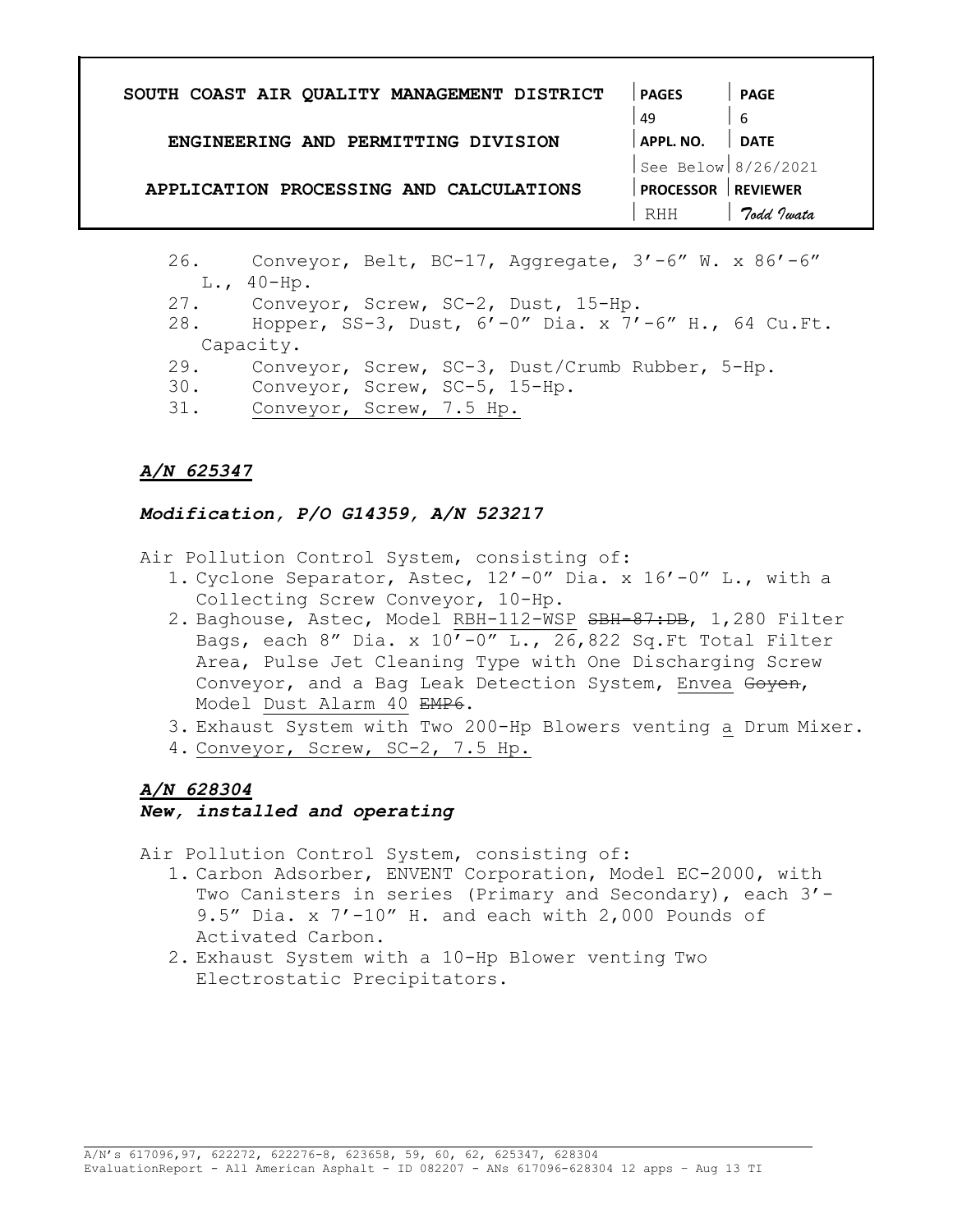26. Conveyor, Belt, BC-17, Aggregate, 3'-6" W. x 86'-6" L., 40-Hp.
27. Conveyor, Screw, SC-2, Dust, 15-Hp.
28. Hopper, SS-3, Dust, 6'-0" Dia. x 7'-6" H., 64 Cu.Ft. Capacity.
29. Conveyor, Screw, SC-3, Dust/Crumb Rubber, 5-Hp.
30. Conveyor, Screw, SC-5, 15-Hp.
31. <u>Conveyor, Screw, 7.5 Hp.</u>

***<u>A/N 625347</u>***

***Modification, P/O G14359, A/N 523217***

Air Pollution Control System, consisting of:

1. Cyclone Separator, Astec, 12'-0" Dia. x 16'-0" L., with a Collecting Screw Conveyor, 10-Hp.
2. Baghouse, Astec, Model <u>RBH-112-WSP</u> ~~SBH-87:DB~~, 1,280 Filter Bags, each 8" Dia. x 10'-0" L., 26,822 Sq.Ft Total Filter Area, Pulse Jet Cleaning Type with One Discharging Screw Conveyor, and a Bag Leak Detection System, <u>Envea</u> ~~Goyen~~, Model <u>Dust Alarm 40</u> ~~EMP6~~.
3. Exhaust System with Two 200-Hp Blowers venting <u>a</u> Drum Mixer.
4. <u>Conveyor, Screw, SC-2, 7.5 Hp.</u>

***<u>A/N 628304</u>***

***New, installed and operating***

Air Pollution Control System, consisting of:

1. Carbon Adsorber, ENVENT Corporation, Model EC-2000, with Two Canisters in series (Primary and Secondary), each 3'-9.5" Dia. x 7'-10" H. and each with 2,000 Pounds of Activated Carbon.
2. Exhaust System with a 10-Hp Blower venting Two Electrostatic Precipitators.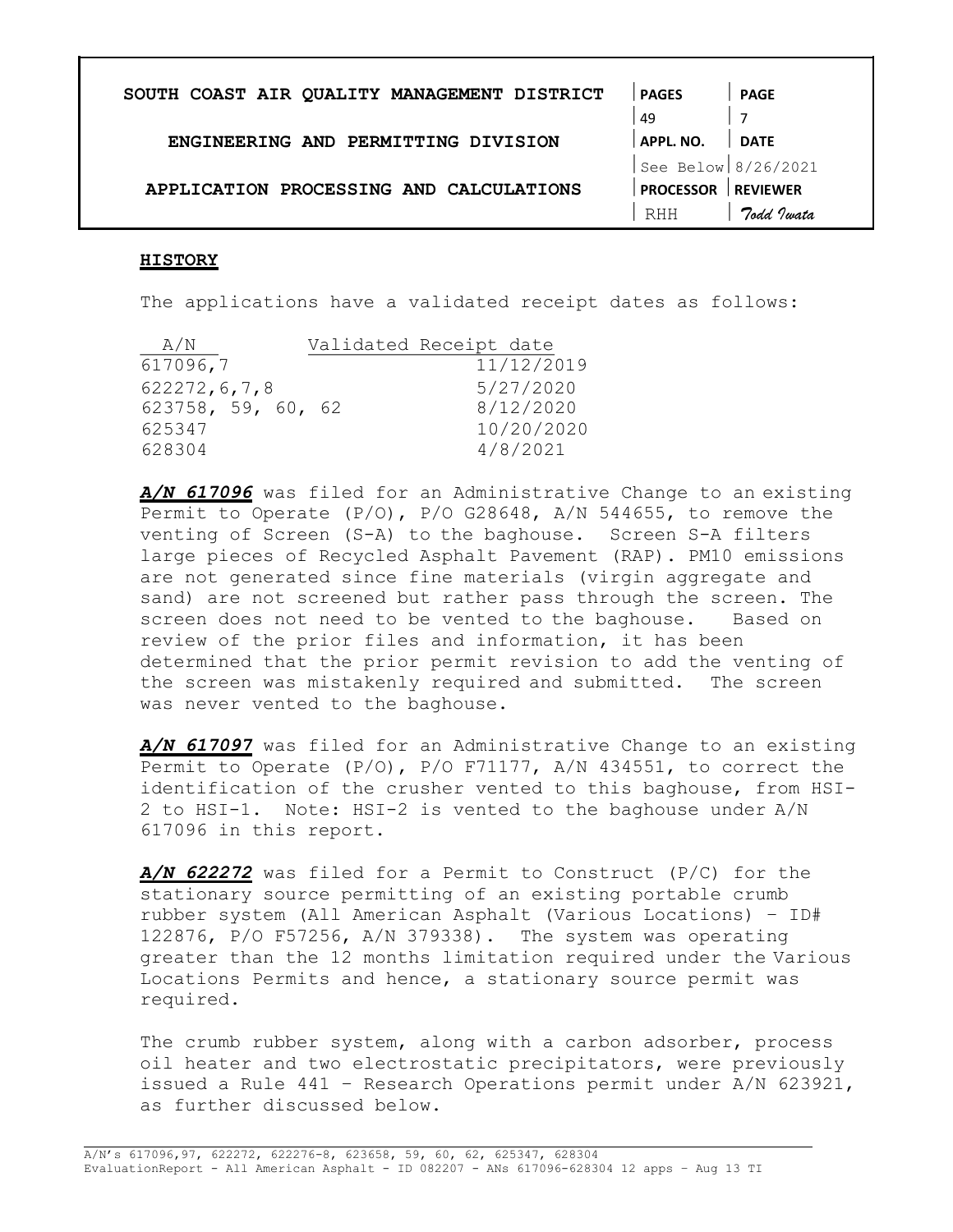## HISTORY

The applications have a validated receipt dates as follows:

| A/N | Validated Receipt date |
|---|---|
| 617096,7 | 11/12/2019 |
| 622272,6,7,8 | 5/27/2020 |
| 623758, 59, 60, 62 | 8/12/2020 |
| 625347 | 10/20/2020 |
| 628304 | 4/8/2021 |

***A/N 617096*** was filed for an Administrative Change to an existing Permit to Operate (P/O), P/O G28648, A/N 544655, to remove the venting of Screen (S-A) to the baghouse. Screen S-A filters large pieces of Recycled Asphalt Pavement (RAP). PM10 emissions are not generated since fine materials (virgin aggregate and sand) are not screened but rather pass through the screen. The screen does not need to be vented to the baghouse. Based on review of the prior files and information, it has been determined that the prior permit revision to add the venting of the screen was mistakenly required and submitted. The screen was never vented to the baghouse.

***A/N 617097*** was filed for an Administrative Change to an existing Permit to Operate (P/O), P/O F71177, A/N 434551, to correct the identification of the crusher vented to this baghouse, from HSI-2 to HSI-1. Note: HSI-2 is vented to the baghouse under A/N 617096 in this report.

***A/N 622272*** was filed for a Permit to Construct (P/C) for the stationary source permitting of an existing portable crumb rubber system (All American Asphalt (Various Locations) – ID# 122876, P/O F57256, A/N 379338). The system was operating greater than the 12 months limitation required under the Various Locations Permits and hence, a stationary source permit was required.

The crumb rubber system, along with a carbon adsorber, process oil heater and two electrostatic precipitators, were previously issued a Rule 441 – Research Operations permit under A/N 623921, as further discussed below.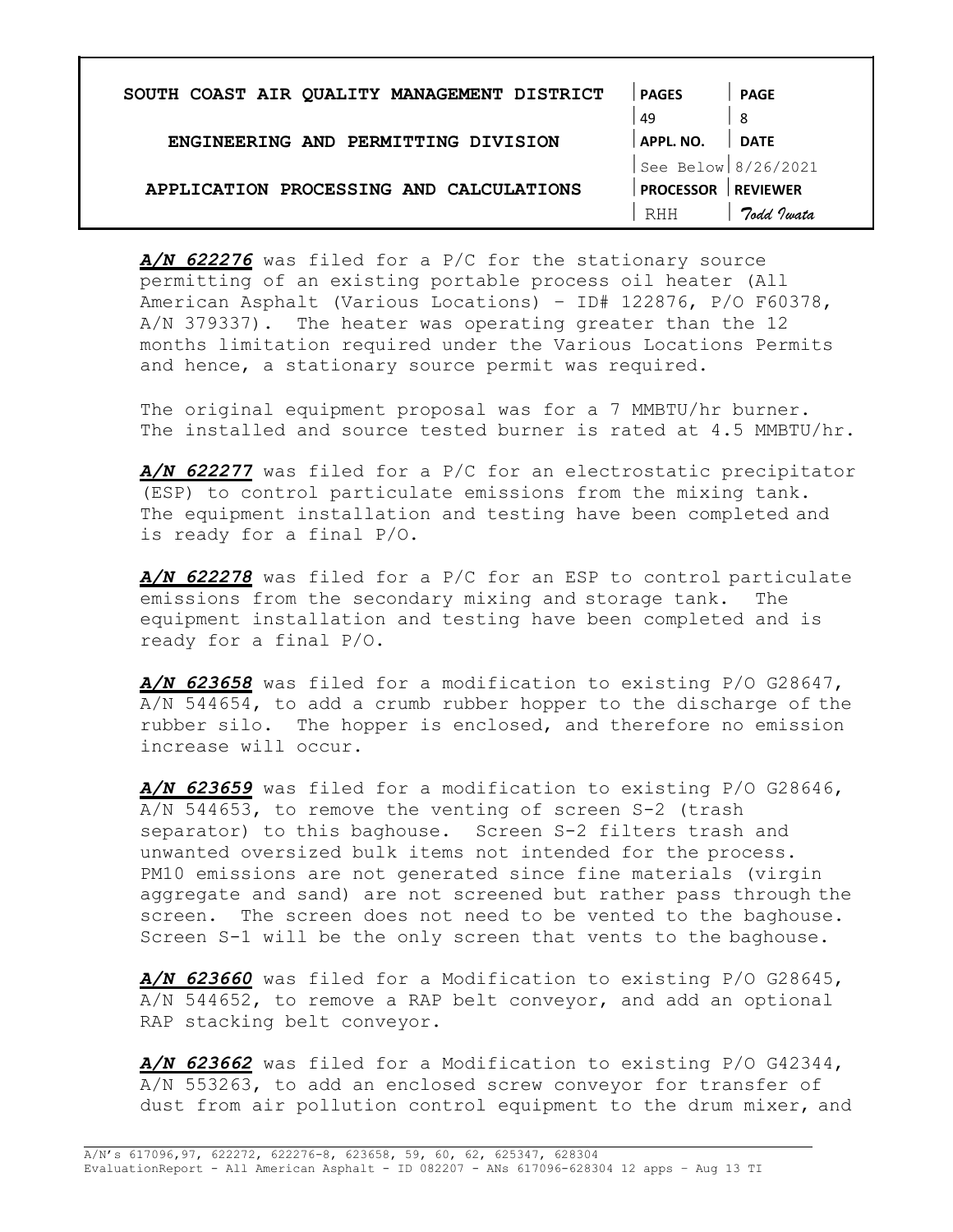***A/N 622276*** was filed for a P/C for the stationary source permitting of an existing portable process oil heater (All American Asphalt (Various Locations) – ID# 122876, P/O F60378, A/N 379337). The heater was operating greater than the 12 months limitation required under the Various Locations Permits and hence, a stationary source permit was required.

The original equipment proposal was for a 7 MMBTU/hr burner. The installed and source tested burner is rated at 4.5 MMBTU/hr.

***A/N 622277*** was filed for a P/C for an electrostatic precipitator (ESP) to control particulate emissions from the mixing tank. The equipment installation and testing have been completed and is ready for a final P/O.

***A/N 622278*** was filed for a P/C for an ESP to control particulate emissions from the secondary mixing and storage tank. The equipment installation and testing have been completed and is ready for a final P/O.

***A/N 623658*** was filed for a modification to existing P/O G28647, A/N 544654, to add a crumb rubber hopper to the discharge of the rubber silo. The hopper is enclosed, and therefore no emission increase will occur.

***A/N 623659*** was filed for a modification to existing P/O G28646, A/N 544653, to remove the venting of screen S-2 (trash separator) to this baghouse. Screen S-2 filters trash and unwanted oversized bulk items not intended for the process. PM10 emissions are not generated since fine materials (virgin aggregate and sand) are not screened but rather pass through the screen. The screen does not need to be vented to the baghouse. Screen S-1 will be the only screen that vents to the baghouse.

***A/N 623660*** was filed for a Modification to existing P/O G28645, A/N 544652, to remove a RAP belt conveyor, and add an optional RAP stacking belt conveyor.

***A/N 623662*** was filed for a Modification to existing P/O G42344, A/N 553263, to add an enclosed screw conveyor for transfer of dust from air pollution control equipment to the drum mixer, and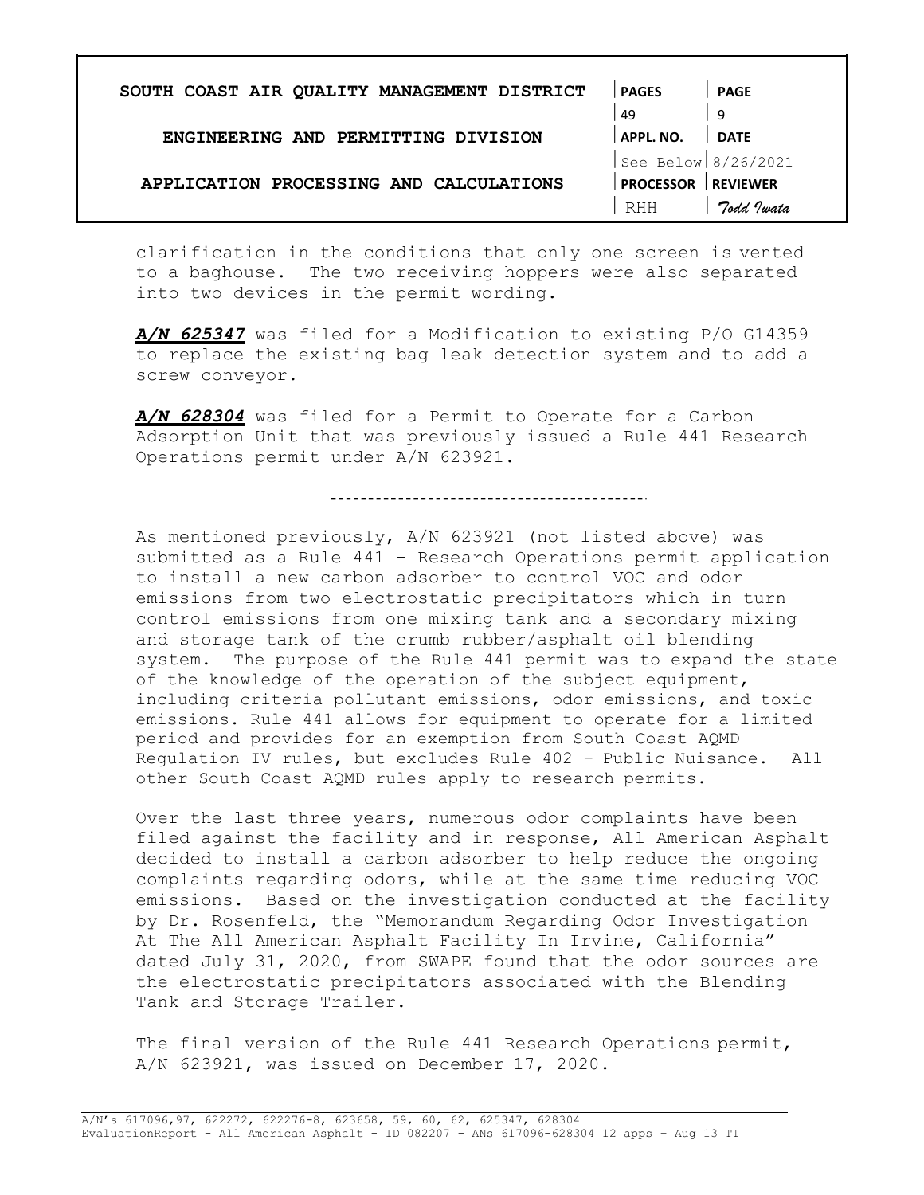clarification in the conditions that only one screen is vented to a baghouse. The two receiving hoppers were also separated into two devices in the permit wording.

***A/N 625347*** was filed for a Modification to existing P/O G14359 to replace the existing bag leak detection system and to add a screw conveyor.

***A/N 628304*** was filed for a Permit to Operate for a Carbon Adsorption Unit that was previously issued a Rule 441 Research Operations permit under A/N 623921.

---

As mentioned previously, A/N 623921 (not listed above) was submitted as a Rule 441 – Research Operations permit application to install a new carbon adsorber to control VOC and odor emissions from two electrostatic precipitators which in turn control emissions from one mixing tank and a secondary mixing and storage tank of the crumb rubber/asphalt oil blending system. The purpose of the Rule 441 permit was to expand the state of the knowledge of the operation of the subject equipment, including criteria pollutant emissions, odor emissions, and toxic emissions. Rule 441 allows for equipment to operate for a limited period and provides for an exemption from South Coast AQMD Regulation IV rules, but excludes Rule 402 – Public Nuisance. All other South Coast AQMD rules apply to research permits.

Over the last three years, numerous odor complaints have been filed against the facility and in response, All American Asphalt decided to install a carbon adsorber to help reduce the ongoing complaints regarding odors, while at the same time reducing VOC emissions. Based on the investigation conducted at the facility by Dr. Rosenfeld, the "Memorandum Regarding Odor Investigation At The All American Asphalt Facility In Irvine, California" dated July 31, 2020, from SWAPE found that the odor sources are the electrostatic precipitators associated with the Blending Tank and Storage Trailer.

The final version of the Rule 441 Research Operations permit, A/N 623921, was issued on December 17, 2020.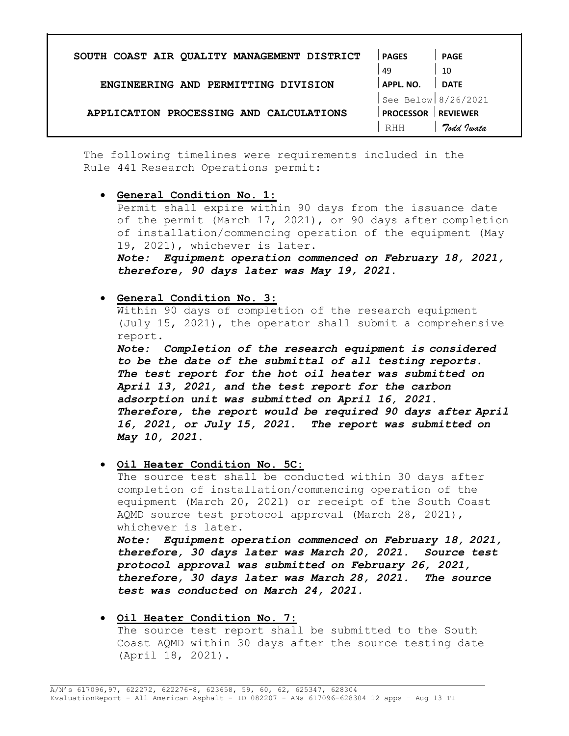The following timelines were requirements included in the Rule 441 Research Operations permit:

- **General Condition No. 1:**
  Permit shall expire within 90 days from the issuance date of the permit (March 17, 2021), or 90 days after completion of installation/commencing operation of the equipment (May 19, 2021), whichever is later.
  ***Note: Equipment operation commenced on February 18, 2021, therefore, 90 days later was May 19, 2021.***

- **General Condition No. 3:**
  Within 90 days of completion of the research equipment (July 15, 2021), the operator shall submit a comprehensive report.
  ***Note: Completion of the research equipment is considered to be the date of the submittal of all testing reports. The test report for the hot oil heater was submitted on April 13, 2021, and the test report for the carbon adsorption unit was submitted on April 16, 2021. Therefore, the report would be required 90 days after April 16, 2021, or July 15, 2021. The report was submitted on May 10, 2021.***

- **Oil Heater Condition No. 5C:**
  The source test shall be conducted within 30 days after completion of installation/commencing operation of the equipment (March 20, 2021) or receipt of the South Coast AQMD source test protocol approval (March 28, 2021), whichever is later.
  ***Note: Equipment operation commenced on February 18, 2021, therefore, 30 days later was March 20, 2021. Source test protocol approval was submitted on February 26, 2021, therefore, 30 days later was March 28, 2021. The source test was conducted on March 24, 2021.***

- **Oil Heater Condition No. 7:**
  The source test report shall be submitted to the South Coast AQMD within 30 days after the source testing date (April 18, 2021).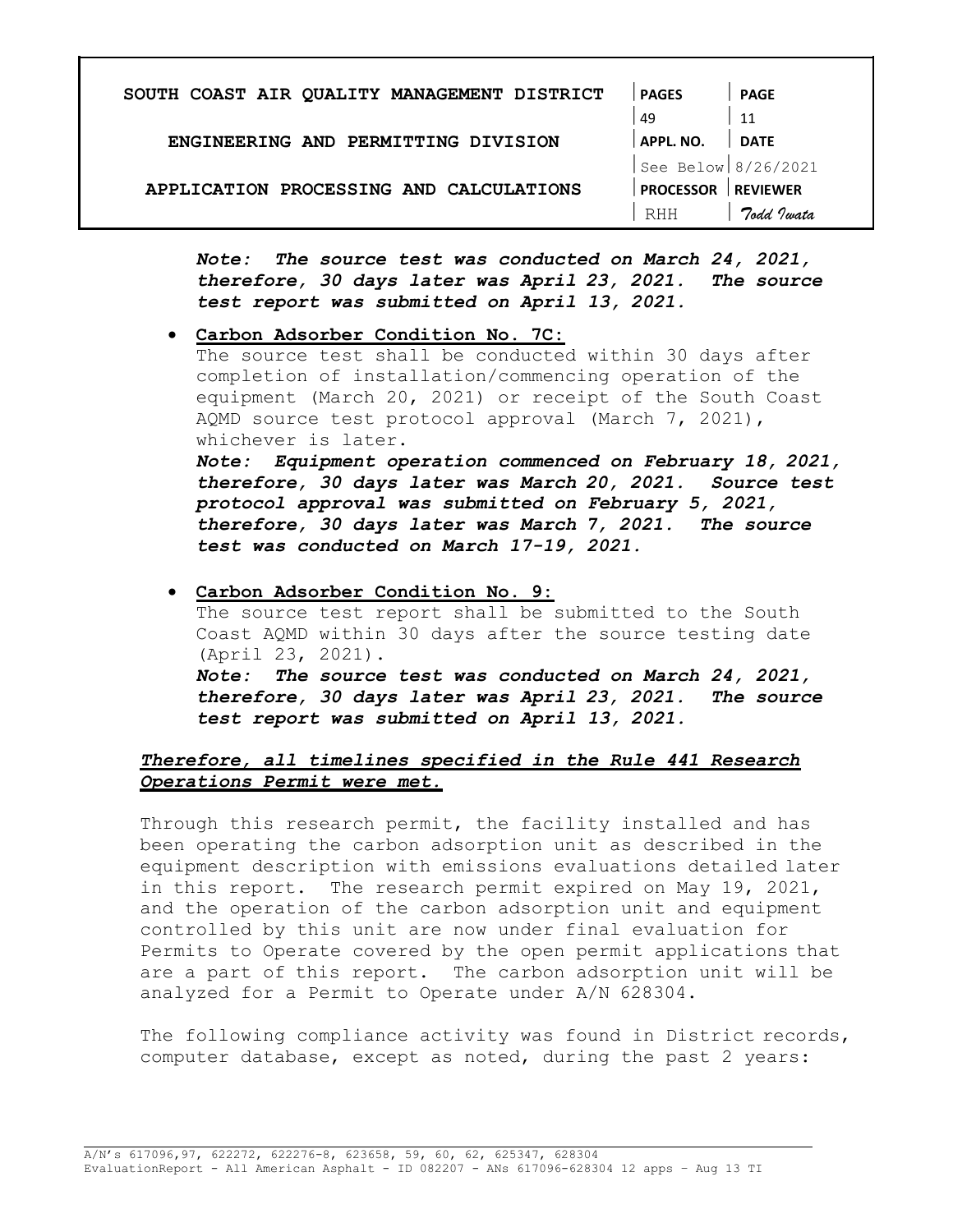***Note: The source test was conducted on March 24, 2021, therefore, 30 days later was April 23, 2021. The source test report was submitted on April 13, 2021.***

- **Carbon Adsorber Condition No. 7C:**

  The source test shall be conducted within 30 days after completion of installation/commencing operation of the equipment (March 20, 2021) or receipt of the South Coast AQMD source test protocol approval (March 7, 2021), whichever is later.

  ***Note: Equipment operation commenced on February 18, 2021, therefore, 30 days later was March 20, 2021. Source test protocol approval was submitted on February 5, 2021, therefore, 30 days later was March 7, 2021. The source test was conducted on March 17-19, 2021.***

- **Carbon Adsorber Condition No. 9:**

  The source test report shall be submitted to the South Coast AQMD within 30 days after the source testing date (April 23, 2021).

  ***Note: The source test was conducted on March 24, 2021, therefore, 30 days later was April 23, 2021. The source test report was submitted on April 13, 2021.***

***Therefore, all timelines specified in the Rule 441 Research Operations Permit were met.***

Through this research permit, the facility installed and has been operating the carbon adsorption unit as described in the equipment description with emissions evaluations detailed later in this report. The research permit expired on May 19, 2021, and the operation of the carbon adsorption unit and equipment controlled by this unit are now under final evaluation for Permits to Operate covered by the open permit applications that are a part of this report. The carbon adsorption unit will be analyzed for a Permit to Operate under A/N 628304.

The following compliance activity was found in District records, computer database, except as noted, during the past 2 years: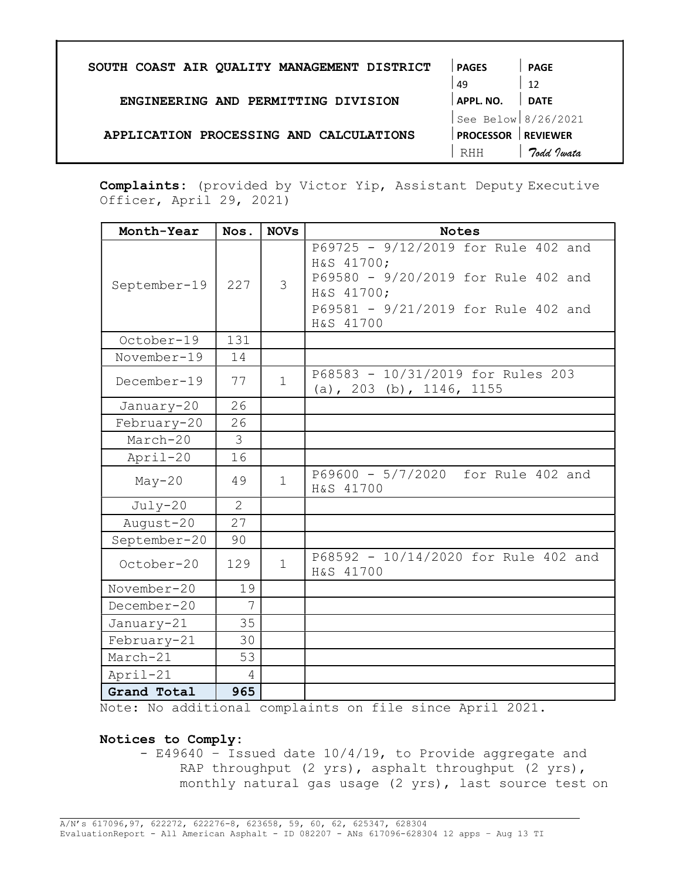**Complaints:** (provided by Victor Yip, Assistant Deputy Executive Officer, April 29, 2021)

| Month-Year | Nos. | NOVs | Notes |
|---|---|---|---|
| September-19 | 227 | 3 | P69725 - 9/12/2019 for Rule 402 and H&S 41700; P69580 - 9/20/2019 for Rule 402 and H&S 41700; P69581 - 9/21/2019 for Rule 402 and H&S 41700 |
| October-19 | 131 | | |
| November-19 | 14 | | |
| December-19 | 77 | 1 | P68583 - 10/31/2019 for Rules 203 (a), 203 (b), 1146, 1155 |
| January-20 | 26 | | |
| February-20 | 26 | | |
| March-20 | 3 | | |
| April-20 | 16 | | |
| May-20 | 49 | 1 | P69600 - 5/7/2020 for Rule 402 and H&S 41700 |
| July-20 | 2 | | |
| August-20 | 27 | | |
| September-20 | 90 | | |
| October-20 | 129 | 1 | P68592 - 10/14/2020 for Rule 402 and H&S 41700 |
| November-20 | 19 | | |
| December-20 | 7 | | |
| January-21 | 35 | | |
| February-21 | 30 | | |
| March-21 | 53 | | |
| April-21 | 4 | | |
| **Grand Total** | **965** | | |

Note: No additional complaints on file since April 2021.

**Notices to Comply:**

- E49640 – Issued date 10/4/19, to Provide aggregate and RAP throughput (2 yrs), asphalt throughput (2 yrs), monthly natural gas usage (2 yrs), last source test on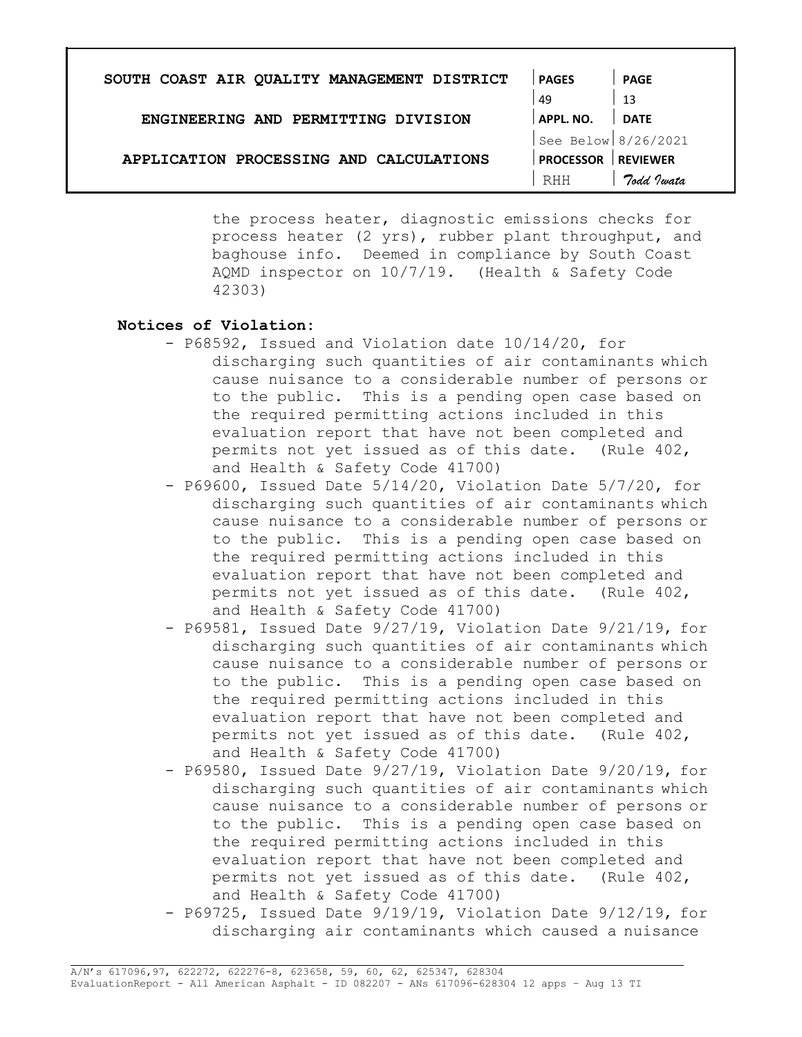the process heater, diagnostic emissions checks for process heater (2 yrs), rubber plant throughput, and baghouse info. Deemed in compliance by South Coast AQMD inspector on 10/7/19. (Health & Safety Code 42303)

**Notices of Violation:**

- P68592, Issued and Violation date 10/14/20, for discharging such quantities of air contaminants which cause nuisance to a considerable number of persons or to the public. This is a pending open case based on the required permitting actions included in this evaluation report that have not been completed and permits not yet issued as of this date. (Rule 402, and Health & Safety Code 41700)
- P69600, Issued Date 5/14/20, Violation Date 5/7/20, for discharging such quantities of air contaminants which cause nuisance to a considerable number of persons or to the public. This is a pending open case based on the required permitting actions included in this evaluation report that have not been completed and permits not yet issued as of this date. (Rule 402, and Health & Safety Code 41700)
- P69581, Issued Date 9/27/19, Violation Date 9/21/19, for discharging such quantities of air contaminants which cause nuisance to a considerable number of persons or to the public. This is a pending open case based on the required permitting actions included in this evaluation report that have not been completed and permits not yet issued as of this date. (Rule 402, and Health & Safety Code 41700)
- P69580, Issued Date 9/27/19, Violation Date 9/20/19, for discharging such quantities of air contaminants which cause nuisance to a considerable number of persons or to the public. This is a pending open case based on the required permitting actions included in this evaluation report that have not been completed and permits not yet issued as of this date. (Rule 402, and Health & Safety Code 41700)
- P69725, Issued Date 9/19/19, Violation Date 9/12/19, for discharging air contaminants which caused a nuisance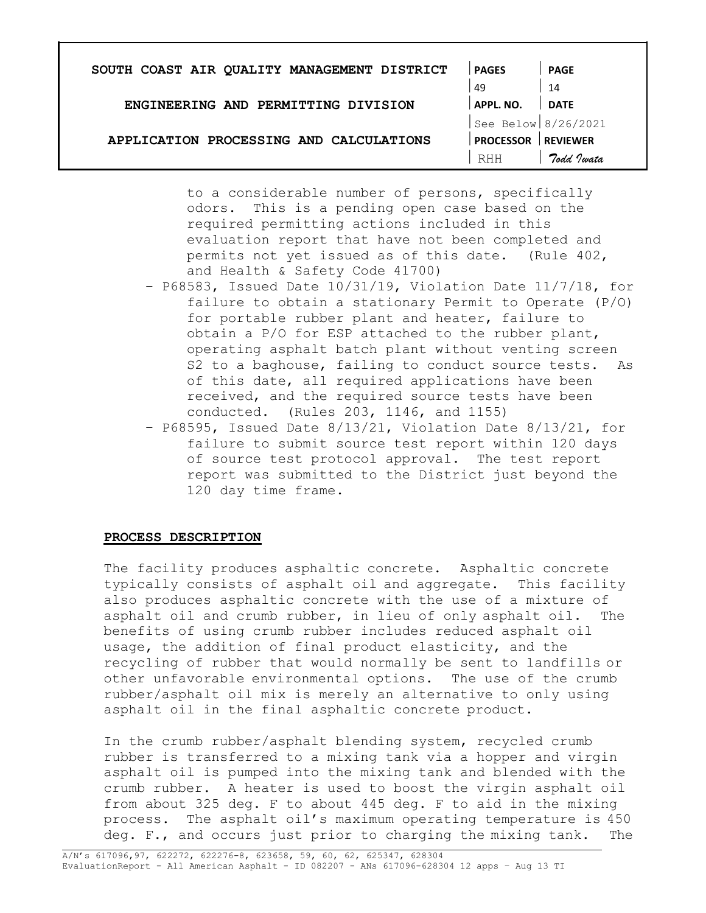to a considerable number of persons, specifically odors. This is a pending open case based on the required permitting actions included in this evaluation report that have not been completed and permits not yet issued as of this date. (Rule 402, and Health & Safety Code 41700)

- P68583, Issued Date 10/31/19, Violation Date 11/7/18, for failure to obtain a stationary Permit to Operate (P/O) for portable rubber plant and heater, failure to obtain a P/O for ESP attached to the rubber plant, operating asphalt batch plant without venting screen S2 to a baghouse, failing to conduct source tests. As of this date, all required applications have been received, and the required source tests have been conducted. (Rules 203, 1146, and 1155)
- P68595, Issued Date 8/13/21, Violation Date 8/13/21, for failure to submit source test report within 120 days of source test protocol approval. The test report report was submitted to the District just beyond the 120 day time frame.

**PROCESS DESCRIPTION**

The facility produces asphaltic concrete. Asphaltic concrete typically consists of asphalt oil and aggregate. This facility also produces asphaltic concrete with the use of a mixture of asphalt oil and crumb rubber, in lieu of only asphalt oil. The benefits of using crumb rubber includes reduced asphalt oil usage, the addition of final product elasticity, and the recycling of rubber that would normally be sent to landfills or other unfavorable environmental options. The use of the crumb rubber/asphalt oil mix is merely an alternative to only using asphalt oil in the final asphaltic concrete product.

In the crumb rubber/asphalt blending system, recycled crumb rubber is transferred to a mixing tank via a hopper and virgin asphalt oil is pumped into the mixing tank and blended with the crumb rubber. A heater is used to boost the virgin asphalt oil from about 325 deg. F to about 445 deg. F to aid in the mixing process. The asphalt oil's maximum operating temperature is 450 deg. F., and occurs just prior to charging the mixing tank. The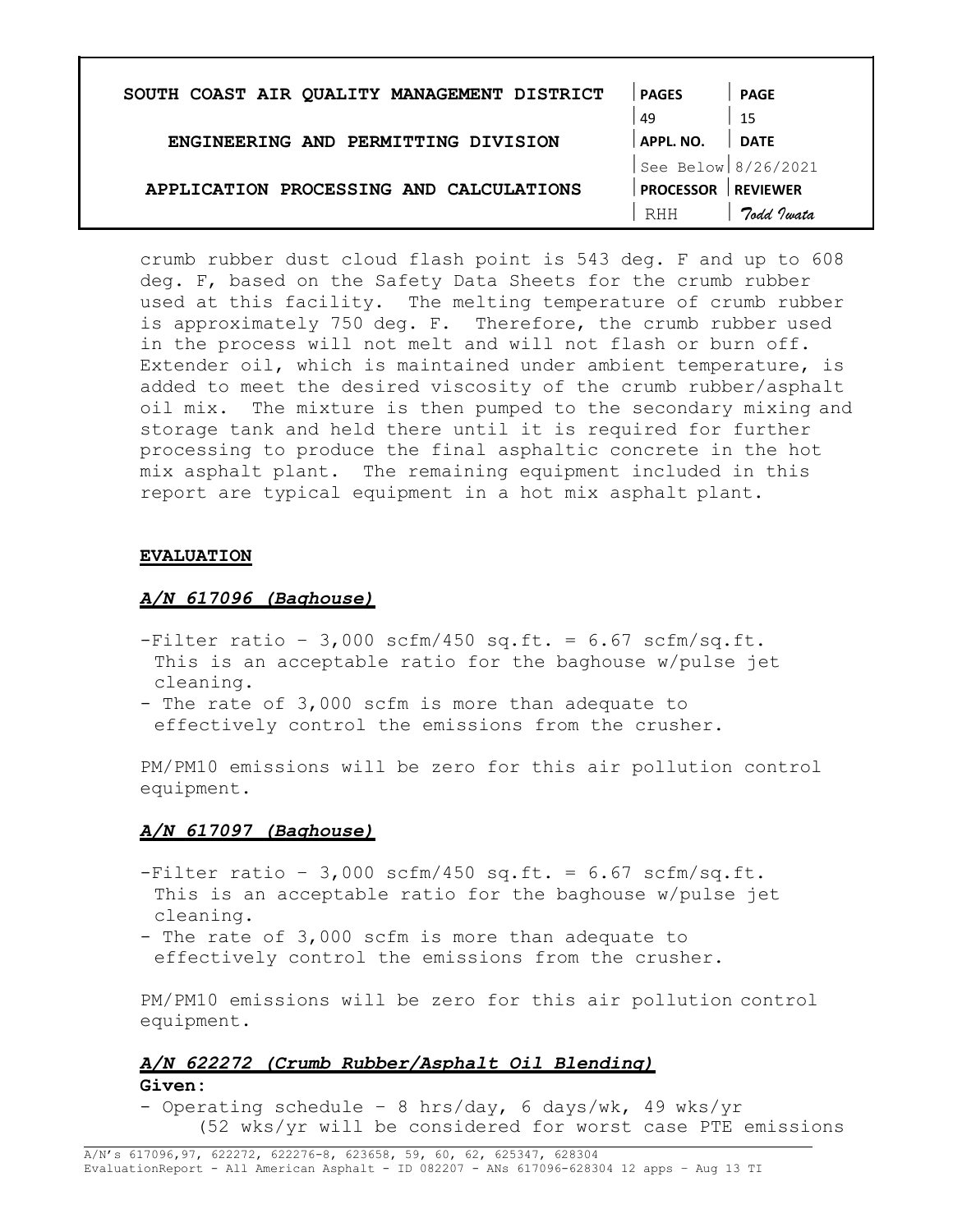crumb rubber dust cloud flash point is 543 deg. F and up to 608 deg. F, based on the Safety Data Sheets for the crumb rubber used at this facility. The melting temperature of crumb rubber is approximately 750 deg. F. Therefore, the crumb rubber used in the process will not melt and will not flash or burn off. Extender oil, which is maintained under ambient temperature, is added to meet the desired viscosity of the crumb rubber/asphalt oil mix. The mixture is then pumped to the secondary mixing and storage tank and held there until it is required for further processing to produce the final asphaltic concrete in the hot mix asphalt plant. The remaining equipment included in this report are typical equipment in a hot mix asphalt plant.

## EVALUATION

### *A/N 617096 (Baghouse)*

- Filter ratio – 3,000 scfm/450 sq.ft. = 6.67 scfm/sq.ft. This is an acceptable ratio for the baghouse w/pulse jet cleaning.
- The rate of 3,000 scfm is more than adequate to effectively control the emissions from the crusher.

PM/PM10 emissions will be zero for this air pollution control equipment.

### *A/N 617097 (Baghouse)*

- Filter ratio – 3,000 scfm/450 sq.ft. = 6.67 scfm/sq.ft. This is an acceptable ratio for the baghouse w/pulse jet cleaning.
- The rate of 3,000 scfm is more than adequate to effectively control the emissions from the crusher.

PM/PM10 emissions will be zero for this air pollution control equipment.

### *A/N 622272 (Crumb Rubber/Asphalt Oil Blending)*

**Given:**

- Operating schedule – 8 hrs/day, 6 days/wk, 49 wks/yr (52 wks/yr will be considered for worst case PTE emissions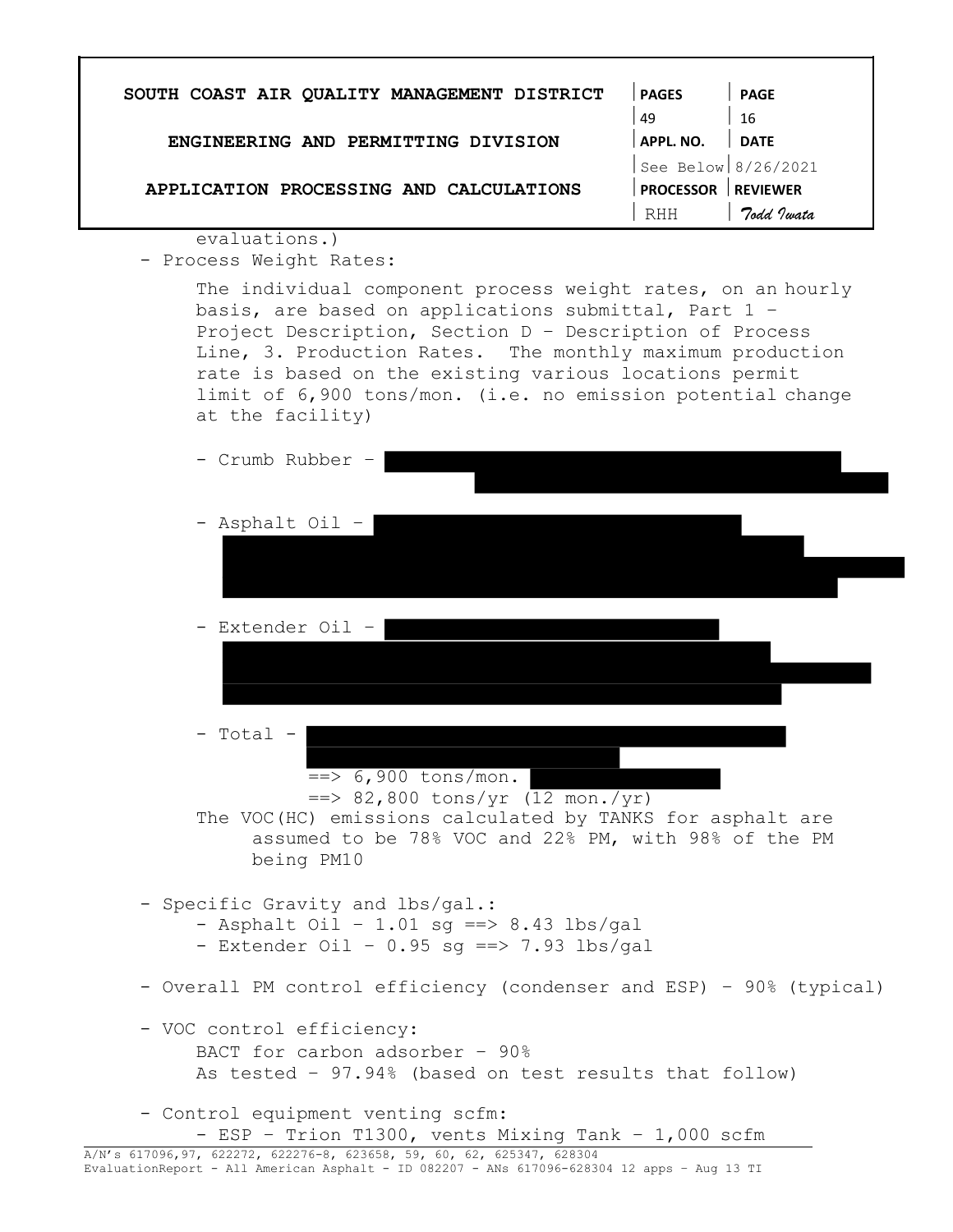evaluations.)

- Process Weight Rates:

  The individual component process weight rates, on an hourly basis, are based on applications submittal, Part 1 – Project Description, Section D – Description of Process Line, 3. Production Rates. The monthly maximum production rate is based on the existing various locations permit limit of 6,900 tons/mon. (i.e. no emission potential change at the facility)

  - Crumb Rubber –

  - Asphalt Oil –

  - Extender Oil –

  - Total –

    ==> 6,900 tons/mon.

    ==> 82,800 tons/yr (12 mon./yr)

  The VOC(HC) emissions calculated by TANKS for asphalt are assumed to be 78% VOC and 22% PM, with 98% of the PM being PM10

- Specific Gravity and lbs/gal.:
  - Asphalt Oil – 1.01 sg ==> 8.43 lbs/gal
  - Extender Oil – 0.95 sg ==> 7.93 lbs/gal

- Overall PM control efficiency (condenser and ESP) – 90% (typical)

- VOC control efficiency:

  BACT for carbon adsorber – 90%

  As tested – 97.94% (based on test results that follow)

- Control equipment venting scfm:
  - ESP – Trion T1300, vents Mixing Tank – 1,000 scfm

A/N's 617096,97, 622272, 622276-8, 623658, 59, 60, 62, 625347, 628304
EvaluationReport - All American Asphalt - ID 082207 - ANs 617096-628304 12 apps – Aug 13 TI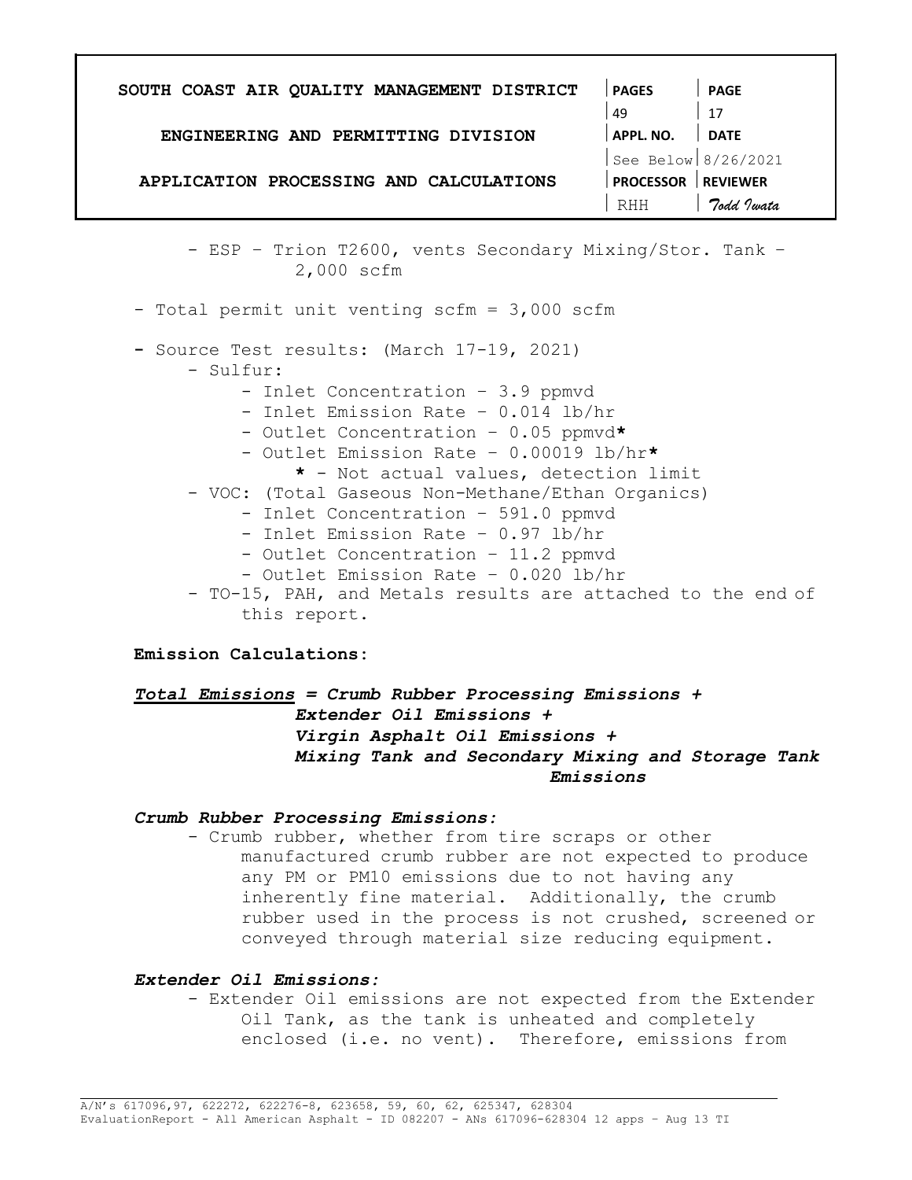- ESP – Trion T2600, vents Secondary Mixing/Stor. Tank – 2,000 scfm

- Total permit unit venting scfm = 3,000 scfm

- Source Test results: (March 17-19, 2021)
    - Sulfur:
        - Inlet Concentration – 3.9 ppmvd
        - Inlet Emission Rate – 0.014 lb/hr
        - Outlet Concentration – 0.05 ppmvd**\***
        - Outlet Emission Rate – 0.00019 lb/hr**\***
            - **\*** - Not actual values, detection limit
    - VOC: (Total Gaseous Non-Methane/Ethan Organics)
        - Inlet Concentration – 591.0 ppmvd
        - Inlet Emission Rate – 0.97 lb/hr
        - Outlet Concentration – 11.2 ppmvd
        - Outlet Emission Rate – 0.020 lb/hr
    - TO-15, PAH, and Metals results are attached to the end of this report.

**Emission Calculations:**

***<u>Total Emissions</u> = Crumb Rubber Processing Emissions + Extender Oil Emissions + Virgin Asphalt Oil Emissions + Mixing Tank and Secondary Mixing and Storage Tank Emissions***

***Crumb Rubber Processing Emissions:***

- Crumb rubber, whether from tire scraps or other manufactured crumb rubber are not expected to produce any PM or PM10 emissions due to not having any inherently fine material. Additionally, the crumb rubber used in the process is not crushed, screened or conveyed through material size reducing equipment.

***Extender Oil Emissions:***

- Extender Oil emissions are not expected from the Extender Oil Tank, as the tank is unheated and completely enclosed (i.e. no vent). Therefore, emissions from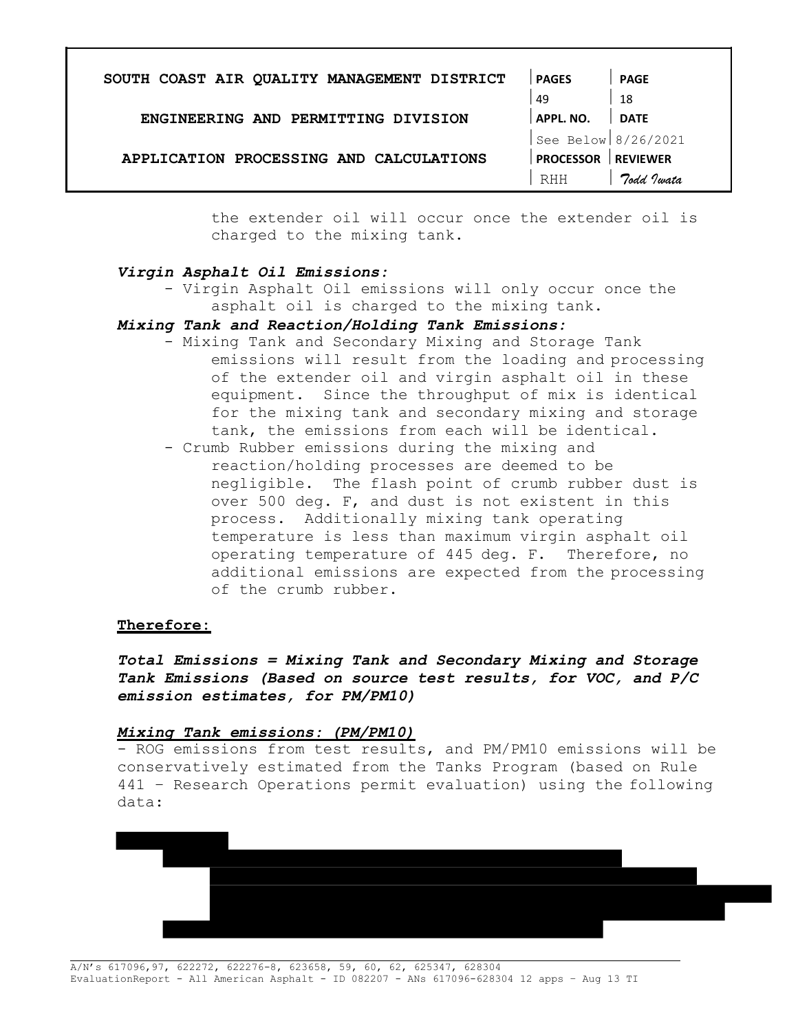the extender oil will occur once the extender oil is charged to the mixing tank.

***Virgin Asphalt Oil Emissions:***

- Virgin Asphalt Oil emissions will only occur once the asphalt oil is charged to the mixing tank.

***Mixing Tank and Reaction/Holding Tank Emissions:***

- Mixing Tank and Secondary Mixing and Storage Tank emissions will result from the loading and processing of the extender oil and virgin asphalt oil in these equipment. Since the throughput of mix is identical for the mixing tank and secondary mixing and storage tank, the emissions from each will be identical.
- Crumb Rubber emissions during the mixing and reaction/holding processes are deemed to be negligible. The flash point of crumb rubber dust is over 500 deg. F, and dust is not existent in this process. Additionally mixing tank operating temperature is less than maximum virgin asphalt oil operating temperature of 445 deg. F. Therefore, no additional emissions are expected from the processing of the crumb rubber.

**Therefore:**

***Total Emissions = Mixing Tank and Secondary Mixing and Storage Tank Emissions (Based on source test results, for VOC, and P/C emission estimates, for PM/PM10)***

***Mixing Tank emissions: (PM/PM10)***

- ROG emissions from test results, and PM/PM10 emissions will be conservatively estimated from the Tanks Program (based on Rule 441 – Research Operations permit evaluation) using the following data: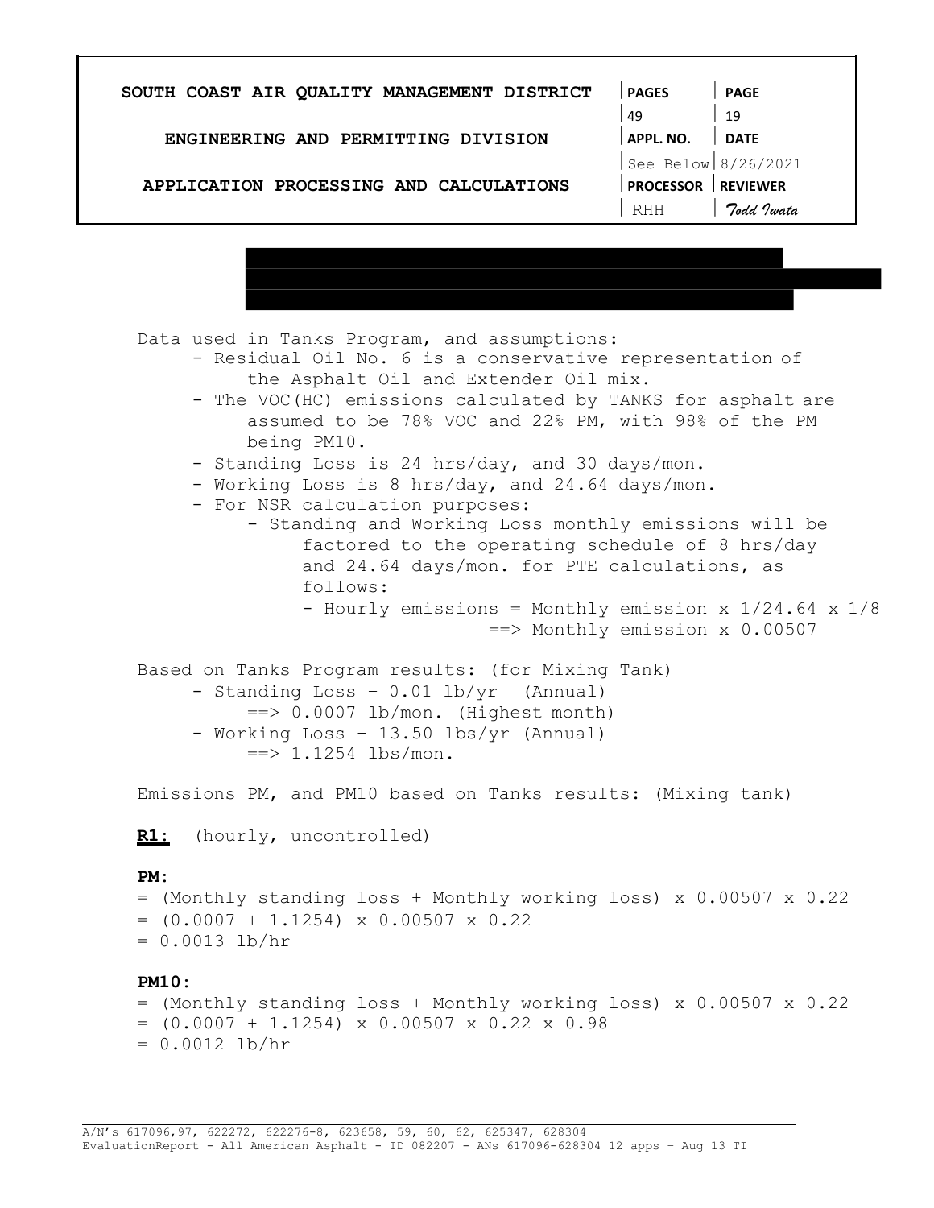Data used in Tanks Program, and assumptions:

- Residual Oil No. 6 is a conservative representation of the Asphalt Oil and Extender Oil mix.
- The VOC(HC) emissions calculated by TANKS for asphalt are assumed to be 78% VOC and 22% PM, with 98% of the PM being PM10.
- Standing Loss is 24 hrs/day, and 30 days/mon.
- Working Loss is 8 hrs/day, and 24.64 days/mon.
- For NSR calculation purposes:
    - Standing and Working Loss monthly emissions will be factored to the operating schedule of 8 hrs/day and 24.64 days/mon. for PTE calculations, as follows:
        - Hourly emissions = Monthly emission x 1/24.64 x 1/8 ==> Monthly emission x 0.00507

Based on Tanks Program results: (for Mixing Tank)

- Standing Loss – 0.01 lb/yr (Annual) ==> 0.0007 lb/mon. (Highest month)
- Working Loss – 13.50 lbs/yr (Annual) ==> 1.1254 lbs/mon.

Emissions PM, and PM10 based on Tanks results: (Mixing tank)

**<u>R1:</u>** (hourly, uncontrolled)

**PM:**

= (Monthly standing loss + Monthly working loss) x 0.00507 x 0.22
= (0.0007 + 1.1254) x 0.00507 x 0.22
= 0.0013 lb/hr

**PM10:**

= (Monthly standing loss + Monthly working loss) x 0.00507 x 0.22
= (0.0007 + 1.1254) x 0.00507 x 0.22 x 0.98
= 0.0012 lb/hr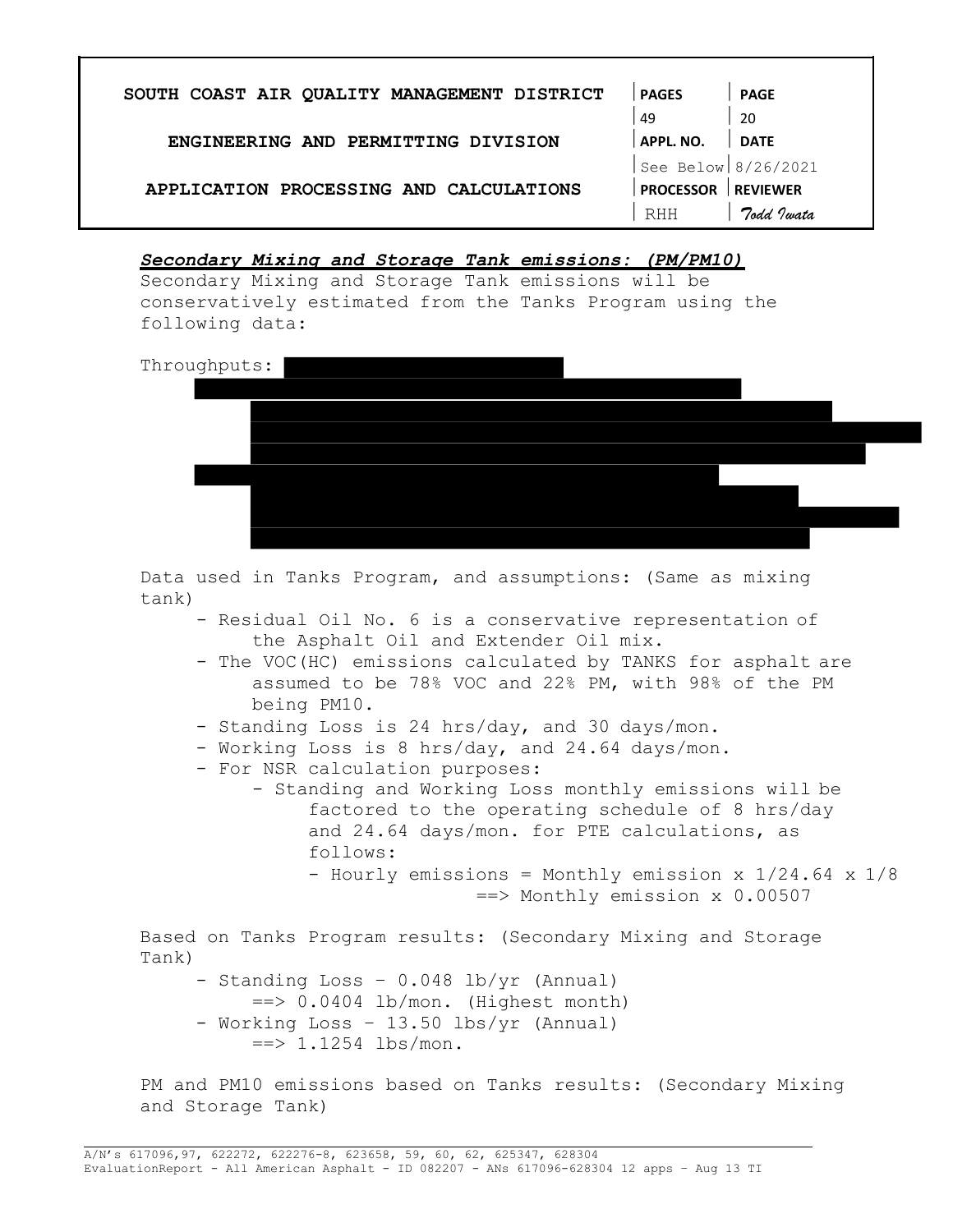***Secondary Mixing and Storage Tank emissions: (PM/PM10)***

Secondary Mixing and Storage Tank emissions will be conservatively estimated from the Tanks Program using the following data:

Throughputs:

Data used in Tanks Program, and assumptions: (Same as mixing tank)

- Residual Oil No. 6 is a conservative representation of the Asphalt Oil and Extender Oil mix.
- The VOC(HC) emissions calculated by TANKS for asphalt are assumed to be 78% VOC and 22% PM, with 98% of the PM being PM10.
- Standing Loss is 24 hrs/day, and 30 days/mon.
- Working Loss is 8 hrs/day, and 24.64 days/mon.
- For NSR calculation purposes:
    - Standing and Working Loss monthly emissions will be factored to the operating schedule of 8 hrs/day and 24.64 days/mon. for PTE calculations, as follows:
        - Hourly emissions = Monthly emission x 1/24.64 x 1/8 ==> Monthly emission x 0.00507

Based on Tanks Program results: (Secondary Mixing and Storage Tank)

- Standing Loss – 0.048 lb/yr (Annual) ==> 0.0404 lb/mon. (Highest month)
- Working Loss – 13.50 lbs/yr (Annual) ==> 1.1254 lbs/mon.

PM and PM10 emissions based on Tanks results: (Secondary Mixing and Storage Tank)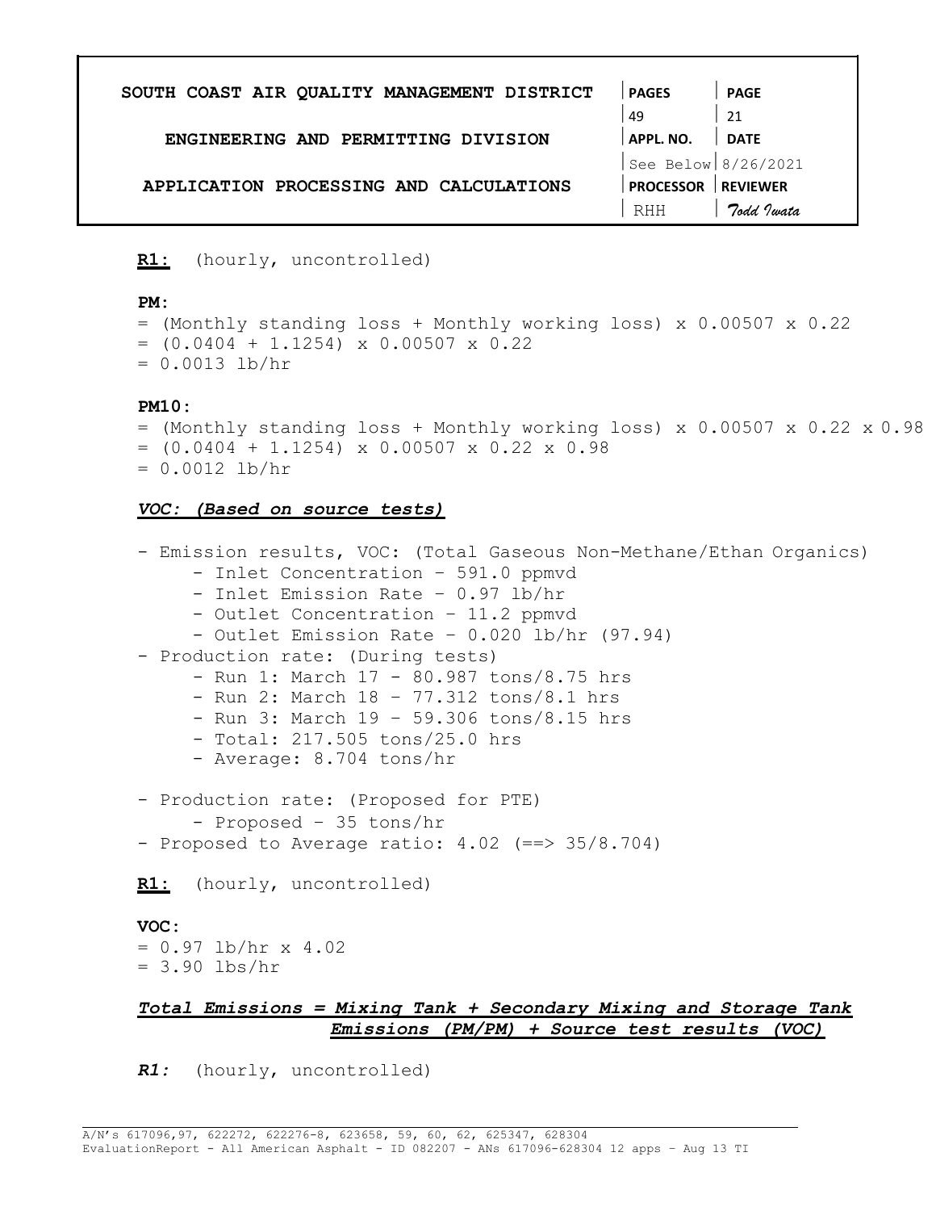**R1:** (hourly, uncontrolled)

**PM:**

= (Monthly standing loss + Monthly working loss) x 0.00507 x 0.22
= (0.0404 + 1.1254) x 0.00507 x 0.22
= 0.0013 lb/hr

**PM10:**

= (Monthly standing loss + Monthly working loss) x 0.00507 x 0.22 x 0.98
= (0.0404 + 1.1254) x 0.00507 x 0.22 x 0.98
= 0.0012 lb/hr

***VOC: (Based on source tests)***

- Emission results, VOC: (Total Gaseous Non-Methane/Ethan Organics)
    - Inlet Concentration – 591.0 ppmvd
    - Inlet Emission Rate – 0.97 lb/hr
    - Outlet Concentration – 11.2 ppmvd
    - Outlet Emission Rate – 0.020 lb/hr (97.94)
- Production rate: (During tests)
    - Run 1: March 17 - 80.987 tons/8.75 hrs
    - Run 2: March 18 – 77.312 tons/8.1 hrs
    - Run 3: March 19 – 59.306 tons/8.15 hrs
    - Total: 217.505 tons/25.0 hrs
    - Average: 8.704 tons/hr
- Production rate: (Proposed for PTE)
    - Proposed – 35 tons/hr
- Proposed to Average ratio: 4.02 (==> 35/8.704)

**R1:** (hourly, uncontrolled)

**VOC:**

= 0.97 lb/hr x 4.02
= 3.90 lbs/hr

***Total Emissions = Mixing Tank + Secondary Mixing and Storage Tank Emissions (PM/PM) + Source test results (VOC)***

***R1:*** (hourly, uncontrolled)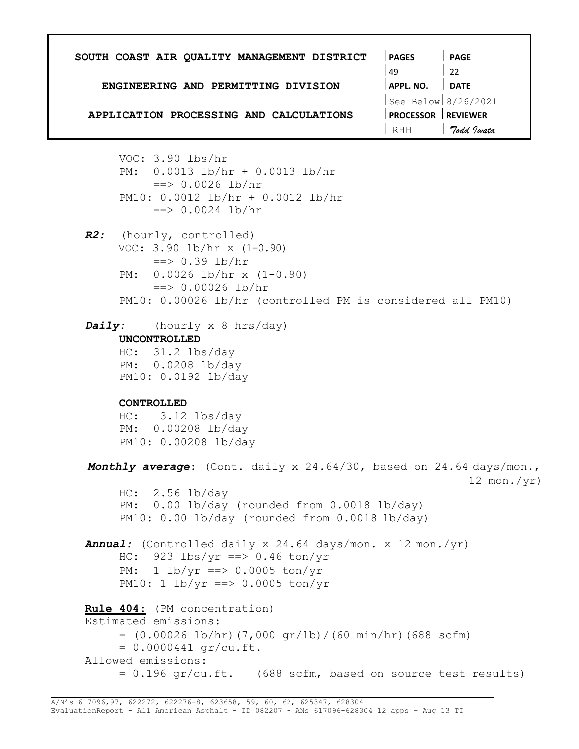VOC: 3.90 lbs/hr
PM: 0.0013 lb/hr + 0.0013 lb/hr
==> 0.0026 lb/hr
PM10: 0.0012 lb/hr + 0.0012 lb/hr
==> 0.0024 lb/hr

***R2:*** (hourly, controlled)
VOC: 3.90 lb/hr x (1-0.90)
==> 0.39 lb/hr
PM: 0.0026 lb/hr x (1-0.90)
==> 0.00026 lb/hr
PM10: 0.00026 lb/hr (controlled PM is considered all PM10)

***Daily:*** (hourly x 8 hrs/day)

**UNCONTROLLED**
HC: 31.2 lbs/day
PM: 0.0208 lb/day
PM10: 0.0192 lb/day

**CONTROLLED**
HC: 3.12 lbs/day
PM: 0.00208 lb/day
PM10: 0.00208 lb/day

***Monthly average***: (Cont. daily x 24.64/30, based on 24.64 days/mon., 12 mon./yr)
HC: 2.56 lb/day
PM: 0.00 lb/day (rounded from 0.0018 lb/day)
PM10: 0.00 lb/day (rounded from 0.0018 lb/day)

***Annual:*** (Controlled daily x 24.64 days/mon. x 12 mon./yr)
HC: 923 lbs/yr ==> 0.46 ton/yr
PM: 1 lb/yr ==> 0.0005 ton/yr
PM10: 1 lb/yr ==> 0.0005 ton/yr

**Rule 404:** (PM concentration)
Estimated emissions:
= (0.00026 lb/hr)(7,000 gr/lb)/(60 min/hr)(688 scfm)
= 0.0000441 gr/cu.ft.
Allowed emissions:
= 0.196 gr/cu.ft. (688 scfm, based on source test results)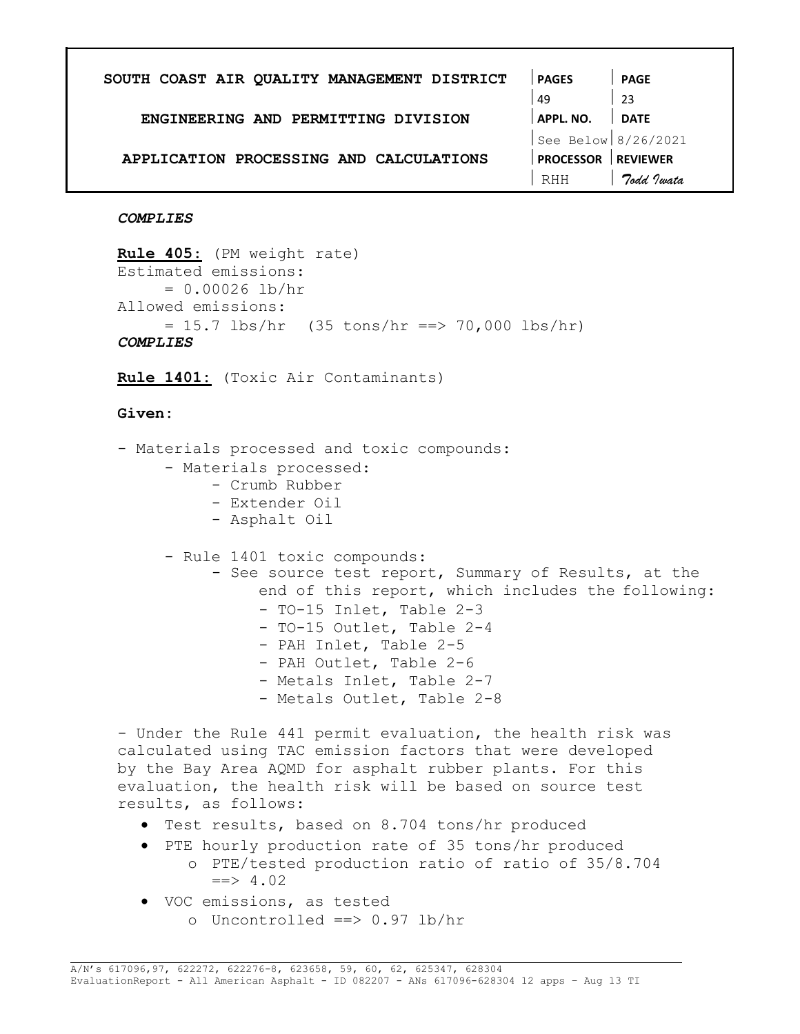***COMPLIES***

**Rule 405:** (PM weight rate)
Estimated emissions:
= 0.00026 lb/hr
Allowed emissions:
= 15.7 lbs/hr (35 tons/hr ==> 70,000 lbs/hr)
***COMPLIES***

**Rule 1401:** (Toxic Air Contaminants)

**Given:**

- Materials processed and toxic compounds:
  - Materials processed:
    - Crumb Rubber
    - Extender Oil
    - Asphalt Oil
  - Rule 1401 toxic compounds:
    - See source test report, Summary of Results, at the end of this report, which includes the following:
      - TO-15 Inlet, Table 2-3
      - TO-15 Outlet, Table 2-4
      - PAH Inlet, Table 2-5
      - PAH Outlet, Table 2-6
      - Metals Inlet, Table 2-7
      - Metals Outlet, Table 2-8

- Under the Rule 441 permit evaluation, the health risk was calculated using TAC emission factors that were developed by the Bay Area AQMD for asphalt rubber plants. For this evaluation, the health risk will be based on source test results, as follows:
  - Test results, based on 8.704 tons/hr produced
  - PTE hourly production rate of 35 tons/hr produced
    - PTE/tested production ratio of ratio of 35/8.704 ==> 4.02
  - VOC emissions, as tested
    - Uncontrolled ==> 0.97 lb/hr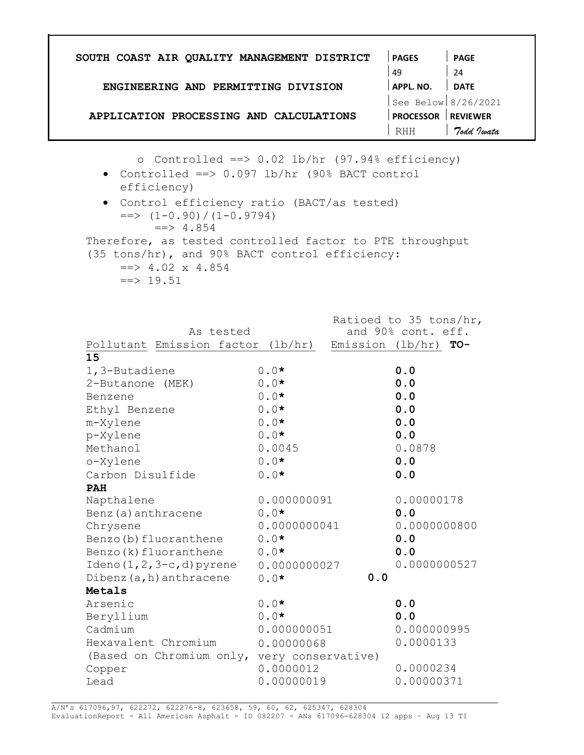- o Controlled ==> 0.02 lb/hr (97.94% efficiency)
- Controlled ==> 0.097 lb/hr (90% BACT control efficiency)
- Control efficiency ratio (BACT/as tested)
  ==> (1-0.90)/(1-0.9794)
  ==> 4.854

Therefore, as tested controlled factor to PTE throughput (35 tons/hr), and 90% BACT control efficiency:

==> 4.02 x 4.854
==> 19.51

| Pollutant | As tested Emission factor (lb/hr) | Ratioed to 35 tons/hr, and 90% cont. eff. Emission (lb/hr) |
|---|---|---|
| **TO-15** | | |
| 1,3-Butadiene | 0.0* | **0.0** |
| 2-Butanone (MEK) | 0.0* | **0.0** |
| Benzene | 0.0* | **0.0** |
| Ethyl Benzene | 0.0* | **0.0** |
| m-Xylene | 0.0* | **0.0** |
| p-Xylene | 0.0* | **0.0** |
| Methanol | 0.0045 | 0.0878 |
| o-Xylene | 0.0* | **0.0** |
| Carbon Disulfide | 0.0* | **0.0** |
| **PAH** | | |
| Napthalene | 0.000000091 | 0.00000178 |
| Benz(a)anthracene | 0.0* | **0.0** |
| Chrysene | 0.0000000041 | 0.0000000800 |
| Benzo(b)fluoranthene | 0.0* | **0.0** |
| Benzo(k)fluoranthene | 0.0* | **0.0** |
| Ideno(1,2,3-c,d)pyrene | 0.0000000027 | 0.0000000527 |
| Dibenz(a,h)anthracene | 0.0* | **0.0** |
| **Metals** | | |
| Arsenic | 0.0* | **0.0** |
| Beryllium | 0.0* | **0.0** |
| Cadmium | 0.000000051 | 0.000000995 |
| Hexavalent Chromium (Based on Chromium only, very conservative) | 0.00000068 | 0.0000133 |
| Copper | 0.0000012 | 0.0000234 |
| Lead | 0.00000019 | 0.00000371 |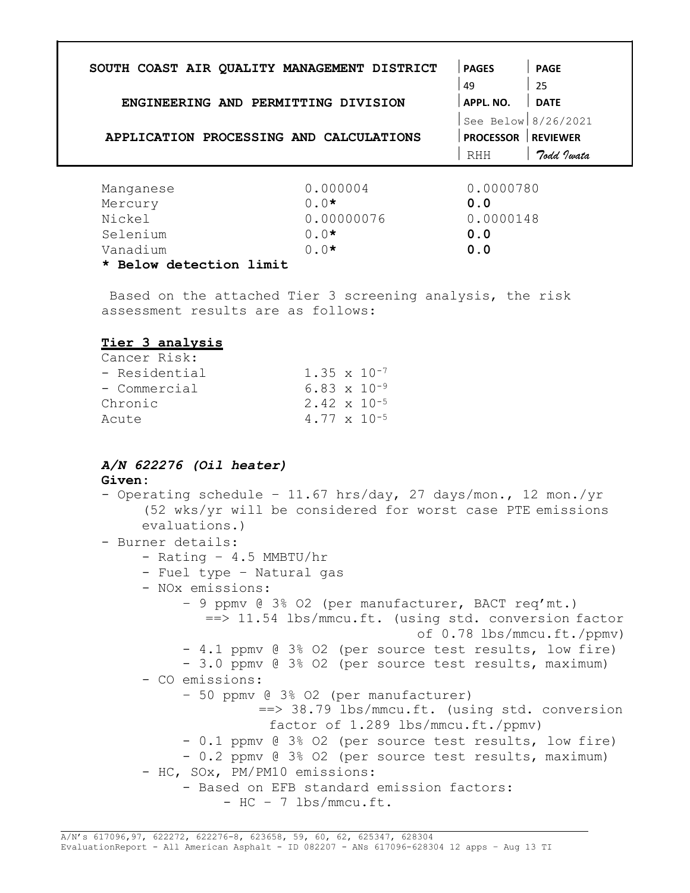| | | |
|---|---|---|
| Manganese | 0.000004 | 0.0000780 |
| Mercury | 0.0* | **0.0** |
| Nickel | 0.00000076 | 0.0000148 |
| Selenium | 0.0* | **0.0** |
| Vanadium | 0.0* | **0.0** |

**\* Below detection limit**

Based on the attached Tier 3 screening analysis, the risk assessment results are as follows:

### Tier 3 analysis

Cancer Risk:

| | |
|---|---|
| - Residential | $1.35 \times 10^{-7}$ |
| - Commercial | $6.83 \times 10^{-9}$ |
| Chronic | $2.42 \times 10^{-5}$ |
| Acute | $4.77 \times 10^{-5}$ |

### *A/N 622276 (Oil heater)*

**Given:**

- Operating schedule – 11.67 hrs/day, 27 days/mon., 12 mon./yr (52 wks/yr will be considered for worst case PTE emissions evaluations.)
- Burner details:
  - Rating – 4.5 MMBTU/hr
  - Fuel type – Natural gas
  - NOx emissions:
    - 9 ppmv @ 3% O2 (per manufacturer, BACT req'mt.)
      ==> 11.54 lbs/mmcu.ft. (using std. conversion factor of 0.78 lbs/mmcu.ft./ppmv)
    - 4.1 ppmv @ 3% O2 (per source test results, low fire)
    - 3.0 ppmv @ 3% O2 (per source test results, maximum)
  - CO emissions:
    - 50 ppmv @ 3% O2 (per manufacturer)
      ==> 38.79 lbs/mmcu.ft. (using std. conversion factor of 1.289 lbs/mmcu.ft./ppmv)
    - 0.1 ppmv @ 3% O2 (per source test results, low fire)
    - 0.2 ppmv @ 3% O2 (per source test results, maximum)
  - HC, SOx, PM/PM10 emissions:
    - Based on EFB standard emission factors:
      - HC – 7 lbs/mmcu.ft.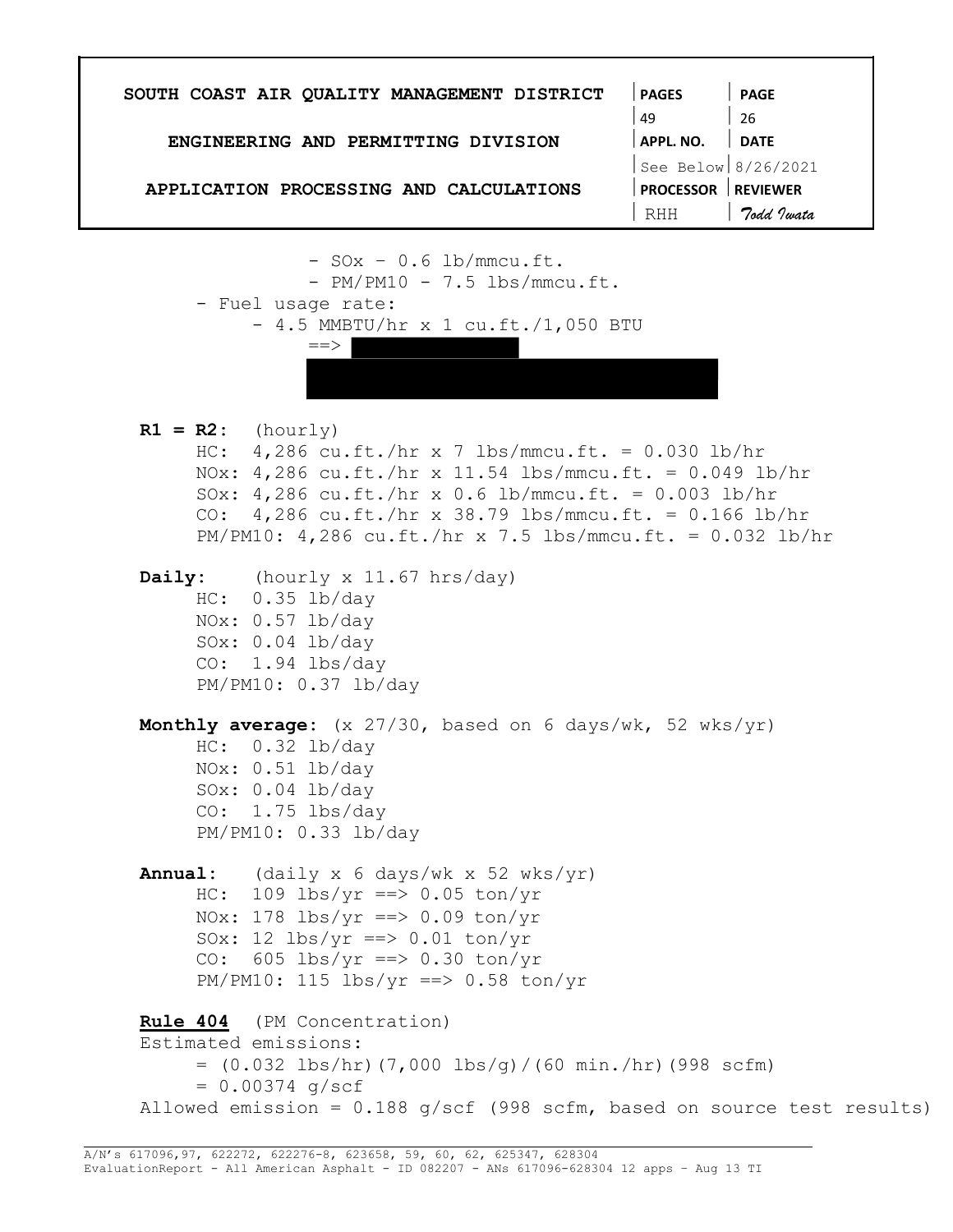- SOx – 0.6 lb/mmcu.ft.
- PM/PM10 - 7.5 lbs/mmcu.ft.

- Fuel usage rate:
  - 4.5 MMBTU/hr x 1 cu.ft./1,050 BTU

    ==>

**R1 = R2**: (hourly)

HC: 4,286 cu.ft./hr x 7 lbs/mmcu.ft. = 0.030 lb/hr
NOx: 4,286 cu.ft./hr x 11.54 lbs/mmcu.ft. = 0.049 lb/hr
SOx: 4,286 cu.ft./hr x 0.6 lb/mmcu.ft. = 0.003 lb/hr
CO: 4,286 cu.ft./hr x 38.79 lbs/mmcu.ft. = 0.166 lb/hr
PM/PM10: 4,286 cu.ft./hr x 7.5 lbs/mmcu.ft. = 0.032 lb/hr

**Daily**: (hourly x 11.67 hrs/day)

HC: 0.35 lb/day
NOx: 0.57 lb/day
SOx: 0.04 lb/day
CO: 1.94 lbs/day
PM/PM10: 0.37 lb/day

**Monthly average**: (x 27/30, based on 6 days/wk, 52 wks/yr)

HC: 0.32 lb/day
NOx: 0.51 lb/day
SOx: 0.04 lb/day
CO: 1.75 lbs/day
PM/PM10: 0.33 lb/day

**Annual**: (daily x 6 days/wk x 52 wks/yr)

HC: 109 lbs/yr ==> 0.05 ton/yr
NOx: 178 lbs/yr ==> 0.09 ton/yr
SOx: 12 lbs/yr ==> 0.01 ton/yr
CO: 605 lbs/yr ==> 0.30 ton/yr
PM/PM10: 115 lbs/yr ==> 0.58 ton/yr

**Rule 404** (PM Concentration)

Estimated emissions:

= (0.032 lbs/hr)(7,000 lbs/g)/(60 min./hr)(998 scfm)
= 0.00374 g/scf

Allowed emission = 0.188 g/scf (998 scfm, based on source test results)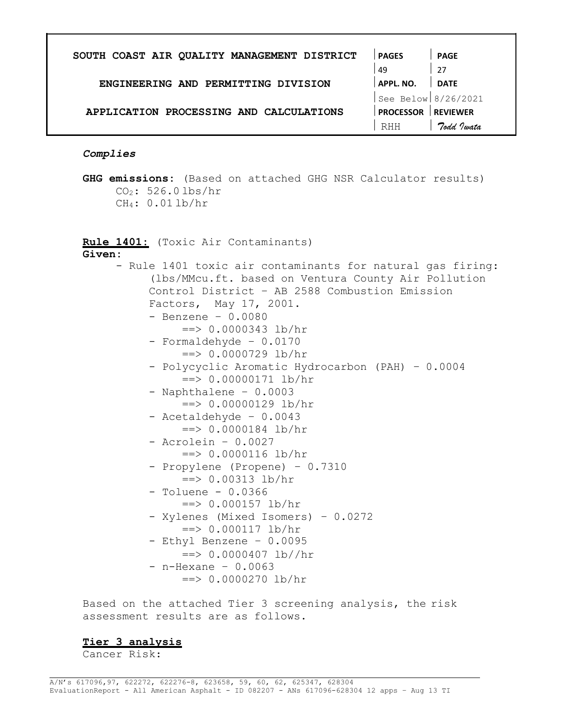***Complies***

**GHG emissions:** (Based on attached GHG NSR Calculator results)

$CO_2$: 526.0 lbs/hr
$CH_4$: 0.01 lb/hr

**Rule 1401:** (Toxic Air Contaminants)

**Given:**

- Rule 1401 toxic air contaminants for natural gas firing: (lbs/MMcu.ft. based on Ventura County Air Pollution Control District – AB 2588 Combustion Emission Factors, May 17, 2001.
  - Benzene – 0.0080
    ==> 0.0000343 lb/hr
  - Formaldehyde – 0.0170
    ==> 0.0000729 lb/hr
  - Polycyclic Aromatic Hydrocarbon (PAH) – 0.0004
    ==> 0.00000171 lb/hr
  - Naphthalene – 0.0003
    ==> 0.00000129 lb/hr
  - Acetaldehyde – 0.0043
    ==> 0.0000184 lb/hr
  - Acrolein – 0.0027
    ==> 0.0000116 lb/hr
  - Propylene (Propene) – 0.7310
    ==> 0.00313 lb/hr
  - Toluene - 0.0366
    ==> 0.000157 lb/hr
  - Xylenes (Mixed Isomers) – 0.0272
    ==> 0.000117 lb/hr
  - Ethyl Benzene – 0.0095
    ==> 0.0000407 lb//hr
  - n-Hexane – 0.0063
    ==> 0.0000270 lb/hr

Based on the attached Tier 3 screening analysis, the risk assessment results are as follows.

**Tier 3 analysis**

Cancer Risk: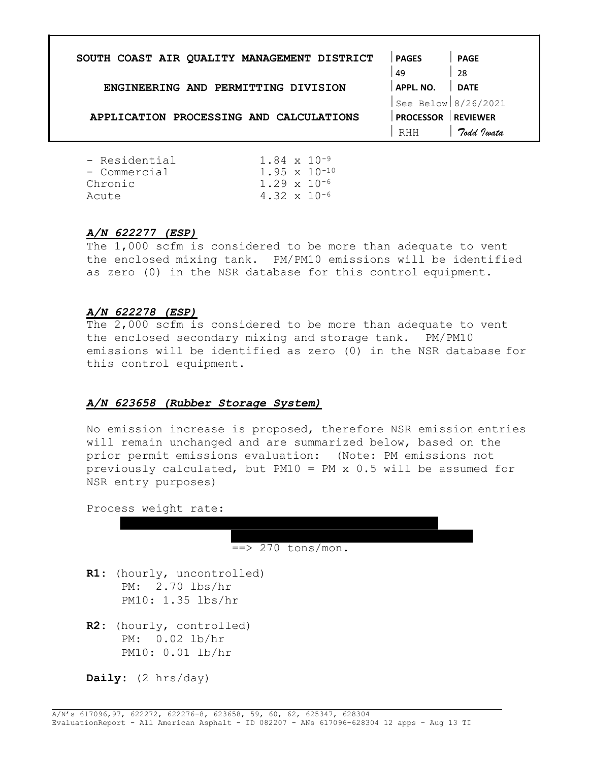| | |
|---|---|
| - Residential | $1.84 \times 10^{-9}$ |
| - Commercial | $1.95 \times 10^{-10}$ |
| Chronic | $1.29 \times 10^{-6}$ |
| Acute | $4.32 \times 10^{-6}$ |

***A/N 622277 (ESP)***

The 1,000 scfm is considered to be more than adequate to vent the enclosed mixing tank. PM/PM10 emissions will be identified as zero (0) in the NSR database for this control equipment.

***A/N 622278 (ESP)***

The 2,000 scfm is considered to be more than adequate to vent the enclosed secondary mixing and storage tank. PM/PM10 emissions will be identified as zero (0) in the NSR database for this control equipment.

***A/N 623658 (Rubber Storage System)***

No emission increase is proposed, therefore NSR emission entries will remain unchanged and are summarized below, based on the prior permit emissions evaluation: (Note: PM emissions not previously calculated, but PM10 = PM x 0.5 will be assumed for NSR entry purposes)

Process weight rate:

==> 270 tons/mon.

**R1**: (hourly, uncontrolled)
PM: 2.70 lbs/hr
PM10: 1.35 lbs/hr

**R2**: (hourly, controlled)
PM: 0.02 lb/hr
PM10: 0.01 lb/hr

**Daily**: (2 hrs/day)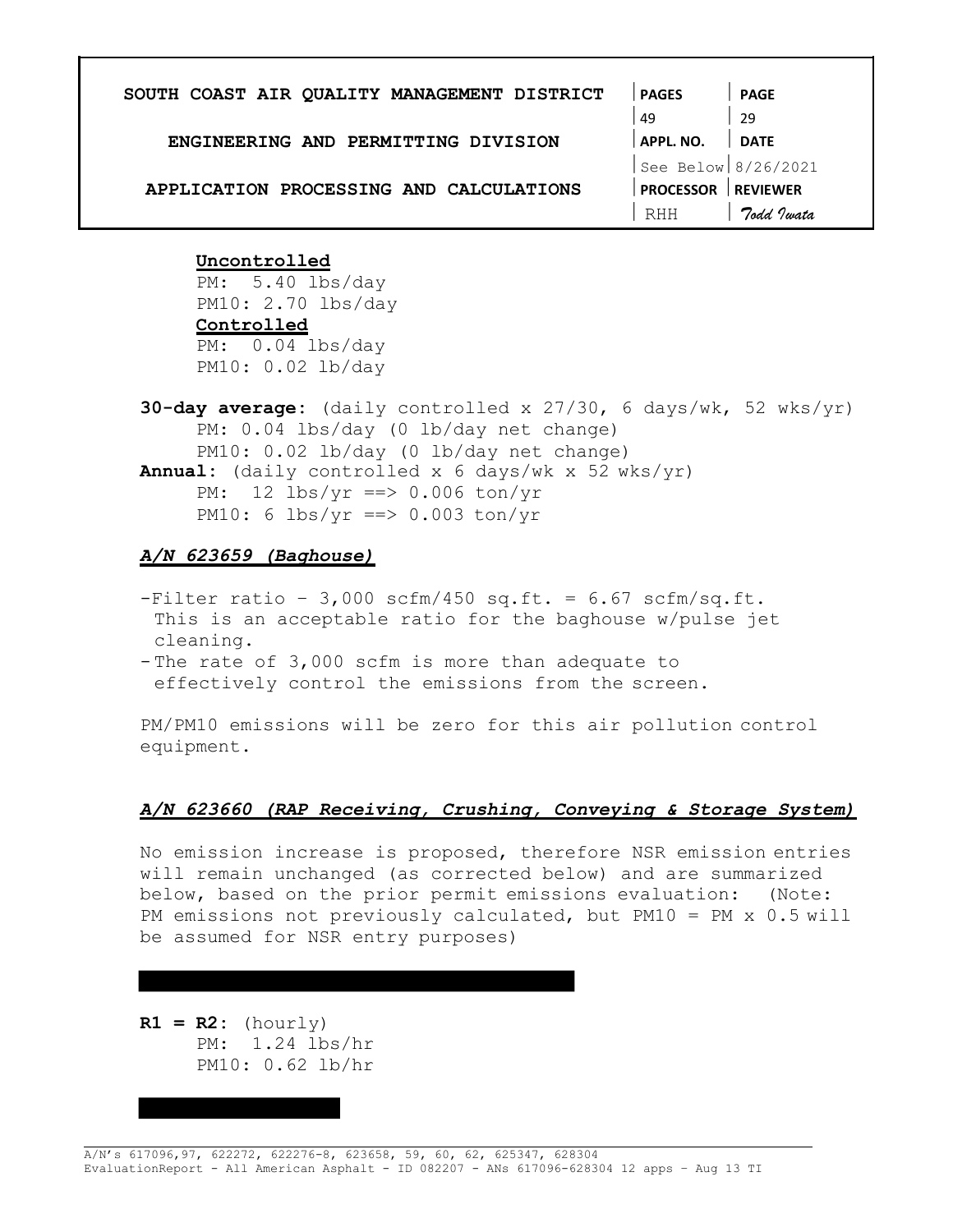**Uncontrolled**

PM: 5.40 lbs/day
PM10: 2.70 lbs/day

**Controlled**

PM: 0.04 lbs/day
PM10: 0.02 lb/day

**30-day average**: (daily controlled x 27/30, 6 days/wk, 52 wks/yr)

PM: 0.04 lbs/day (0 lb/day net change)
PM10: 0.02 lb/day (0 lb/day net change)

**Annual**: (daily controlled x 6 days/wk x 52 wks/yr)

PM: 12 lbs/yr ==> 0.006 ton/yr
PM10: 6 lbs/yr ==> 0.003 ton/yr

***A/N 623659 (Baghouse)***

- Filter ratio – 3,000 scfm/450 sq.ft. = 6.67 scfm/sq.ft. This is an acceptable ratio for the baghouse w/pulse jet cleaning.
- The rate of 3,000 scfm is more than adequate to effectively control the emissions from the screen.

PM/PM10 emissions will be zero for this air pollution control equipment.

***A/N 623660 (RAP Receiving, Crushing, Conveying & Storage System)***

No emission increase is proposed, therefore NSR emission entries will remain unchanged (as corrected below) and are summarized below, based on the prior permit emissions evaluation: (Note: PM emissions not previously calculated, but PM10 = PM x 0.5 will be assumed for NSR entry purposes)

**R1 = R2**: (hourly)

PM: 1.24 lbs/hr
PM10: 0.62 lb/hr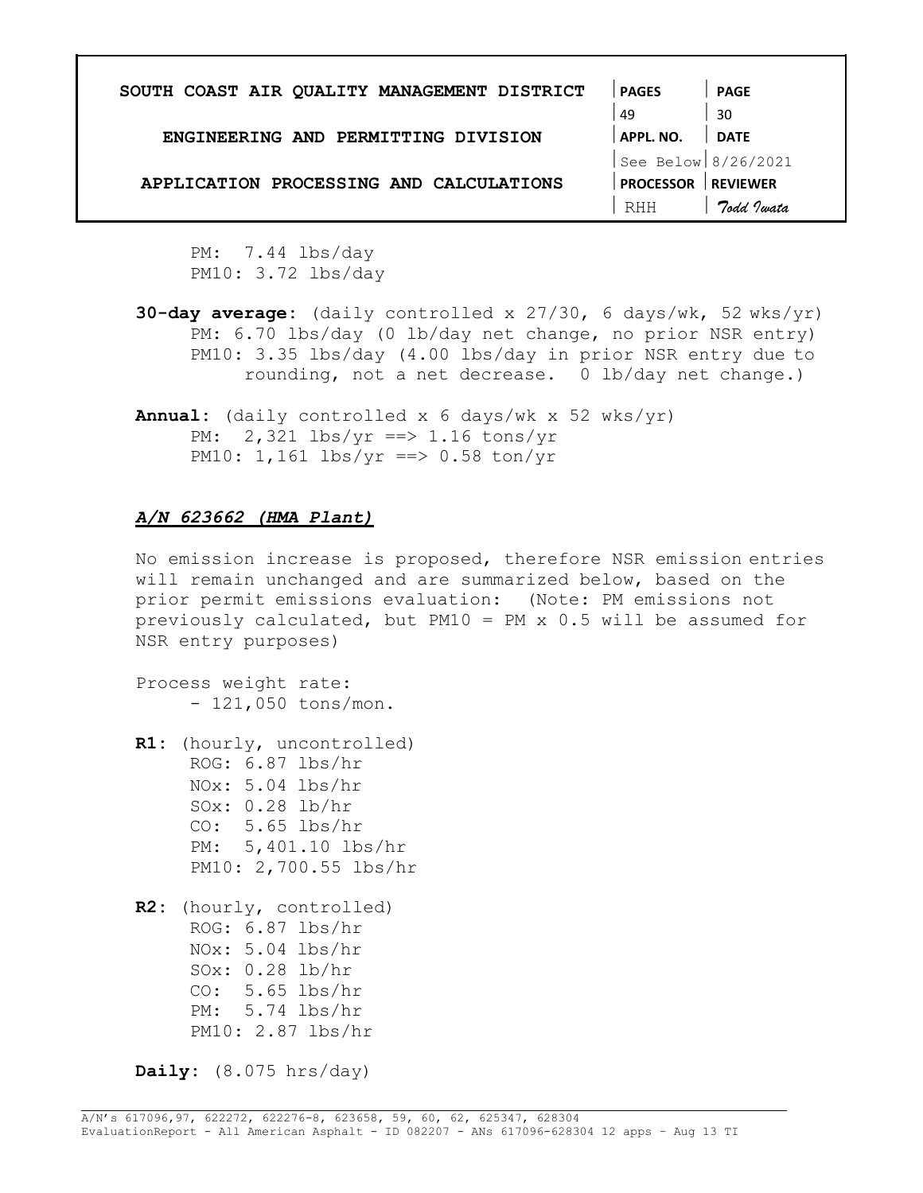PM: 7.44 lbs/day
PM10: 3.72 lbs/day

**30-day average**: (daily controlled x 27/30, 6 days/wk, 52 wks/yr)
PM: 6.70 lbs/day (0 lb/day net change, no prior NSR entry)
PM10: 3.35 lbs/day (4.00 lbs/day in prior NSR entry due to rounding, not a net decrease. 0 lb/day net change.)

**Annual**: (daily controlled x 6 days/wk x 52 wks/yr)
PM: 2,321 lbs/yr ==> 1.16 tons/yr
PM10: 1,161 lbs/yr ==> 0.58 ton/yr

### ***A/N 623662 (HMA Plant)***

No emission increase is proposed, therefore NSR emission entries will remain unchanged and are summarized below, based on the prior permit emissions evaluation: (Note: PM emissions not previously calculated, but PM10 = PM x 0.5 will be assumed for NSR entry purposes)

Process weight rate:
- 121,050 tons/mon.

**R1**: (hourly, uncontrolled)
ROG: 6.87 lbs/hr
NOx: 5.04 lbs/hr
SOx: 0.28 lb/hr
CO: 5.65 lbs/hr
PM: 5,401.10 lbs/hr
PM10: 2,700.55 lbs/hr

**R2**: (hourly, controlled)
ROG: 6.87 lbs/hr
NOx: 5.04 lbs/hr
SOx: 0.28 lb/hr
CO: 5.65 lbs/hr
PM: 5.74 lbs/hr
PM10: 2.87 lbs/hr

**Daily**: (8.075 hrs/day)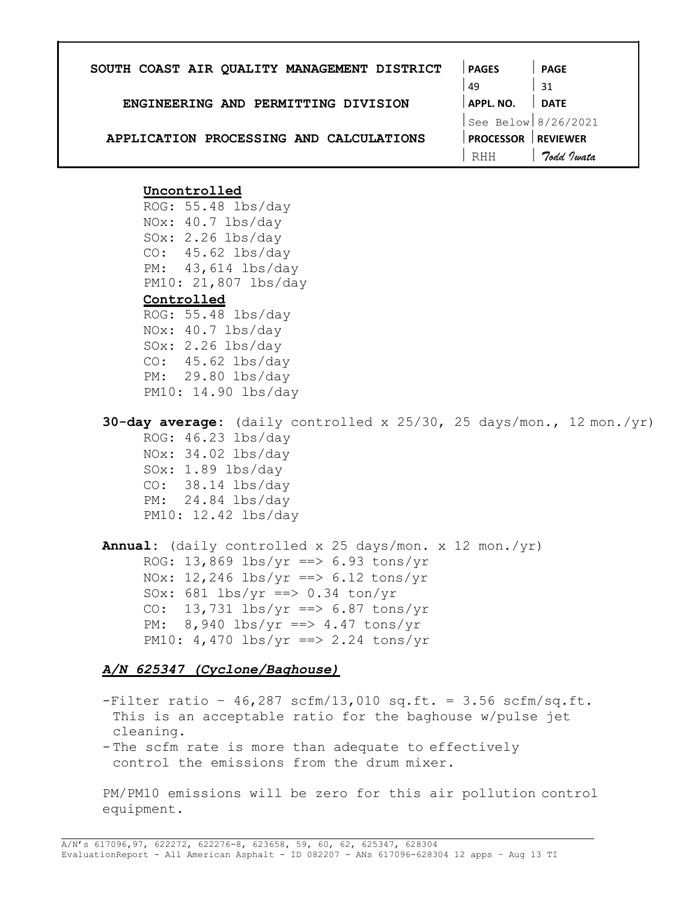**Uncontrolled**

ROG: 55.48 lbs/day
NOx: 40.7 lbs/day
SOx: 2.26 lbs/day
CO: 45.62 lbs/day
PM: 43,614 lbs/day
PM10: 21,807 lbs/day

**Controlled**

ROG: 55.48 lbs/day
NOx: 40.7 lbs/day
SOx: 2.26 lbs/day
CO: 45.62 lbs/day
PM: 29.80 lbs/day
PM10: 14.90 lbs/day

**30-day average**: (daily controlled x 25/30, 25 days/mon., 12 mon./yr)

ROG: 46.23 lbs/day
NOx: 34.02 lbs/day
SOx: 1.89 lbs/day
CO: 38.14 lbs/day
PM: 24.84 lbs/day
PM10: 12.42 lbs/day

**Annual**: (daily controlled x 25 days/mon. x 12 mon./yr)

ROG: 13,869 lbs/yr ==> 6.93 tons/yr
NOx: 12,246 lbs/yr ==> 6.12 tons/yr
SOx: 681 lbs/yr ==> 0.34 ton/yr
CO: 13,731 lbs/yr ==> 6.87 tons/yr
PM: 8,940 lbs/yr ==> 4.47 tons/yr
PM10: 4,470 lbs/yr ==> 2.24 tons/yr

***A/N 625347 (Cyclone/Baghouse)***

- Filter ratio – 46,287 scfm/13,010 sq.ft. = 3.56 scfm/sq.ft. This is an acceptable ratio for the baghouse w/pulse jet cleaning.
- The scfm rate is more than adequate to effectively control the emissions from the drum mixer.

PM/PM10 emissions will be zero for this air pollution control equipment.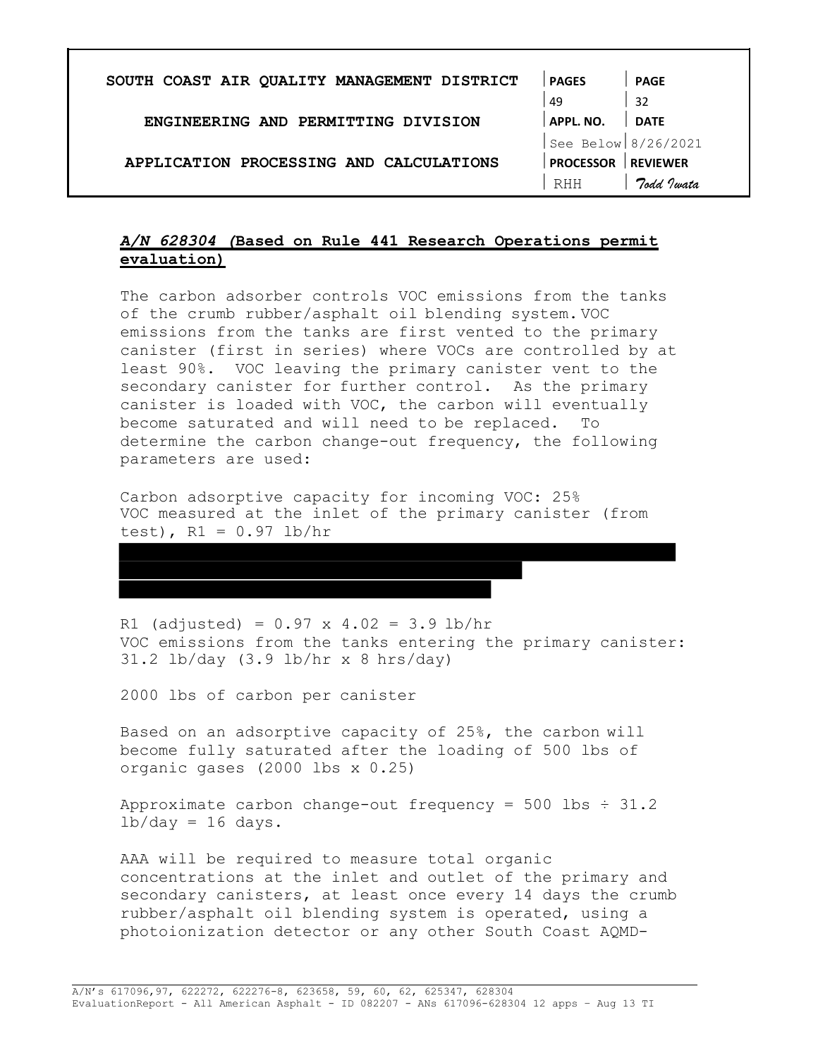## *A/N 628304 (*Based on Rule 441 Research Operations permit evaluation)

The carbon adsorber controls VOC emissions from the tanks of the crumb rubber/asphalt oil blending system. VOC emissions from the tanks are first vented to the primary canister (first in series) where VOCs are controlled by at least 90%. VOC leaving the primary canister vent to the secondary canister for further control. As the primary canister is loaded with VOC, the carbon will eventually become saturated and will need to be replaced. To determine the carbon change-out frequency, the following parameters are used:

Carbon adsorptive capacity for incoming VOC: 25%
VOC measured at the inlet of the primary canister (from test), R1 = 0.97 lb/hr

R1 (adjusted) = 0.97 x 4.02 = 3.9 lb/hr
VOC emissions from the tanks entering the primary canister: 31.2 lb/day (3.9 lb/hr x 8 hrs/day)

2000 lbs of carbon per canister

Based on an adsorptive capacity of 25%, the carbon will become fully saturated after the loading of 500 lbs of organic gases (2000 lbs x 0.25)

Approximate carbon change-out frequency = 500 lbs ÷ 31.2 lb/day = 16 days.

AAA will be required to measure total organic concentrations at the inlet and outlet of the primary and secondary canisters, at least once every 14 days the crumb rubber/asphalt oil blending system is operated, using a photoionization detector or any other South Coast AQMD-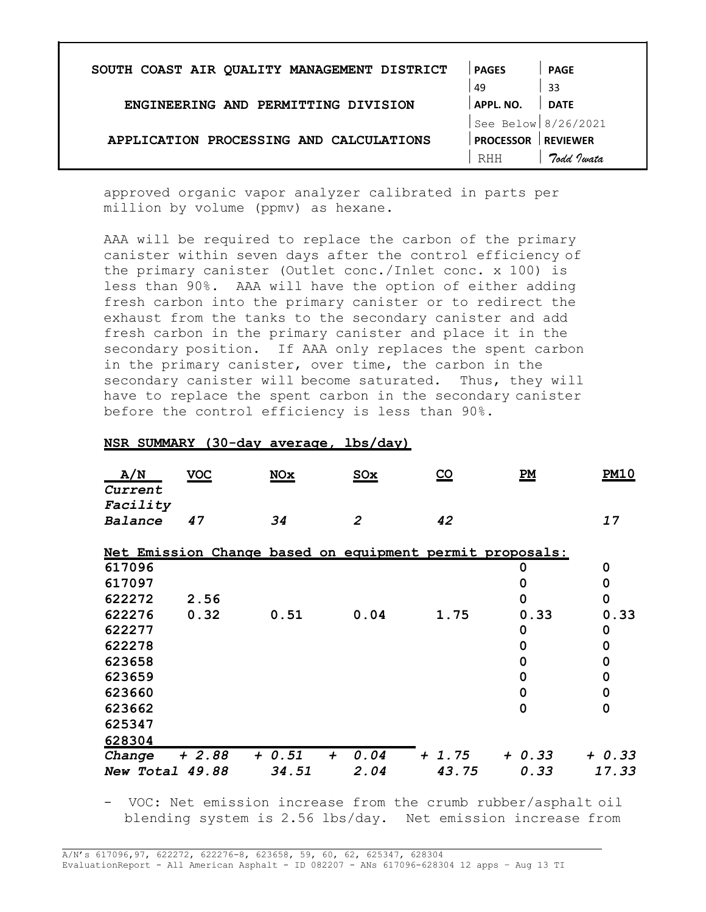approved organic vapor analyzer calibrated in parts per million by volume (ppmv) as hexane.

AAA will be required to replace the carbon of the primary canister within seven days after the control efficiency of the primary canister (Outlet conc./Inlet conc. x 100) is less than 90%. AAA will have the option of either adding fresh carbon into the primary canister or to redirect the exhaust from the tanks to the secondary canister and add fresh carbon in the primary canister and place it in the secondary position. If AAA only replaces the spent carbon in the primary canister, over time, the carbon in the secondary canister will become saturated. Thus, they will have to replace the spent carbon in the secondary canister before the control efficiency is less than 90%.

**NSR SUMMARY (30-day average, lbs/day)**

| A/N | VOC | NOx | SOx | CO | PM | PM10 |
|---|---|---|---|---|---|---|
| *Current Facility Balance* | *47* | *34* | *2* | *42* | | *17* |
| **Net Emission Change based on equipment permit proposals:** | | | | | | |
| 617096 | | | | | 0 | 0 |
| 617097 | | | | | 0 | 0 |
| 622272 | 2.56 | | | | 0 | 0 |
| 622276 | 0.32 | 0.51 | 0.04 | 1.75 | 0.33 | 0.33 |
| 622277 | | | | | 0 | 0 |
| 622278 | | | | | 0 | 0 |
| 623658 | | | | | 0 | 0 |
| 623659 | | | | | 0 | 0 |
| 623660 | | | | | 0 | 0 |
| 623662 | | | | | 0 | 0 |
| 625347 | | | | | | |
| 628304 | | | | | | |
| *Change* | *+ 2.88* | *+ 0.51* | *+ 0.04* | *+ 1.75* | *+ 0.33* | *+ 0.33* |
| *New Total* | *49.88* | *34.51* | *2.04* | *43.75* | *0.33* | *17.33* |

- VOC: Net emission increase from the crumb rubber/asphalt oil blending system is 2.56 lbs/day. Net emission increase from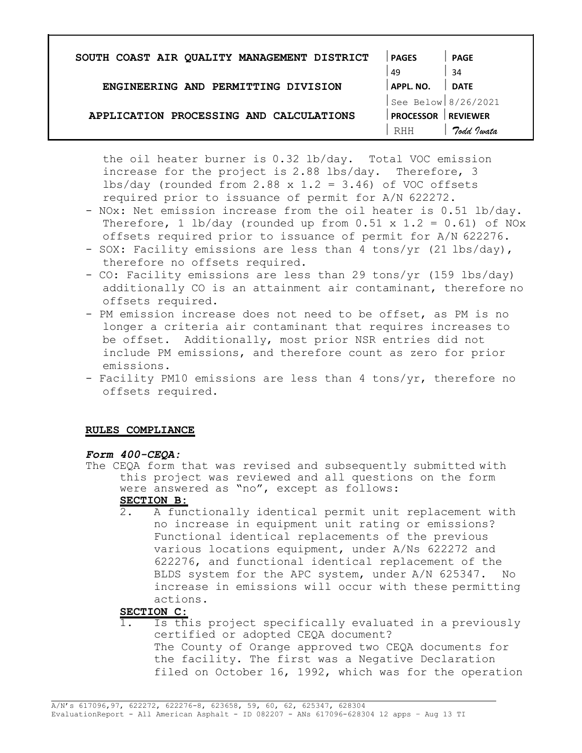the oil heater burner is 0.32 lb/day. Total VOC emission increase for the project is 2.88 lbs/day. Therefore, 3 lbs/day (rounded from 2.88 x 1.2 = 3.46) of VOC offsets required prior to issuance of permit for A/N 622272.

- NOx: Net emission increase from the oil heater is 0.51 lb/day. Therefore, 1 lb/day (rounded up from 0.51 x 1.2 = 0.61) of NOx offsets required prior to issuance of permit for A/N 622276.
- SOX: Facility emissions are less than 4 tons/yr (21 lbs/day), therefore no offsets required.
- CO: Facility emissions are less than 29 tons/yr (159 lbs/day) additionally CO is an attainment air contaminant, therefore no offsets required.
- PM emission increase does not need to be offset, as PM is no longer a criteria air contaminant that requires increases to be offset. Additionally, most prior NSR entries did not include PM emissions, and therefore count as zero for prior emissions.
- Facility PM10 emissions are less than 4 tons/yr, therefore no offsets required.

**RULES COMPLIANCE**

***Form 400-CEQA:***

The CEQA form that was revised and subsequently submitted with this project was reviewed and all questions on the form were answered as "no", except as follows:

**SECTION B:**

2. A functionally identical permit unit replacement with no increase in equipment unit rating or emissions? Functional identical replacements of the previous various locations equipment, under A/Ns 622272 and 622276, and functional identical replacement of the BLDS system for the APC system, under A/N 625347. No increase in emissions will occur with these permitting actions.

**SECTION C:**

1. Is this project specifically evaluated in a previously certified or adopted CEQA document? The County of Orange approved two CEQA documents for the facility. The first was a Negative Declaration filed on October 16, 1992, which was for the operation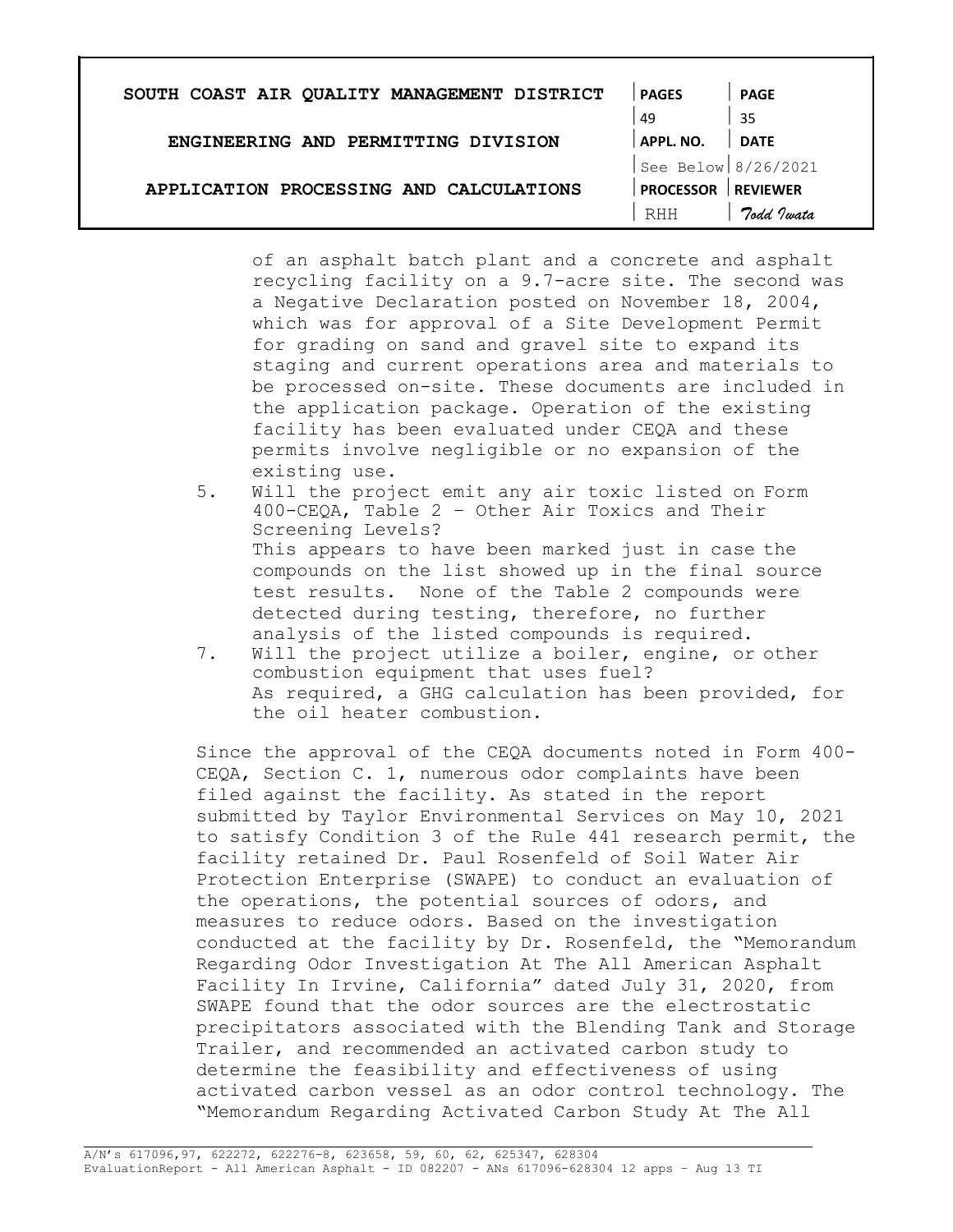of an asphalt batch plant and a concrete and asphalt recycling facility on a 9.7-acre site. The second was a Negative Declaration posted on November 18, 2004, which was for approval of a Site Development Permit for grading on sand and gravel site to expand its staging and current operations area and materials to be processed on-site. These documents are included in the application package. Operation of the existing facility has been evaluated under CEQA and these permits involve negligible or no expansion of the existing use.

5. Will the project emit any air toxic listed on Form 400-CEQA, Table 2 – Other Air Toxics and Their Screening Levels?
   This appears to have been marked just in case the compounds on the list showed up in the final source test results. None of the Table 2 compounds were detected during testing, therefore, no further analysis of the listed compounds is required.
7. Will the project utilize a boiler, engine, or other combustion equipment that uses fuel?
   As required, a GHG calculation has been provided, for the oil heater combustion.

Since the approval of the CEQA documents noted in Form 400-CEQA, Section C. 1, numerous odor complaints have been filed against the facility. As stated in the report submitted by Taylor Environmental Services on May 10, 2021 to satisfy Condition 3 of the Rule 441 research permit, the facility retained Dr. Paul Rosenfeld of Soil Water Air Protection Enterprise (SWAPE) to conduct an evaluation of the operations, the potential sources of odors, and measures to reduce odors. Based on the investigation conducted at the facility by Dr. Rosenfeld, the "Memorandum Regarding Odor Investigation At The All American Asphalt Facility In Irvine, California" dated July 31, 2020, from SWAPE found that the odor sources are the electrostatic precipitators associated with the Blending Tank and Storage Trailer, and recommended an activated carbon study to determine the feasibility and effectiveness of using activated carbon vessel as an odor control technology. The "Memorandum Regarding Activated Carbon Study At The All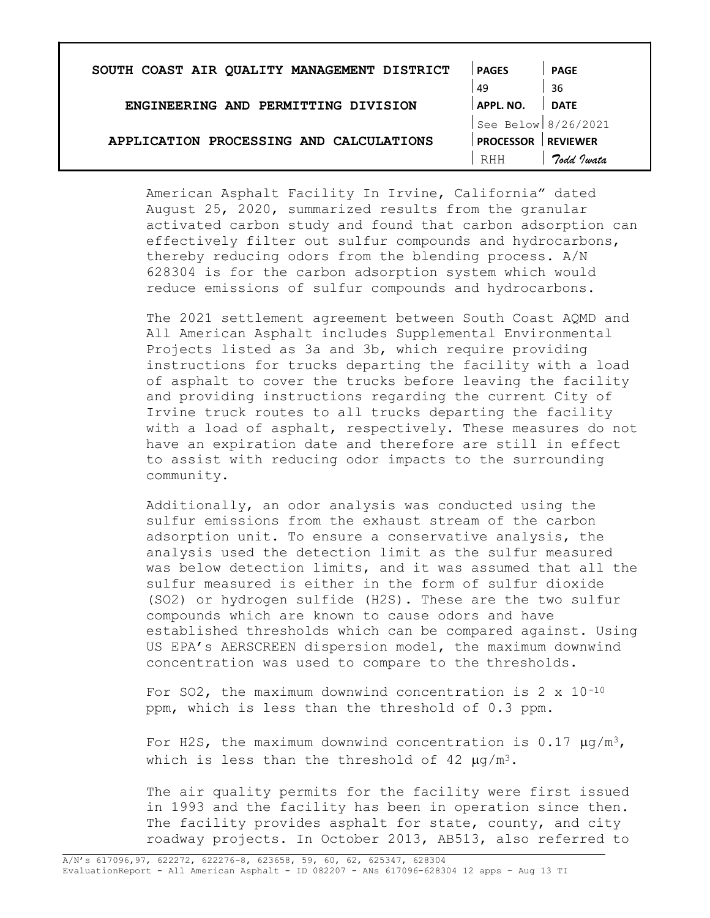American Asphalt Facility In Irvine, California" dated August 25, 2020, summarized results from the granular activated carbon study and found that carbon adsorption can effectively filter out sulfur compounds and hydrocarbons, thereby reducing odors from the blending process. A/N 628304 is for the carbon adsorption system which would reduce emissions of sulfur compounds and hydrocarbons.

The 2021 settlement agreement between South Coast AQMD and All American Asphalt includes Supplemental Environmental Projects listed as 3a and 3b, which require providing instructions for trucks departing the facility with a load of asphalt to cover the trucks before leaving the facility and providing instructions regarding the current City of Irvine truck routes to all trucks departing the facility with a load of asphalt, respectively. These measures do not have an expiration date and therefore are still in effect to assist with reducing odor impacts to the surrounding community.

Additionally, an odor analysis was conducted using the sulfur emissions from the exhaust stream of the carbon adsorption unit. To ensure a conservative analysis, the analysis used the detection limit as the sulfur measured was below detection limits, and it was assumed that all the sulfur measured is either in the form of sulfur dioxide (SO2) or hydrogen sulfide (H2S). These are the two sulfur compounds which are known to cause odors and have established thresholds which can be compared against. Using US EPA's AERSCREEN dispersion model, the maximum downwind concentration was used to compare to the thresholds.

For SO2, the maximum downwind concentration is $2 \times 10^{-10}$ ppm, which is less than the threshold of 0.3 ppm.

For H2S, the maximum downwind concentration is 0.17 $\mu g/m^3$, which is less than the threshold of 42 $\mu g/m^3$.

The air quality permits for the facility were first issued in 1993 and the facility has been in operation since then. The facility provides asphalt for state, county, and city roadway projects. In October 2013, AB513, also referred to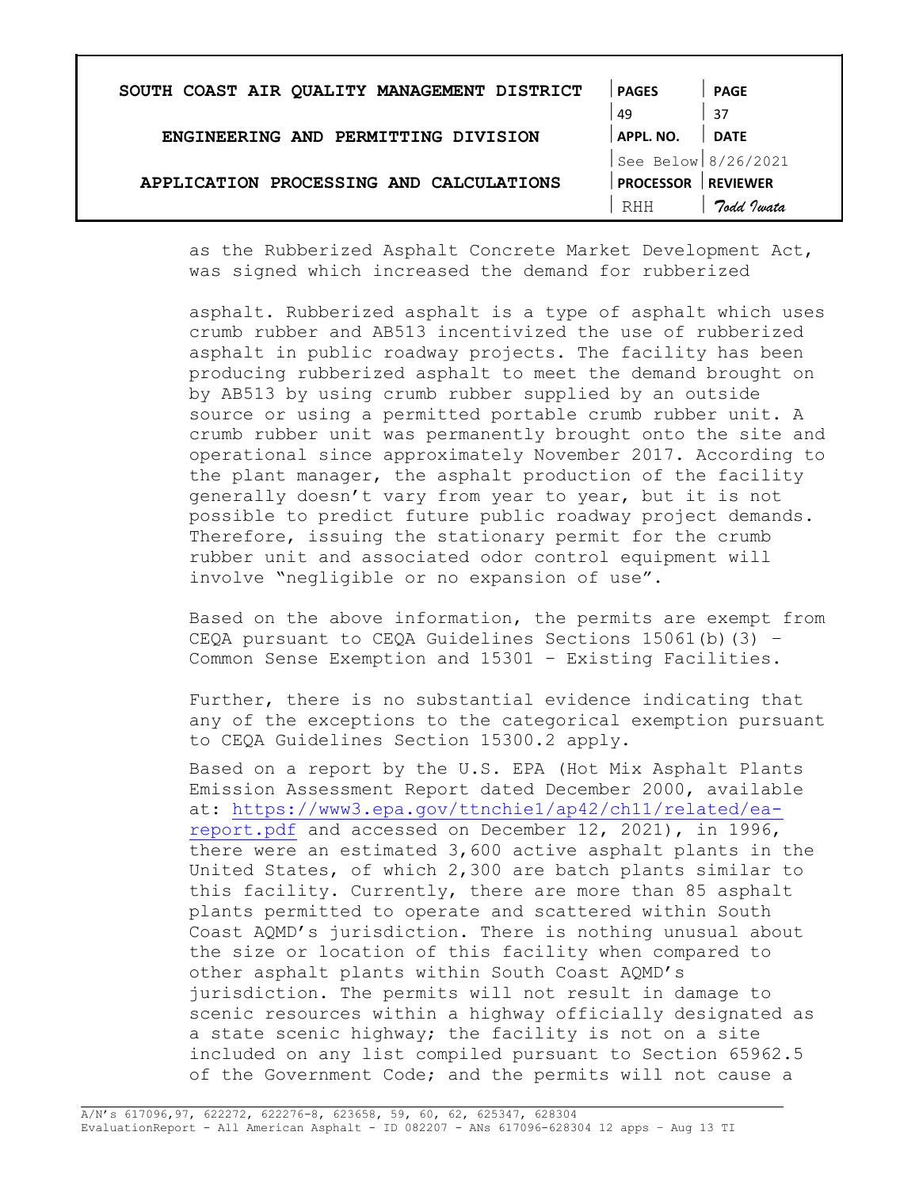as the Rubberized Asphalt Concrete Market Development Act, was signed which increased the demand for rubberized

asphalt. Rubberized asphalt is a type of asphalt which uses crumb rubber and AB513 incentivized the use of rubberized asphalt in public roadway projects. The facility has been producing rubberized asphalt to meet the demand brought on by AB513 by using crumb rubber supplied by an outside source or using a permitted portable crumb rubber unit. A crumb rubber unit was permanently brought onto the site and operational since approximately November 2017. According to the plant manager, the asphalt production of the facility generally doesn't vary from year to year, but it is not possible to predict future public roadway project demands. Therefore, issuing the stationary permit for the crumb rubber unit and associated odor control equipment will involve "negligible or no expansion of use".

Based on the above information, the permits are exempt from CEQA pursuant to CEQA Guidelines Sections 15061(b)(3) – Common Sense Exemption and 15301 – Existing Facilities.

Further, there is no substantial evidence indicating that any of the exceptions to the categorical exemption pursuant to CEQA Guidelines Section 15300.2 apply.

Based on a report by the U.S. EPA (Hot Mix Asphalt Plants Emission Assessment Report dated December 2000, available at: https://www3.epa.gov/ttnchie1/ap42/ch11/related/ea-report.pdf and accessed on December 12, 2021), in 1996, there were an estimated 3,600 active asphalt plants in the United States, of which 2,300 are batch plants similar to this facility. Currently, there are more than 85 asphalt plants permitted to operate and scattered within South Coast AQMD's jurisdiction. There is nothing unusual about the size or location of this facility when compared to other asphalt plants within South Coast AQMD's jurisdiction. The permits will not result in damage to scenic resources within a highway officially designated as a state scenic highway; the facility is not on a site included on any list compiled pursuant to Section 65962.5 of the Government Code; and the permits will not cause a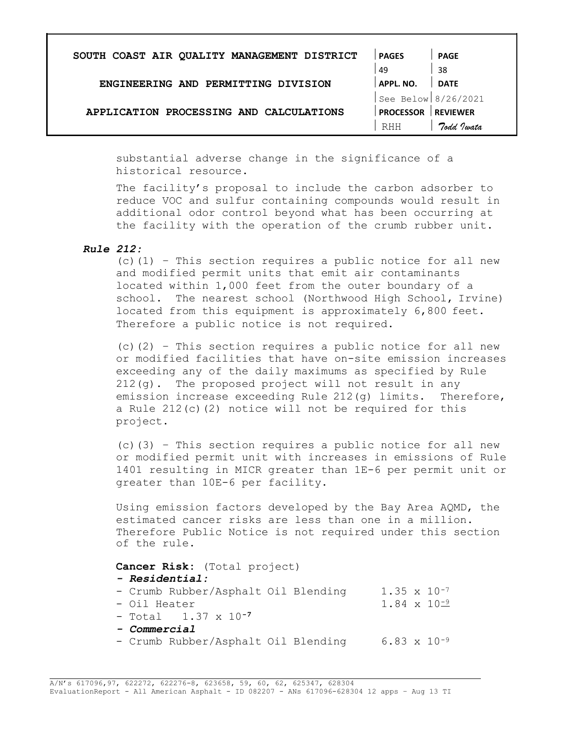substantial adverse change in the significance of a historical resource.

The facility's proposal to include the carbon adsorber to reduce VOC and sulfur containing compounds would result in additional odor control beyond what has been occurring at the facility with the operation of the crumb rubber unit.

***Rule 212:***

(c)(1) – This section requires a public notice for all new and modified permit units that emit air contaminants located within 1,000 feet from the outer boundary of a school. The nearest school (Northwood High School, Irvine) located from this equipment is approximately 6,800 feet. Therefore a public notice is not required.

(c)(2) – This section requires a public notice for all new or modified facilities that have on-site emission increases exceeding any of the daily maximums as specified by Rule 212(g). The proposed project will not result in any emission increase exceeding Rule 212(g) limits. Therefore, a Rule 212(c)(2) notice will not be required for this project.

(c)(3) – This section requires a public notice for all new or modified permit unit with increases in emissions of Rule 1401 resulting in MICR greater than 1E-6 per permit unit or greater than 10E-6 per facility.

Using emission factors developed by the Bay Area AQMD, the estimated cancer risks are less than one in a million. Therefore Public Notice is not required under this section of the rule.

**Cancer Risk**: (Total project)

***- Residential:***

- Crumb Rubber/Asphalt Oil Blending $1.35 \times 10^{-7}$
- Oil Heater $1.84 \times 10^{-9}$
- Total $1.37 \times 10^{-7}$

***- Commercial***

- Crumb Rubber/Asphalt Oil Blending $6.83 \times 10^{-9}$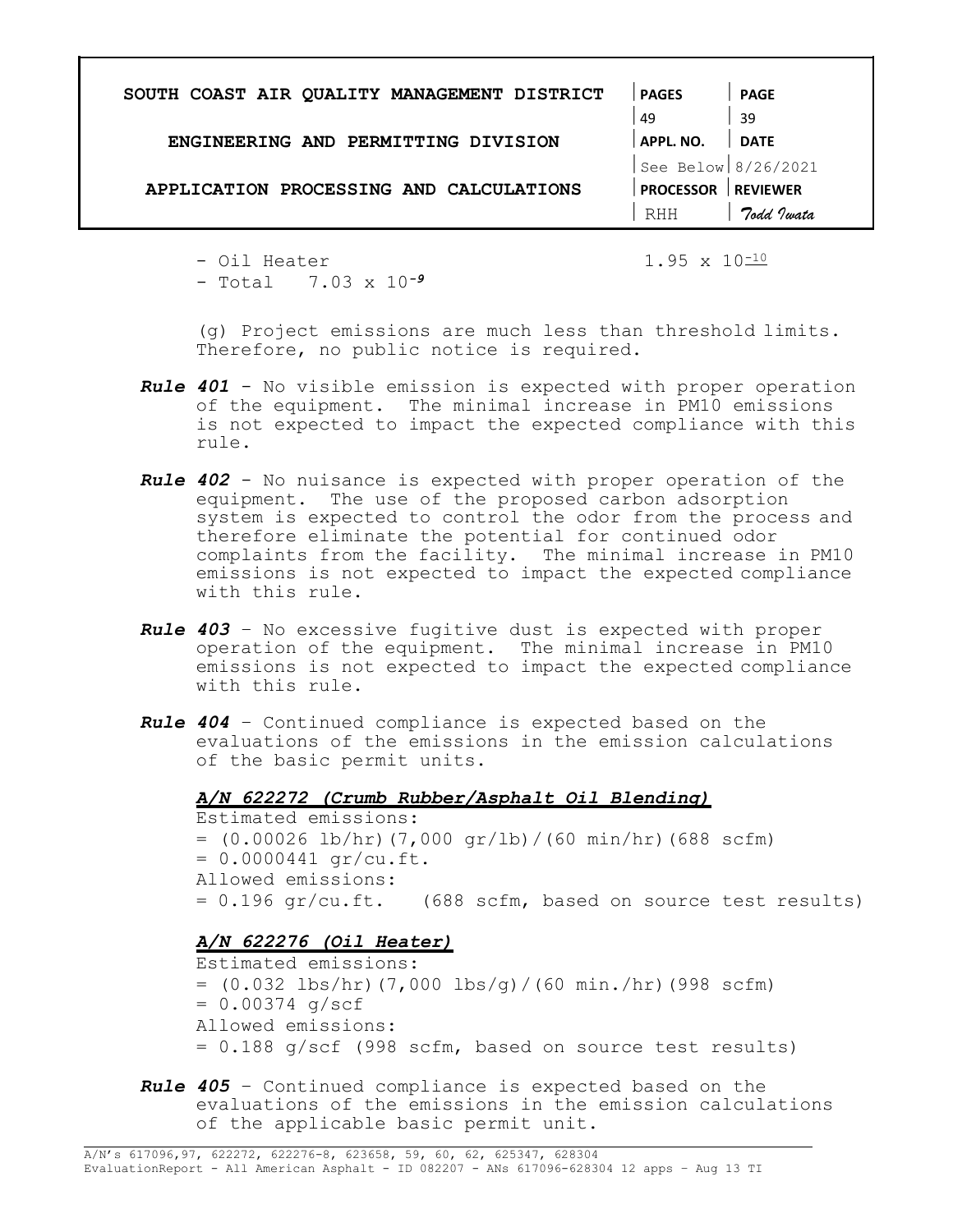- Oil Heater $1.95 \times 10^{-10}$
- Total $7.03 \times 10^{-9}$

(g) Project emissions are much less than threshold limits. Therefore, no public notice is required.

***Rule 401*** - No visible emission is expected with proper operation of the equipment. The minimal increase in PM10 emissions is not expected to impact the expected compliance with this rule.

***Rule 402*** - No nuisance is expected with proper operation of the equipment. The use of the proposed carbon adsorption system is expected to control the odor from the process and therefore eliminate the potential for continued odor complaints from the facility. The minimal increase in PM10 emissions is not expected to impact the expected compliance with this rule.

***Rule 403*** – No excessive fugitive dust is expected with proper operation of the equipment. The minimal increase in PM10 emissions is not expected to impact the expected compliance with this rule.

***Rule 404*** – Continued compliance is expected based on the evaluations of the emissions in the emission calculations of the basic permit units.

***A/N 622272 (Crumb Rubber/Asphalt Oil Blending)***

Estimated emissions:
= (0.00026 lb/hr)(7,000 gr/lb)/(60 min/hr)(688 scfm)
= 0.0000441 gr/cu.ft.
Allowed emissions:
= 0.196 gr/cu.ft. (688 scfm, based on source test results)

***A/N 622276 (Oil Heater)***

Estimated emissions:
= (0.032 lbs/hr)(7,000 lbs/g)/(60 min./hr)(998 scfm)
= 0.00374 g/scf
Allowed emissions:
= 0.188 g/scf (998 scfm, based on source test results)

***Rule 405*** – Continued compliance is expected based on the evaluations of the emissions in the emission calculations of the applicable basic permit unit.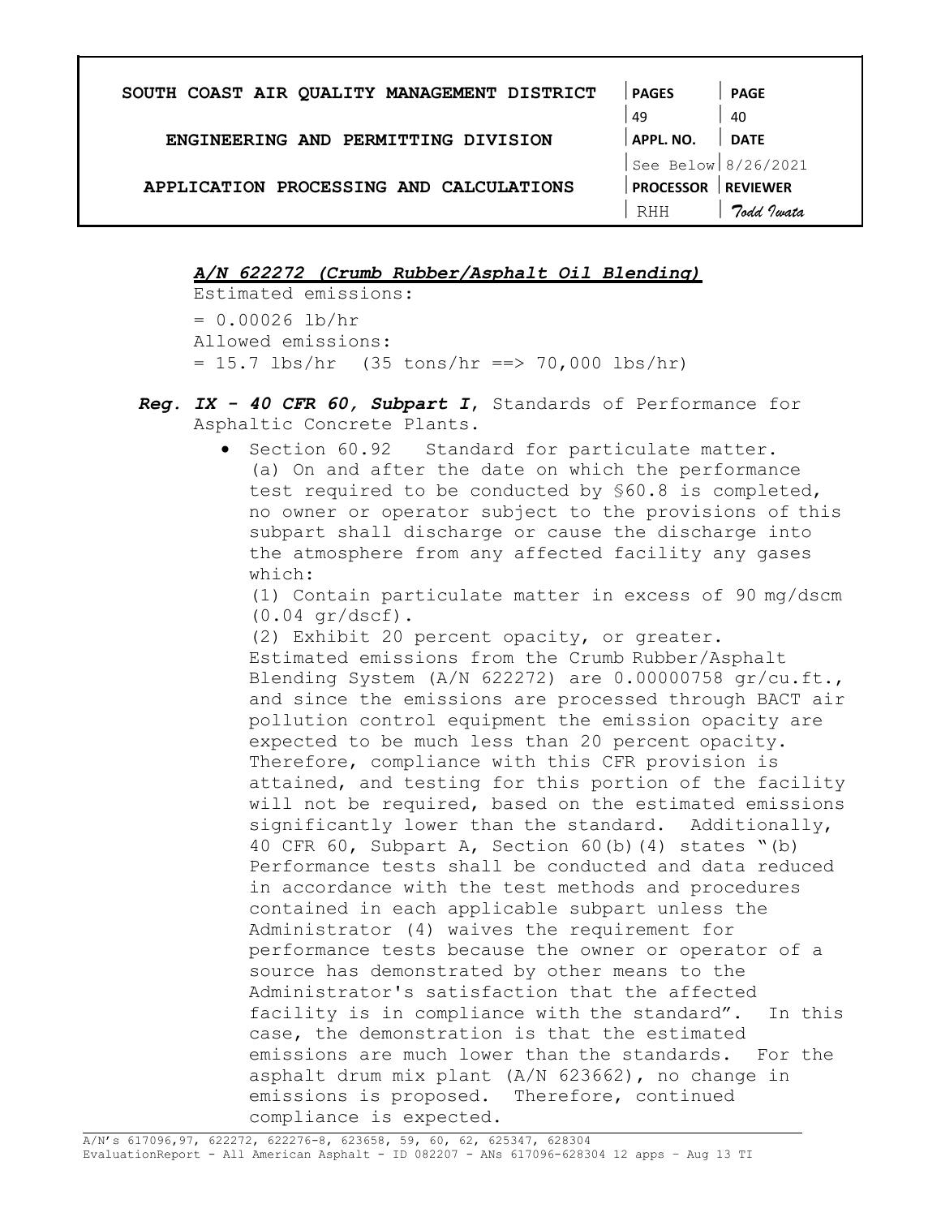***A/N 622272 (Crumb Rubber/Asphalt Oil Blending)***

Estimated emissions:

= 0.00026 lb/hr

Allowed emissions:

= 15.7 lbs/hr (35 tons/hr ==> 70,000 lbs/hr)

***Reg. IX - 40 CFR 60, Subpart I***, Standards of Performance for Asphaltic Concrete Plants.

- Section 60.92 Standard for particulate matter.

  (a) On and after the date on which the performance test required to be conducted by §60.8 is completed, no owner or operator subject to the provisions of this subpart shall discharge or cause the discharge into the atmosphere from any affected facility any gases which:

  (1) Contain particulate matter in excess of 90 mg/dscm (0.04 gr/dscf).

  (2) Exhibit 20 percent opacity, or greater.

  Estimated emissions from the Crumb Rubber/Asphalt Blending System (A/N 622272) are 0.00000758 gr/cu.ft., and since the emissions are processed through BACT air pollution control equipment the emission opacity are expected to be much less than 20 percent opacity. Therefore, compliance with this CFR provision is attained, and testing for this portion of the facility will not be required, based on the estimated emissions significantly lower than the standard. Additionally, 40 CFR 60, Subpart A, Section 60(b)(4) states "(b) Performance tests shall be conducted and data reduced in accordance with the test methods and procedures contained in each applicable subpart unless the Administrator (4) waives the requirement for performance tests because the owner or operator of a source has demonstrated by other means to the Administrator's satisfaction that the affected facility is in compliance with the standard". In this case, the demonstration is that the estimated emissions are much lower than the standards. For the asphalt drum mix plant (A/N 623662), no change in emissions is proposed. Therefore, continued compliance is expected.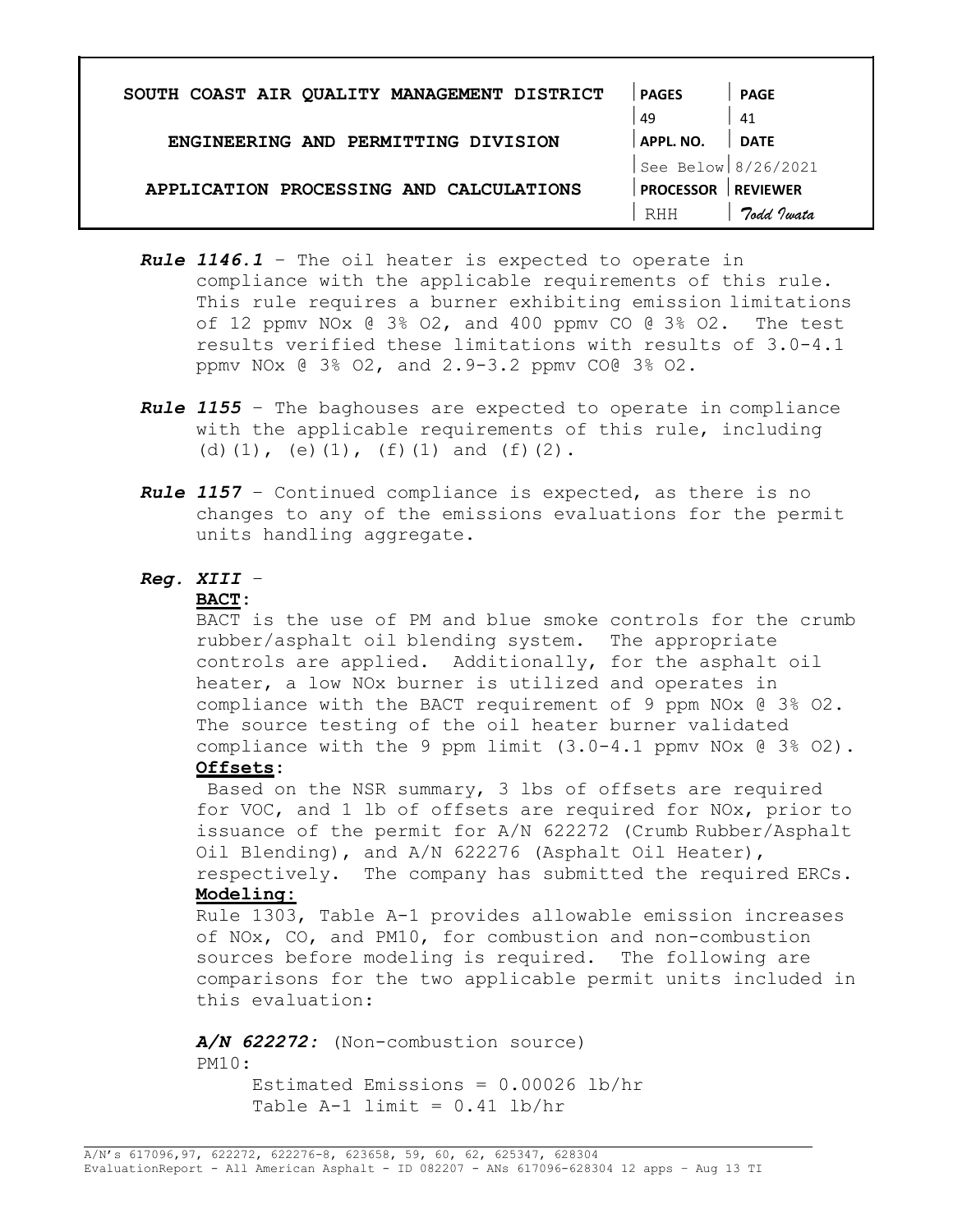***Rule 1146.1*** – The oil heater is expected to operate in compliance with the applicable requirements of this rule. This rule requires a burner exhibiting emission limitations of 12 ppmv NOx @ 3% O2, and 400 ppmv CO @ 3% O2. The test results verified these limitations with results of 3.0-4.1 ppmv NOx @ 3% O2, and 2.9-3.2 ppmv CO@ 3% O2.

***Rule 1155*** – The baghouses are expected to operate in compliance with the applicable requirements of this rule, including (d)(1), (e)(1), (f)(1) and (f)(2).

***Rule 1157*** – Continued compliance is expected, as there is no changes to any of the emissions evaluations for the permit units handling aggregate.

***Reg. XIII*** –

**BACT:**

BACT is the use of PM and blue smoke controls for the crumb rubber/asphalt oil blending system. The appropriate controls are applied. Additionally, for the asphalt oil heater, a low NOx burner is utilized and operates in compliance with the BACT requirement of 9 ppm NOx @ 3% O2. The source testing of the oil heater burner validated compliance with the 9 ppm limit (3.0-4.1 ppmv NOx @ 3% O2).

**Offsets:**

Based on the NSR summary, 3 lbs of offsets are required for VOC, and 1 lb of offsets are required for NOx, prior to issuance of the permit for A/N 622272 (Crumb Rubber/Asphalt Oil Blending), and A/N 622276 (Asphalt Oil Heater), respectively. The company has submitted the required ERCs.

**Modeling:**

Rule 1303, Table A-1 provides allowable emission increases of NOx, CO, and PM10, for combustion and non-combustion sources before modeling is required. The following are comparisons for the two applicable permit units included in this evaluation:

***A/N 622272:*** (Non-combustion source)

PM10:

Estimated Emissions = 0.00026 lb/hr

Table A-1 limit = 0.41 lb/hr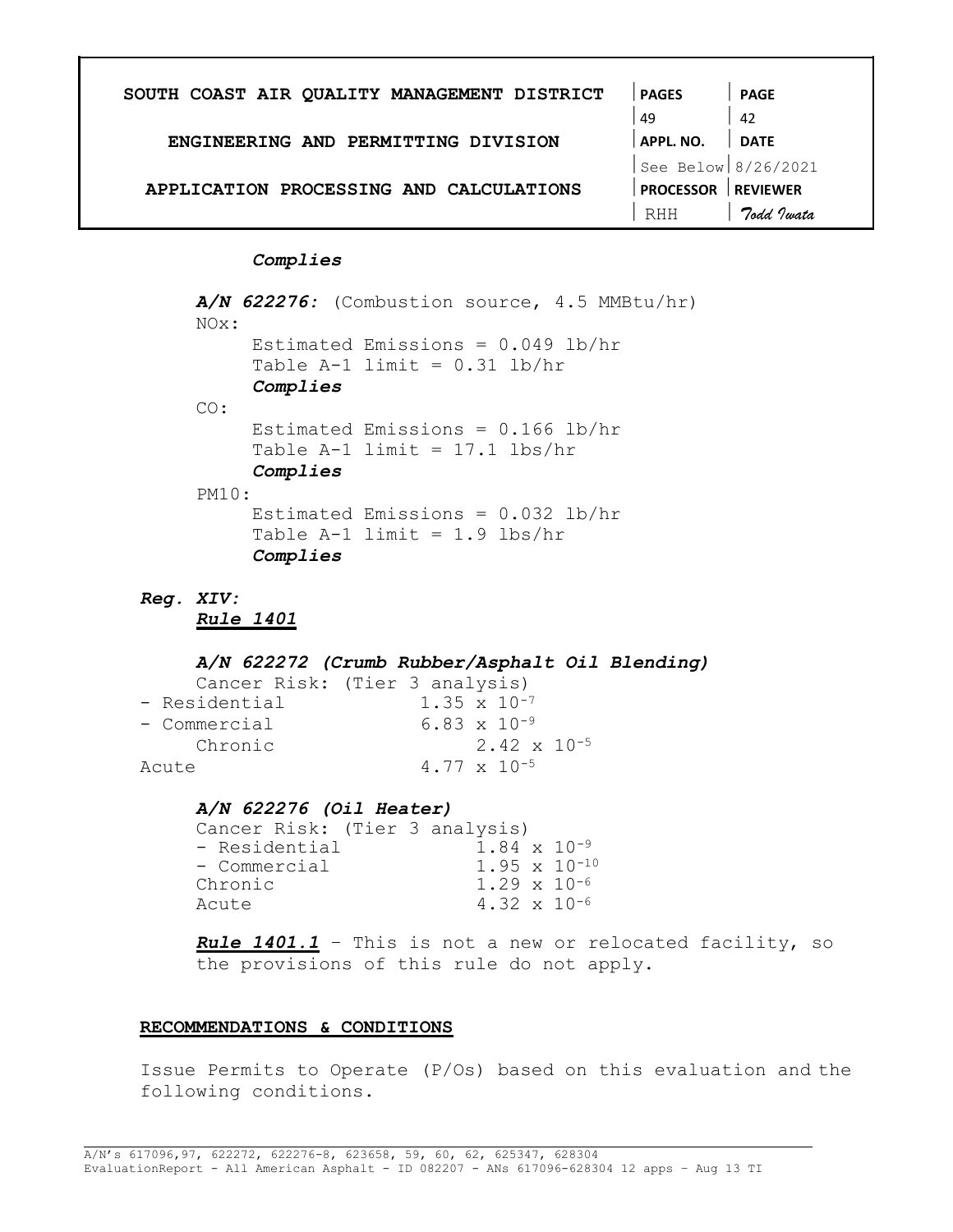***Complies***

***A/N 622276:*** (Combustion source, 4.5 MMBtu/hr)

NOx:

Estimated Emissions = 0.049 lb/hr
Table A-1 limit = 0.31 lb/hr
***Complies***

CO:

Estimated Emissions = 0.166 lb/hr
Table A-1 limit = 17.1 lbs/hr
***Complies***

PM10:

Estimated Emissions = 0.032 lb/hr
Table A-1 limit = 1.9 lbs/hr
***Complies***

***Reg. XIV:***

***<u>Rule 1401</u>***

***A/N 622272 (Crumb Rubber/Asphalt Oil Blending)***

Cancer Risk: (Tier 3 analysis)

| | |
|---|---|
| - Residential | $1.35 \times 10^{-7}$ |
| - Commercial | $6.83 \times 10^{-9}$ |
| Chronic | $2.42 \times 10^{-5}$ |
| Acute | $4.77 \times 10^{-5}$ |

***A/N 622276 (Oil Heater)***

Cancer Risk: (Tier 3 analysis)

| | |
|---|---|
| - Residential | $1.84 \times 10^{-9}$ |
| - Commercial | $1.95 \times 10^{-10}$ |
| Chronic | $1.29 \times 10^{-6}$ |
| Acute | $4.32 \times 10^{-6}$ |

***<u>Rule 1401.1</u>*** – This is not a new or relocated facility, so the provisions of this rule do not apply.

**<u>RECOMMENDATIONS & CONDITIONS</u>**

Issue Permits to Operate (P/Os) based on this evaluation and the following conditions.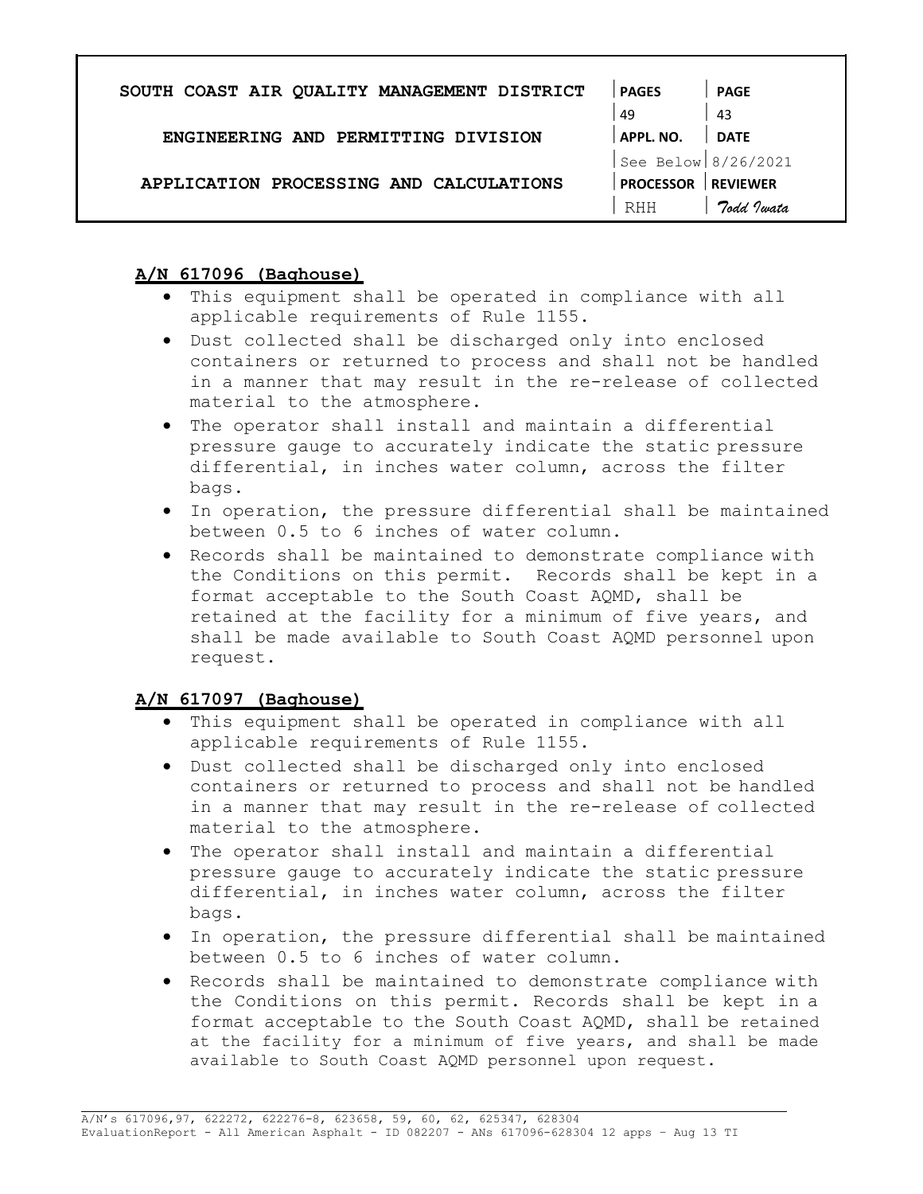**A/N 617096 (Baghouse)**

- This equipment shall be operated in compliance with all applicable requirements of Rule 1155.
- Dust collected shall be discharged only into enclosed containers or returned to process and shall not be handled in a manner that may result in the re-release of collected material to the atmosphere.
- The operator shall install and maintain a differential pressure gauge to accurately indicate the static pressure differential, in inches water column, across the filter bags.
- In operation, the pressure differential shall be maintained between 0.5 to 6 inches of water column.
- Records shall be maintained to demonstrate compliance with the Conditions on this permit. Records shall be kept in a format acceptable to the South Coast AQMD, shall be retained at the facility for a minimum of five years, and shall be made available to South Coast AQMD personnel upon request.

**A/N 617097 (Baghouse)**

- This equipment shall be operated in compliance with all applicable requirements of Rule 1155.
- Dust collected shall be discharged only into enclosed containers or returned to process and shall not be handled in a manner that may result in the re-release of collected material to the atmosphere.
- The operator shall install and maintain a differential pressure gauge to accurately indicate the static pressure differential, in inches water column, across the filter bags.
- In operation, the pressure differential shall be maintained between 0.5 to 6 inches of water column.
- Records shall be maintained to demonstrate compliance with the Conditions on this permit. Records shall be kept in a format acceptable to the South Coast AQMD, shall be retained at the facility for a minimum of five years, and shall be made available to South Coast AQMD personnel upon request.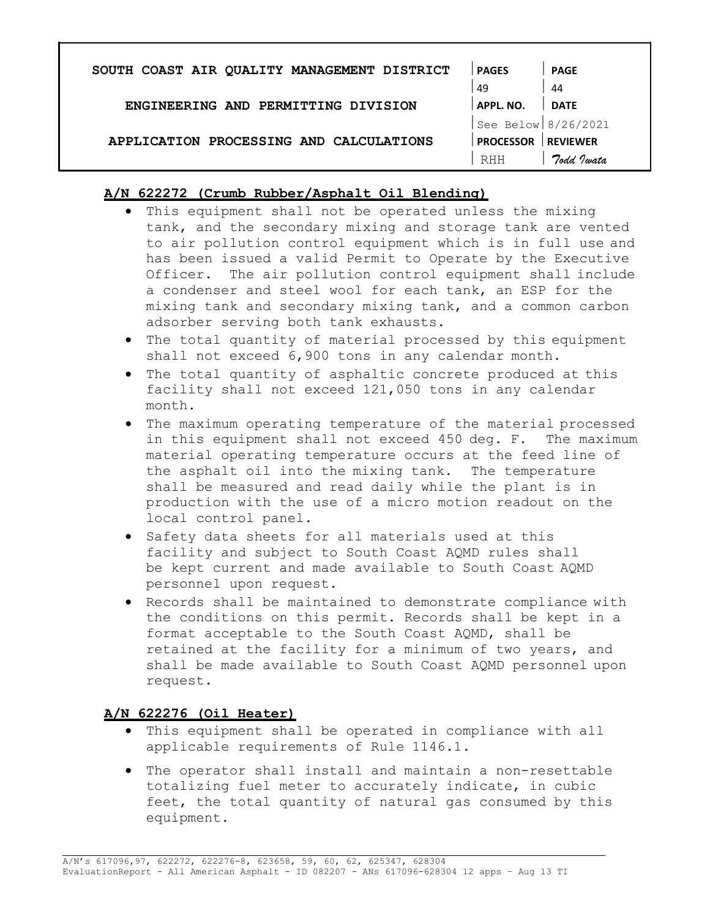**A/N 622272 (Crumb Rubber/Asphalt Oil Blending)**

- This equipment shall not be operated unless the mixing tank, and the secondary mixing and storage tank are vented to air pollution control equipment which is in full use and has been issued a valid Permit to Operate by the Executive Officer. The air pollution control equipment shall include a condenser and steel wool for each tank, an ESP for the mixing tank and secondary mixing tank, and a common carbon adsorber serving both tank exhausts.
- The total quantity of material processed by this equipment shall not exceed 6,900 tons in any calendar month.
- The total quantity of asphaltic concrete produced at this facility shall not exceed 121,050 tons in any calendar month.
- The maximum operating temperature of the material processed in this equipment shall not exceed 450 deg. F. The maximum material operating temperature occurs at the feed line of the asphalt oil into the mixing tank. The temperature shall be measured and read daily while the plant is in production with the use of a micro motion readout on the local control panel.
- Safety data sheets for all materials used at this facility and subject to South Coast AQMD rules shall be kept current and made available to South Coast AQMD personnel upon request.
- Records shall be maintained to demonstrate compliance with the conditions on this permit. Records shall be kept in a format acceptable to the South Coast AQMD, shall be retained at the facility for a minimum of two years, and shall be made available to South Coast AQMD personnel upon request.

**A/N 622276 (Oil Heater)**

- This equipment shall be operated in compliance with all applicable requirements of Rule 1146.1.
- The operator shall install and maintain a non-resettable totalizing fuel meter to accurately indicate, in cubic feet, the total quantity of natural gas consumed by this equipment.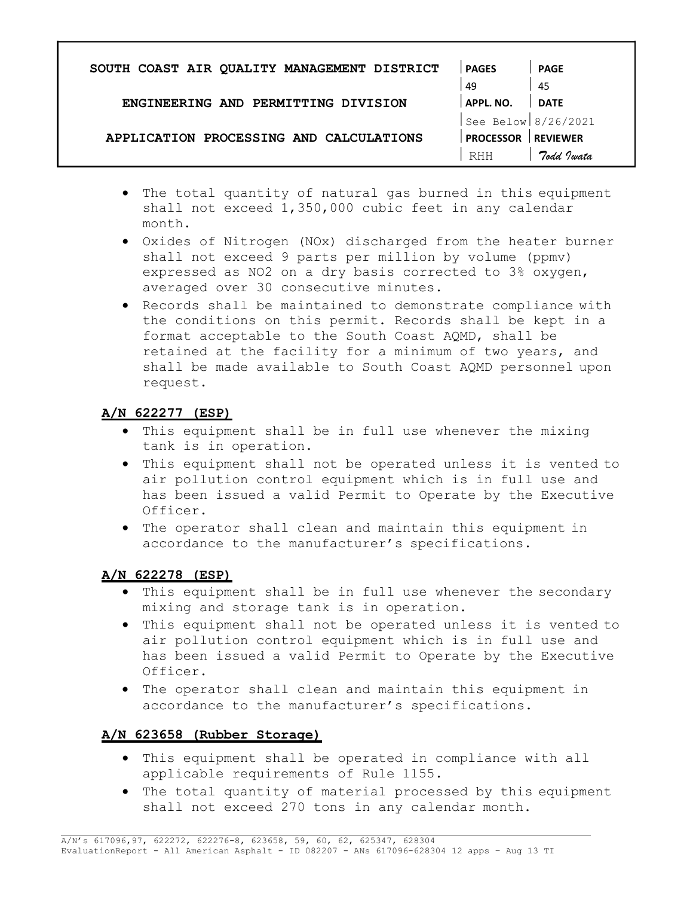- The total quantity of natural gas burned in this equipment shall not exceed 1,350,000 cubic feet in any calendar month.
- Oxides of Nitrogen (NOx) discharged from the heater burner shall not exceed 9 parts per million by volume (ppmv) expressed as NO2 on a dry basis corrected to 3% oxygen, averaged over 30 consecutive minutes.
- Records shall be maintained to demonstrate compliance with the conditions on this permit. Records shall be kept in a format acceptable to the South Coast AQMD, shall be retained at the facility for a minimum of two years, and shall be made available to South Coast AQMD personnel upon request.

**A/N 622277 (ESP)**

- This equipment shall be in full use whenever the mixing tank is in operation.
- This equipment shall not be operated unless it is vented to air pollution control equipment which is in full use and has been issued a valid Permit to Operate by the Executive Officer.
- The operator shall clean and maintain this equipment in accordance to the manufacturer's specifications.

**A/N 622278 (ESP)**

- This equipment shall be in full use whenever the secondary mixing and storage tank is in operation.
- This equipment shall not be operated unless it is vented to air pollution control equipment which is in full use and has been issued a valid Permit to Operate by the Executive Officer.
- The operator shall clean and maintain this equipment in accordance to the manufacturer's specifications.

**A/N 623658 (Rubber Storage)**

- This equipment shall be operated in compliance with all applicable requirements of Rule 1155.
- The total quantity of material processed by this equipment shall not exceed 270 tons in any calendar month.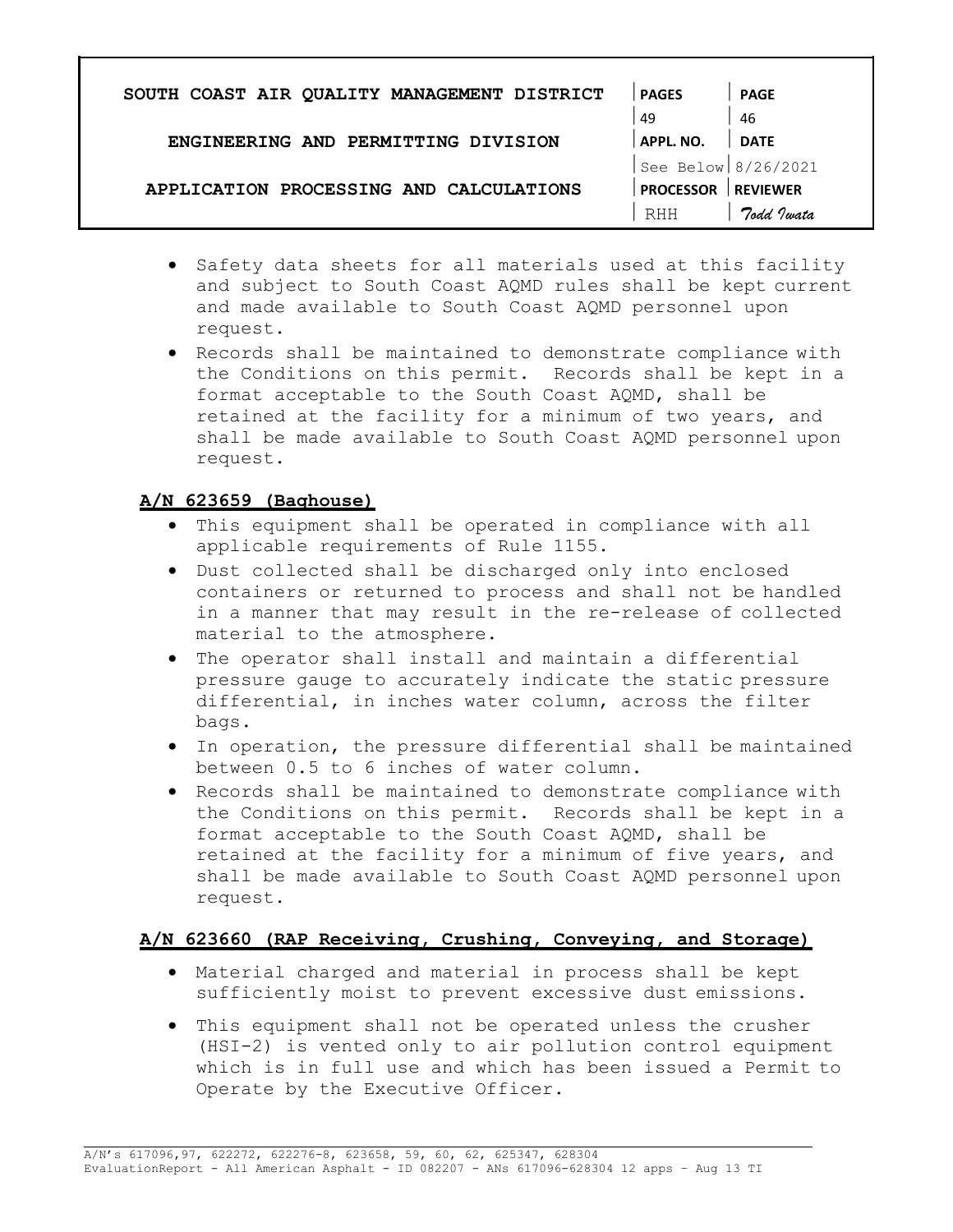- Safety data sheets for all materials used at this facility and subject to South Coast AQMD rules shall be kept current and made available to South Coast AQMD personnel upon request.
- Records shall be maintained to demonstrate compliance with the Conditions on this permit. Records shall be kept in a format acceptable to the South Coast AQMD, shall be retained at the facility for a minimum of two years, and shall be made available to South Coast AQMD personnel upon request.

**A/N 623659 (Baghouse)**

- This equipment shall be operated in compliance with all applicable requirements of Rule 1155.
- Dust collected shall be discharged only into enclosed containers or returned to process and shall not be handled in a manner that may result in the re-release of collected material to the atmosphere.
- The operator shall install and maintain a differential pressure gauge to accurately indicate the static pressure differential, in inches water column, across the filter bags.
- In operation, the pressure differential shall be maintained between 0.5 to 6 inches of water column.
- Records shall be maintained to demonstrate compliance with the Conditions on this permit. Records shall be kept in a format acceptable to the South Coast AQMD, shall be retained at the facility for a minimum of five years, and shall be made available to South Coast AQMD personnel upon request.

**A/N 623660 (RAP Receiving, Crushing, Conveying, and Storage)**

- Material charged and material in process shall be kept sufficiently moist to prevent excessive dust emissions.
- This equipment shall not be operated unless the crusher (HSI-2) is vented only to air pollution control equipment which is in full use and which has been issued a Permit to Operate by the Executive Officer.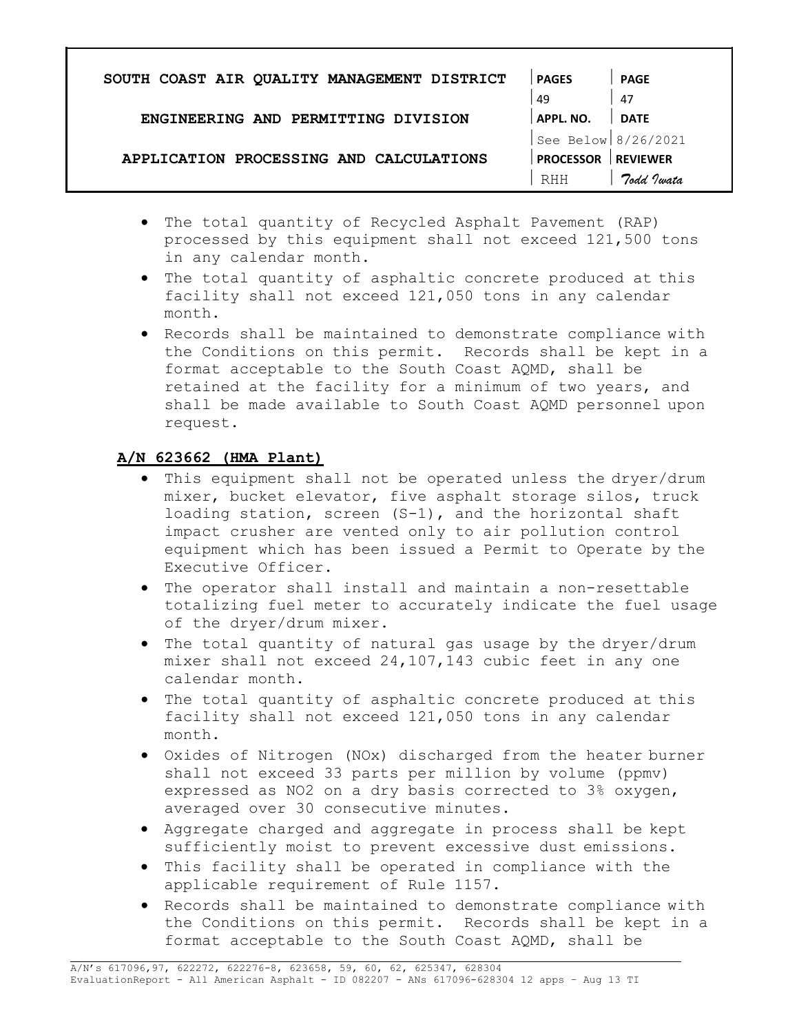- The total quantity of Recycled Asphalt Pavement (RAP) processed by this equipment shall not exceed 121,500 tons in any calendar month.
- The total quantity of asphaltic concrete produced at this facility shall not exceed 121,050 tons in any calendar month.
- Records shall be maintained to demonstrate compliance with the Conditions on this permit. Records shall be kept in a format acceptable to the South Coast AQMD, shall be retained at the facility for a minimum of two years, and shall be made available to South Coast AQMD personnel upon request.

**A/N 623662 (HMA Plant)**

- This equipment shall not be operated unless the dryer/drum mixer, bucket elevator, five asphalt storage silos, truck loading station, screen (S-1), and the horizontal shaft impact crusher are vented only to air pollution control equipment which has been issued a Permit to Operate by the Executive Officer.
- The operator shall install and maintain a non-resettable totalizing fuel meter to accurately indicate the fuel usage of the dryer/drum mixer.
- The total quantity of natural gas usage by the dryer/drum mixer shall not exceed 24,107,143 cubic feet in any one calendar month.
- The total quantity of asphaltic concrete produced at this facility shall not exceed 121,050 tons in any calendar month.
- Oxides of Nitrogen (NOx) discharged from the heater burner shall not exceed 33 parts per million by volume (ppmv) expressed as $NO_2$ on a dry basis corrected to 3% oxygen, averaged over 30 consecutive minutes.
- Aggregate charged and aggregate in process shall be kept sufficiently moist to prevent excessive dust emissions.
- This facility shall be operated in compliance with the applicable requirement of Rule 1157.
- Records shall be maintained to demonstrate compliance with the Conditions on this permit. Records shall be kept in a format acceptable to the South Coast AQMD, shall be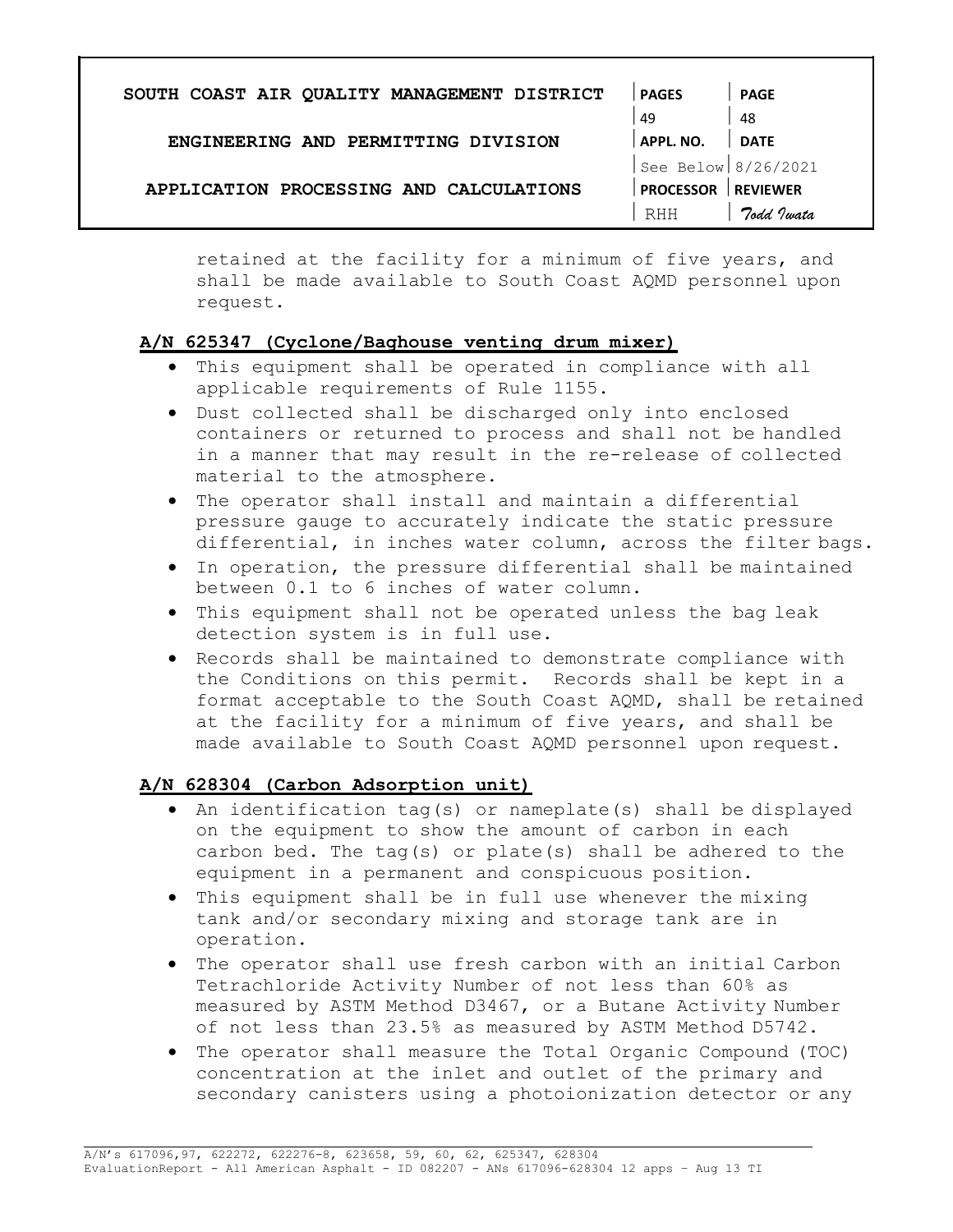retained at the facility for a minimum of five years, and shall be made available to South Coast AQMD personnel upon request.

**A/N 625347 (Cyclone/Baghouse venting drum mixer)**

- This equipment shall be operated in compliance with all applicable requirements of Rule 1155.
- Dust collected shall be discharged only into enclosed containers or returned to process and shall not be handled in a manner that may result in the re-release of collected material to the atmosphere.
- The operator shall install and maintain a differential pressure gauge to accurately indicate the static pressure differential, in inches water column, across the filter bags.
- In operation, the pressure differential shall be maintained between 0.1 to 6 inches of water column.
- This equipment shall not be operated unless the bag leak detection system is in full use.
- Records shall be maintained to demonstrate compliance with the Conditions on this permit. Records shall be kept in a format acceptable to the South Coast AQMD, shall be retained at the facility for a minimum of five years, and shall be made available to South Coast AQMD personnel upon request.

**A/N 628304 (Carbon Adsorption unit)**

- An identification tag(s) or nameplate(s) shall be displayed on the equipment to show the amount of carbon in each carbon bed. The tag(s) or plate(s) shall be adhered to the equipment in a permanent and conspicuous position.
- This equipment shall be in full use whenever the mixing tank and/or secondary mixing and storage tank are in operation.
- The operator shall use fresh carbon with an initial Carbon Tetrachloride Activity Number of not less than 60% as measured by ASTM Method D3467, or a Butane Activity Number of not less than 23.5% as measured by ASTM Method D5742.
- The operator shall measure the Total Organic Compound (TOC) concentration at the inlet and outlet of the primary and secondary canisters using a photoionization detector or any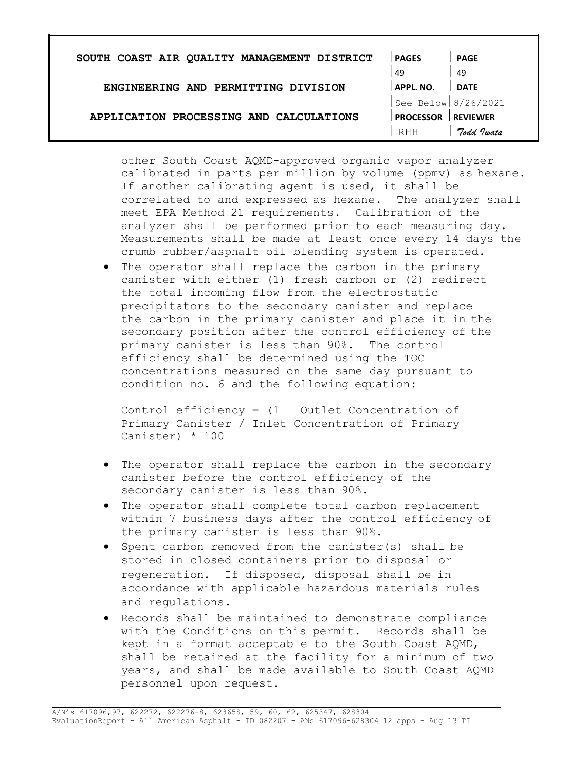other South Coast AQMD-approved organic vapor analyzer calibrated in parts per million by volume (ppmv) as hexane. If another calibrating agent is used, it shall be correlated to and expressed as hexane. The analyzer shall meet EPA Method 21 requirements. Calibration of the analyzer shall be performed prior to each measuring day. Measurements shall be made at least once every 14 days the crumb rubber/asphalt oil blending system is operated.

- The operator shall replace the carbon in the primary canister with either (1) fresh carbon or (2) redirect the total incoming flow from the electrostatic precipitators to the secondary canister and replace the carbon in the primary canister and place it in the secondary position after the control efficiency of the primary canister is less than 90%. The control efficiency shall be determined using the TOC concentrations measured on the same day pursuant to condition no. 6 and the following equation:

  Control efficiency = (1 – Outlet Concentration of Primary Canister / Inlet Concentration of Primary Canister) * 100

- The operator shall replace the carbon in the secondary canister before the control efficiency of the secondary canister is less than 90%.
- The operator shall complete total carbon replacement within 7 business days after the control efficiency of the primary canister is less than 90%.
- Spent carbon removed from the canister(s) shall be stored in closed containers prior to disposal or regeneration. If disposed, disposal shall be in accordance with applicable hazardous materials rules and regulations.
- Records shall be maintained to demonstrate compliance with the Conditions on this permit. Records shall be kept in a format acceptable to the South Coast AQMD, shall be retained at the facility for a minimum of two years, and shall be made available to South Coast AQMD personnel upon request.